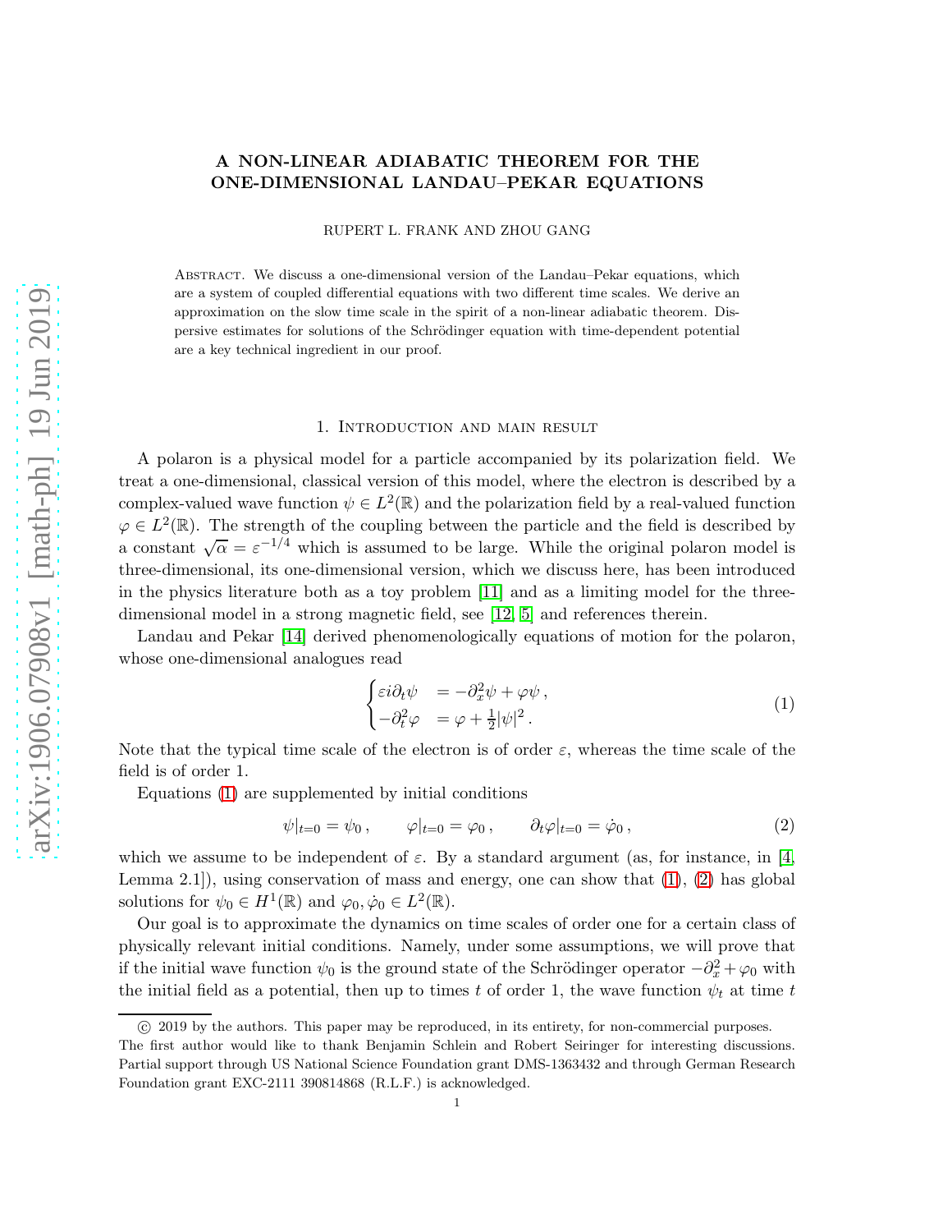# A NON-LINEAR ADIABATIC THEOREM FOR THE ONE-DIMENSIONAL LANDAU–PEKAR EQUATIONS

RUPERT L. FRANK AND ZHOU GANG

Abstract. We discuss a one-dimensional version of the Landau–Pekar equations, which are a system of coupled differential equations with two different time scales. We derive an approximation on the slow time scale in the spirit of a non-linear adiabatic theorem. Dispersive estimates for solutions of the Schrödinger equation with time-dependent potential are a key technical ingredient in our proof.

## 1. Introduction and main result

A polaron is a physical model for a particle accompanied by its polarization field. We treat a one-dimensional, classical version of this model, where the electron is described by a complex-valued wave function $\psi \in L^2(\mathbb{R})$ and the polarization field by a real-valued function $\varphi \in L^2(\mathbb{R})$. The strength of the coupling between the particle and the field is described by a constant $\sqrt{\alpha} = \varepsilon^{-1/4}$ which is assumed to be large. While the original polaron model is three-dimensional, its one-dimensional version, which we discuss here, has been introduced in the physics literature both as a toy problem [11] and as a limiting model for the three-dimensional model in a strong magnetic field, see [12, 5] and references therein.

Landau and Pekar [14] derived phenomenologically equations of motion for the polaron, whose one-dimensional analogues read

$$\begin{cases} \varepsilon i \partial_t \psi &= -\partial_x^2 \psi + \varphi \psi \,, \\ -\partial_t^2 \varphi &= \varphi + \frac{1}{2}|\psi|^2 \,. \end{cases} \tag{1}$$

Note that the typical time scale of the electron is of order $\varepsilon$, whereas the time scale of the field is of order 1.

Equations (1) are supplemented by initial conditions

$$\psi|_{t=0} = \psi_0 \,, \qquad \varphi|_{t=0} = \varphi_0 \,, \qquad \partial_t \varphi|_{t=0} = \dot{\varphi}_0 \,, \tag{2}$$

which we assume to be independent of $\varepsilon$. By a standard argument (as, for instance, in [4, Lemma 2.1]), using conservation of mass and energy, one can show that (1), (2) has global solutions for $\psi_0 \in H^1(\mathbb{R})$ and $\varphi_0, \dot{\varphi}_0 \in L^2(\mathbb{R})$.

Our goal is to approximate the dynamics on time scales of order one for a certain class of physically relevant initial conditions. Namely, under some assumptions, we will prove that if the initial wave function $\psi_0$ is the ground state of the Schrödinger operator $-\partial_x^2 + \varphi_0$ with the initial field as a potential, then up to times $t$ of order 1, the wave function $\psi_t$ at time $t$

---

© 2019 by the authors. This paper may be reproduced, in its entirety, for non-commercial purposes.
The first author would like to thank Benjamin Schlein and Robert Seiringer for interesting discussions. Partial support through US National Science Foundation grant DMS-1363432 and through German Research Foundation grant EXC-2111 390814868 (R.L.F.) is acknowledged.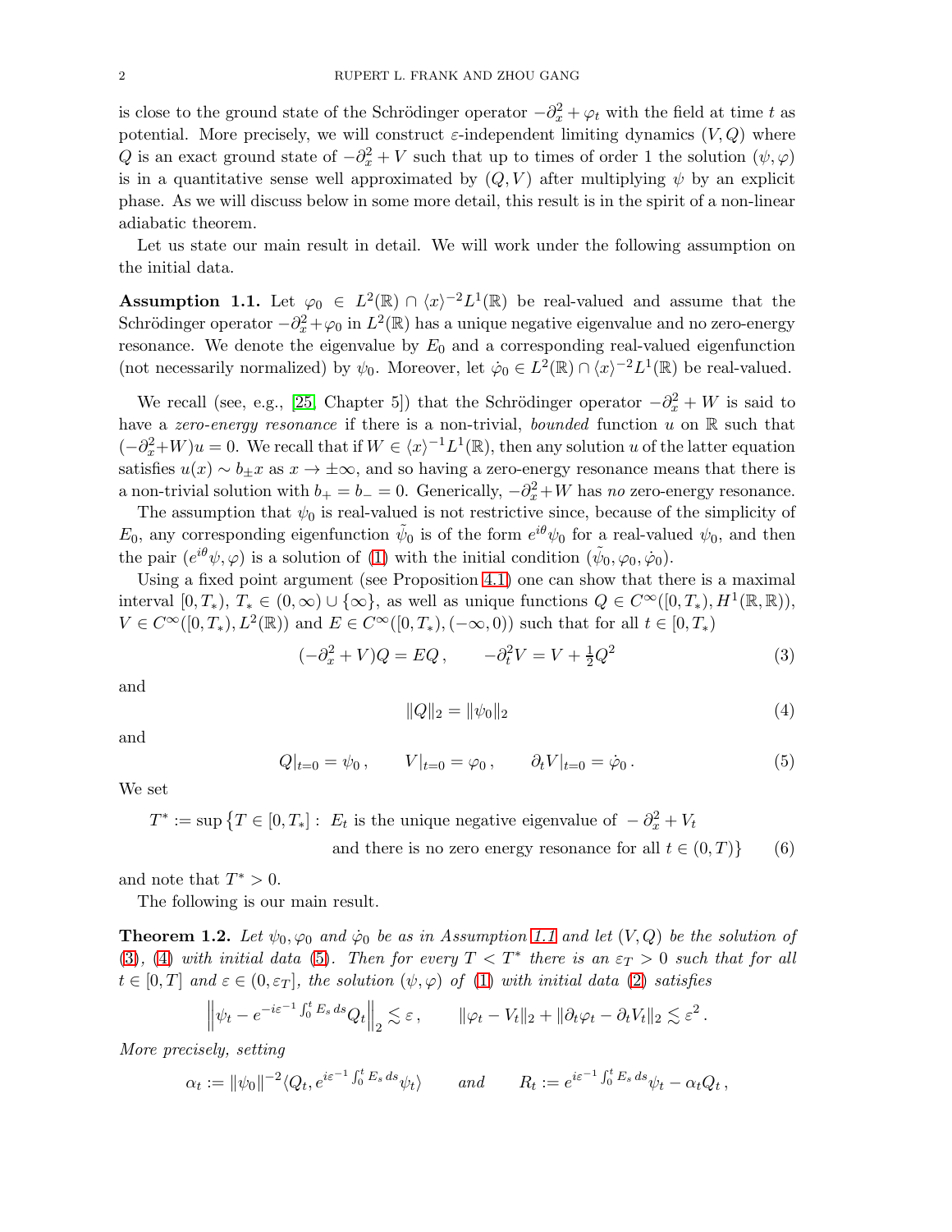is close to the ground state of the Schrödinger operator $-\partial_x^2 + \varphi_t$ with the field at time $t$ as potential. More precisely, we will construct $\varepsilon$-independent limiting dynamics $(V, Q)$ where $Q$ is an exact ground state of $-\partial_x^2 + V$ such that up to times of order 1 the solution $(\psi, \varphi)$ is in a quantitative sense well approximated by $(Q, V)$ after multiplying $\psi$ by an explicit phase. As we will discuss below in some more detail, this result is in the spirit of a non-linear adiabatic theorem.

Let us state our main result in detail. We will work under the following assumption on the initial data.

**Assumption 1.1.** Let $\varphi_0 \in L^2(\mathbb{R}) \cap \langle x\rangle^{-2} L^1(\mathbb{R})$ be real-valued and assume that the Schrödinger operator $-\partial_x^2 + \varphi_0$ in $L^2(\mathbb{R})$ has a unique negative eigenvalue and no zero-energy resonance. We denote the eigenvalue by $E_0$ and a corresponding real-valued eigenfunction (not necessarily normalized) by $\psi_0$. Moreover, let $\dot\varphi_0 \in L^2(\mathbb{R}) \cap \langle x\rangle^{-2} L^1(\mathbb{R})$ be real-valued.

We recall (see, e.g., [25, Chapter 5]) that the Schrödinger operator $-\partial_x^2 + W$ is said to have a *zero-energy resonance* if there is a non-trivial, *bounded* function $u$ on $\mathbb{R}$ such that $(-\partial_x^2 + W)u = 0$. We recall that if $W \in \langle x\rangle^{-1} L^1(\mathbb{R})$, then any solution $u$ of the latter equation satisfies $u(x) \sim b_\pm x$ as $x \to \pm\infty$, and so having a zero-energy resonance means that there is a non-trivial solution with $b_+ = b_- = 0$. Generically, $-\partial_x^2 + W$ has *no* zero-energy resonance.

The assumption that $\psi_0$ is real-valued is not restrictive since, because of the simplicity of $E_0$, any corresponding eigenfunction $\tilde\psi_0$ is of the form $e^{i\theta}\psi_0$ for a real-valued $\psi_0$, and then the pair $(e^{i\theta}\psi, \varphi)$ is a solution of (1) with the initial condition $(\tilde\psi_0, \varphi_0, \dot\varphi_0)$.

Using a fixed point argument (see Proposition 4.1) one can show that there is a maximal interval $[0, T_*)$, $T_* \in (0, \infty) \cup \{\infty\}$, as well as unique functions $Q \in C^\infty([0, T_*), H^1(\mathbb{R}, \mathbb{R}))$, $V \in C^\infty([0, T_*), L^2(\mathbb{R}))$ and $E \in C^\infty([0, T_*), (-\infty, 0))$ such that for all $t \in [0, T_*)$

$$(-\partial_x^2 + V)Q = EQ\,, \qquad -\partial_t^2 V = V + \tfrac{1}{2}Q^2 \tag{3}$$

and

$$\|Q\|_2 = \|\psi_0\|_2 \tag{4}$$

and

$$Q|_{t=0} = \psi_0\,, \qquad V|_{t=0} = \varphi_0\,, \qquad \partial_t V|_{t=0} = \dot\varphi_0\,. \tag{5}$$

We set

$$T^* := \sup\big\{T \in [0, T_*] :\ E_t \text{ is the unique negative eigenvalue of } -\partial_x^2 + V_t \text{ and there is no zero energy resonance for all } t \in (0, T)\big\} \tag{6}$$

and note that $T^* > 0$.

The following is our main result.

**Theorem 1.2.** *Let $\psi_0, \varphi_0$ and $\dot\varphi_0$ be as in Assumption 1.1 and let $(V, Q)$ be the solution of (3), (4) with initial data (5). Then for every $T < T^*$ there is an $\varepsilon_T > 0$ such that for all $t \in [0, T]$ and $\varepsilon \in (0, \varepsilon_T]$, the solution $(\psi, \varphi)$ of (1) with initial data (2) satisfies*

$$\left\| \psi_t - e^{-i\varepsilon^{-1}\int_0^t E_s\, ds} Q_t \right\|_2 \lesssim \varepsilon\,, \qquad \|\varphi_t - V_t\|_2 + \|\partial_t \varphi_t - \partial_t V_t\|_2 \lesssim \varepsilon^2\,.$$

*More precisely, setting*

$$\alpha_t := \|\psi_0\|^{-2} \langle Q_t, e^{i\varepsilon^{-1}\int_0^t E_s\, ds}\psi_t\rangle \qquad \text{and} \qquad R_t := e^{i\varepsilon^{-1}\int_0^t E_s\, ds}\psi_t - \alpha_t Q_t\,,$$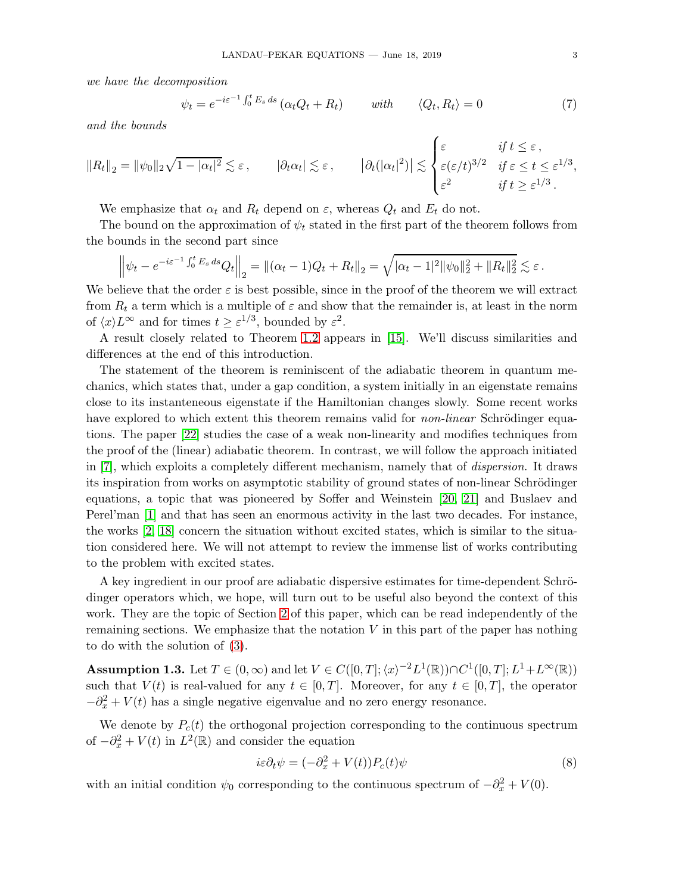*we have the decomposition*

$$\psi_t = e^{-i\varepsilon^{-1}\int_0^t E_s\,ds}\left(\alpha_t Q_t + R_t\right) \qquad \textit{with} \qquad \langle Q_t, R_t\rangle = 0 \tag{7}$$

*and the bounds*

$$\|R_t\|_2 = \|\psi_0\|_2\sqrt{1-|\alpha_t|^2} \lesssim \varepsilon\,, \qquad |\partial_t\alpha_t| \lesssim \varepsilon\,, \qquad \left|\partial_t(|\alpha_t|^2)\right| \lesssim \begin{cases} \varepsilon & \textit{if } t \le \varepsilon\,, \\ \varepsilon(\varepsilon/t)^{3/2} & \textit{if } \varepsilon \le t \le \varepsilon^{1/3}, \\ \varepsilon^2 & \textit{if } t \ge \varepsilon^{1/3}\,. \end{cases}$$

We emphasize that $\alpha_t$ and $R_t$ depend on $\varepsilon$, whereas $Q_t$ and $E_t$ do not.

The bound on the approximation of $\psi_t$ stated in the first part of the theorem follows from the bounds in the second part since

$$\left\|\psi_t - e^{-i\varepsilon^{-1}\int_0^t E_s\,ds} Q_t\right\|_2 = \|(\alpha_t - 1)Q_t + R_t\|_2 = \sqrt{|\alpha_t - 1|^2\|\psi_0\|_2^2 + \|R_t\|_2^2} \lesssim \varepsilon\,.$$

We believe that the order $\varepsilon$ is best possible, since in the proof of the theorem we will extract from $R_t$ a term which is a multiple of $\varepsilon$ and show that the remainder is, at least in the norm of $\langle x\rangle L^\infty$ and for times $t \ge \varepsilon^{1/3}$, bounded by $\varepsilon^2$.

A result closely related to Theorem 1.2 appears in [15]. We'll discuss similarities and differences at the end of this introduction.

The statement of the theorem is reminiscent of the adiabatic theorem in quantum mechanics, which states that, under a gap condition, a system initially in an eigenstate remains close to its instanteneous eigenstate if the Hamiltonian changes slowly. Some recent works have explored to which extent this theorem remains valid for *non-linear* Schrödinger equations. The paper [22] studies the case of a weak non-linearity and modifies techniques from the proof of the (linear) adiabatic theorem. In contrast, we will follow the approach initiated in [7], which exploits a completely different mechanism, namely that of *dispersion*. It draws its inspiration from works on asymptotic stability of ground states of non-linear Schrödinger equations, a topic that was pioneered by Soffer and Weinstein [20, 21] and Buslaev and Perel'man [1] and that has seen an enormous activity in the last two decades. For instance, the works [2, 18] concern the situation without excited states, which is similar to the situation considered here. We will not attempt to review the immense list of works contributing to the problem with excited states.

A key ingredient in our proof are adiabatic dispersive estimates for time-dependent Schrödinger operators which, we hope, will turn out to be useful also beyond the context of this work. They are the topic of Section 2 of this paper, which can be read independently of the remaining sections. We emphasize that the notation $V$ in this part of the paper has nothing to do with the solution of (3).

**Assumption 1.3.** Let $T \in (0,\infty)$ and let $V \in C([0,T];\langle x\rangle^{-2}L^1(\mathbb{R})) \cap C^1([0,T];L^1 + L^\infty(\mathbb{R}))$ such that $V(t)$ is real-valued for any $t \in [0,T]$. Moreover, for any $t \in [0,T]$, the operator $-\partial_x^2 + V(t)$ has a single negative eigenvalue and no zero energy resonance.

We denote by $P_c(t)$ the orthogonal projection corresponding to the continuous spectrum of $-\partial_x^2 + V(t)$ in $L^2(\mathbb{R})$ and consider the equation

$$i\varepsilon\partial_t\psi = (-\partial_x^2 + V(t))P_c(t)\psi \tag{8}$$

with an initial condition $\psi_0$ corresponding to the continuous spectrum of $-\partial_x^2 + V(0)$.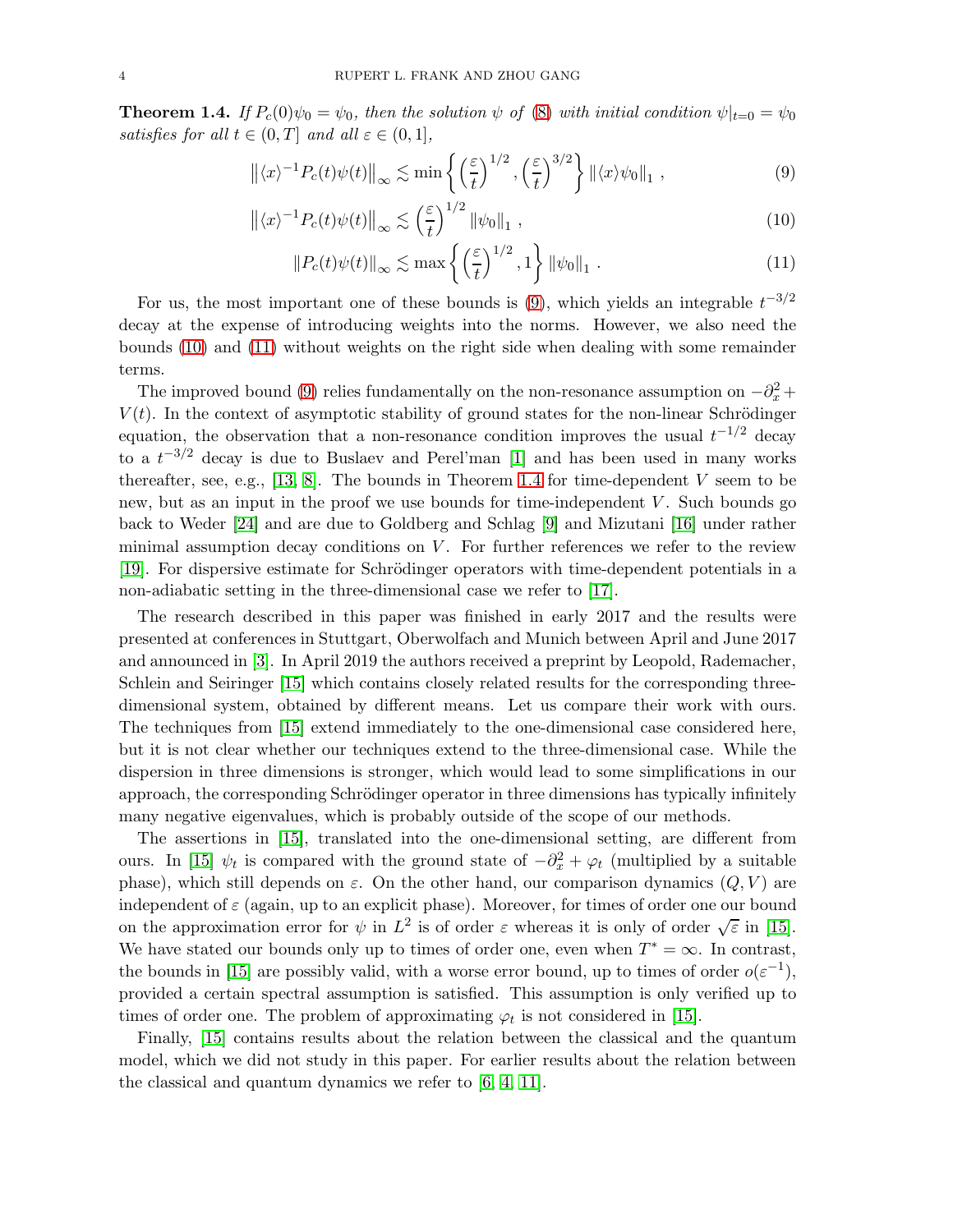**Theorem 1.4.** *If $P_c(0)\psi_0 = \psi_0$, then the solution $\psi$ of (8) with initial condition $\psi|_{t=0} = \psi_0$ satisfies for all $t \in (0, T]$ and all $\varepsilon \in (0, 1]$,*

$$\left\| \langle x \rangle^{-1} P_c(t)\psi(t) \right\|_\infty \lesssim \min\left\{ \left(\frac{\varepsilon}{t}\right)^{1/2}, \left(\frac{\varepsilon}{t}\right)^{3/2} \right\} \|\langle x \rangle \psi_0\|_1 \,, \tag{9}$$

$$\left\| \langle x \rangle^{-1} P_c(t)\psi(t) \right\|_\infty \lesssim \left(\frac{\varepsilon}{t}\right)^{1/2} \|\psi_0\|_1 \,, \tag{10}$$

$$\|P_c(t)\psi(t)\|_\infty \lesssim \max\left\{ \left(\frac{\varepsilon}{t}\right)^{1/2}, 1 \right\} \|\psi_0\|_1 \,. \tag{11}$$

For us, the most important one of these bounds is (9), which yields an integrable $t^{-3/2}$ decay at the expense of introducing weights into the norms. However, we also need the bounds (10) and (11) without weights on the right side when dealing with some remainder terms.

The improved bound (9) relies fundamentally on the non-resonance assumption on $-\partial_x^2 + V(t)$. In the context of asymptotic stability of ground states for the non-linear Schrödinger equation, the observation that a non-resonance condition improves the usual $t^{-1/2}$ decay to a $t^{-3/2}$ decay is due to Buslaev and Perel'man [1] and has been used in many works thereafter, see, e.g., [13, 8]. The bounds in Theorem 1.4 for time-dependent $V$ seem to be new, but as an input in the proof we use bounds for time-independent $V$. Such bounds go back to Weder [24] and are due to Goldberg and Schlag [9] and Mizutani [16] under rather minimal assumption decay conditions on $V$. For further references we refer to the review [19]. For dispersive estimate for Schrödinger operators with time-dependent potentials in a non-adiabatic setting in the three-dimensional case we refer to [17].

The research described in this paper was finished in early 2017 and the results were presented at conferences in Stuttgart, Oberwolfach and Munich between April and June 2017 and announced in [3]. In April 2019 the authors received a preprint by Leopold, Rademacher, Schlein and Seiringer [15] which contains closely related results for the corresponding three-dimensional system, obtained by different means. Let us compare their work with ours. The techniques from [15] extend immediately to the one-dimensional case considered here, but it is not clear whether our techniques extend to the three-dimensional case. While the dispersion in three dimensions is stronger, which would lead to some simplifications in our approach, the corresponding Schrödinger operator in three dimensions has typically infinitely many negative eigenvalues, which is probably outside of the scope of our methods.

The assertions in [15], translated into the one-dimensional setting, are different from ours. In [15] $\psi_t$ is compared with the ground state of $-\partial_x^2 + \varphi_t$ (multiplied by a suitable phase), which still depends on $\varepsilon$. On the other hand, our comparison dynamics $(Q, V)$ are independent of $\varepsilon$ (again, up to an explicit phase). Moreover, for times of order one our bound on the approximation error for $\psi$ in $L^2$ is of order $\varepsilon$ whereas it is only of order $\sqrt{\varepsilon}$ in [15]. We have stated our bounds only up to times of order one, even when $T^* = \infty$. In contrast, the bounds in [15] are possibly valid, with a worse error bound, up to times of order $o(\varepsilon^{-1})$, provided a certain spectral assumption is satisfied. This assumption is only verified up to times of order one. The problem of approximating $\varphi_t$ is not considered in [15].

Finally, [15] contains results about the relation between the classical and the quantum model, which we did not study in this paper. For earlier results about the relation between the classical and quantum dynamics we refer to [6, 4, 11].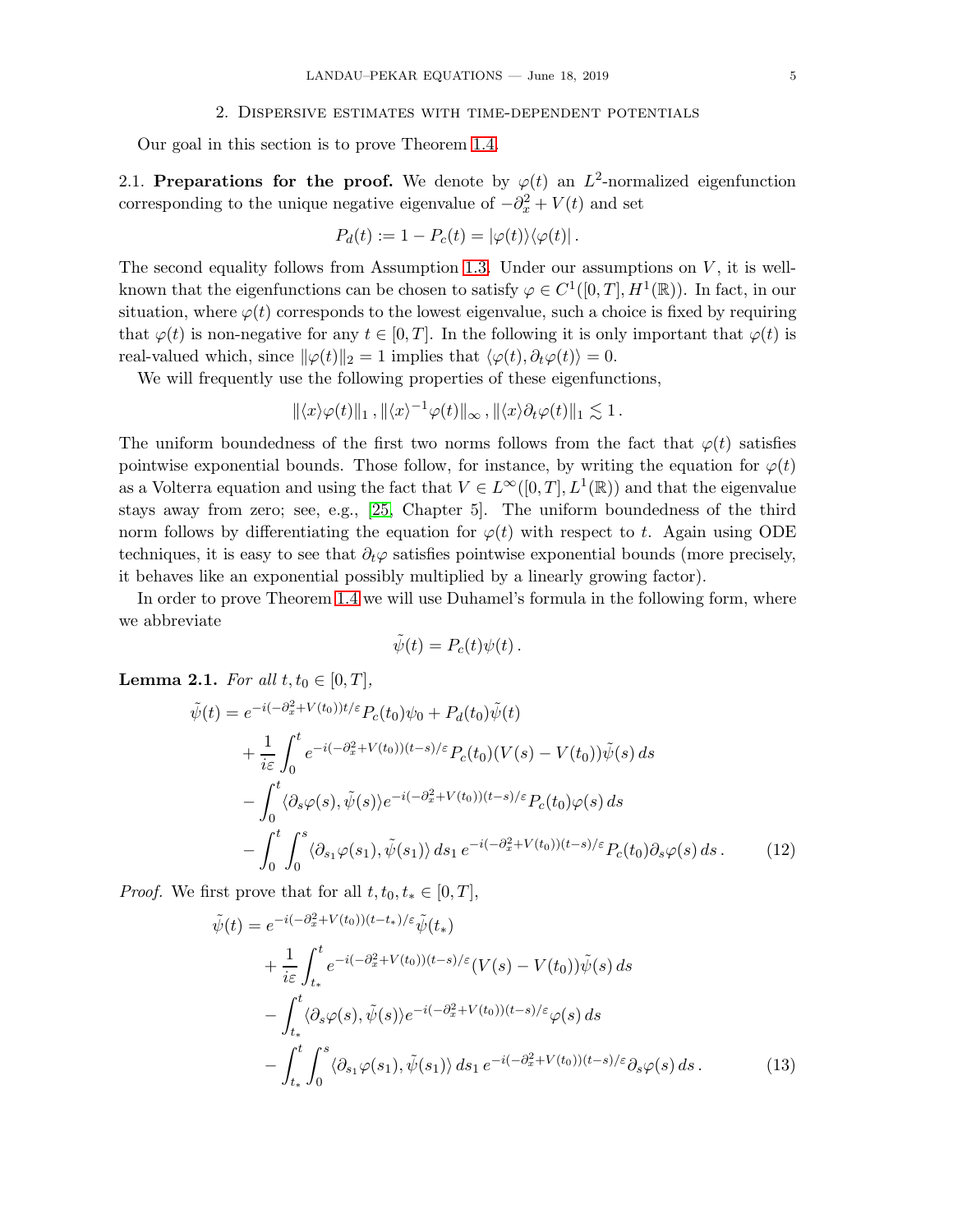## 2. Dispersive estimates with time-dependent potentials

Our goal in this section is to prove Theorem 1.4.

2.1. **Preparations for the proof.** We denote by $\varphi(t)$ an $L^2$-normalized eigenfunction corresponding to the unique negative eigenvalue of $-\partial_x^2 + V(t)$ and set

$$P_d(t) := 1 - P_c(t) = |\varphi(t)\rangle\langle\varphi(t)| \,.$$

The second equality follows from Assumption 1.3. Under our assumptions on $V$, it is well-known that the eigenfunctions can be chosen to satisfy $\varphi \in C^1([0,T], H^1(\mathbb{R}))$. In fact, in our situation, where $\varphi(t)$ corresponds to the lowest eigenvalue, such a choice is fixed by requiring that $\varphi(t)$ is non-negative for any $t \in [0,T]$. In the following it is only important that $\varphi(t)$ is real-valued which, since $\|\varphi(t)\|_2 = 1$ implies that $\langle \varphi(t), \partial_t \varphi(t)\rangle = 0$.

We will frequently use the following properties of these eigenfunctions,

$$\|\langle x\rangle \varphi(t)\|_1 \,, \|\langle x\rangle^{-1}\varphi(t)\|_\infty \,, \|\langle x\rangle \partial_t \varphi(t)\|_1 \lesssim 1 \,.$$

The uniform boundedness of the first two norms follows from the fact that $\varphi(t)$ satisfies pointwise exponential bounds. Those follow, for instance, by writing the equation for $\varphi(t)$ as a Volterra equation and using the fact that $V \in L^\infty([0,T], L^1(\mathbb{R}))$ and that the eigenvalue stays away from zero; see, e.g., [25, Chapter 5]. The uniform boundedness of the third norm follows by differentiating the equation for $\varphi(t)$ with respect to $t$. Again using ODE techniques, it is easy to see that $\partial_t\varphi$ satisfies pointwise exponential bounds (more precisely, it behaves like an exponential possibly multiplied by a linearly growing factor).

In order to prove Theorem 1.4 we will use Duhamel's formula in the following form, where we abbreviate

$$\tilde\psi(t) = P_c(t)\psi(t) \,.$$

**Lemma 2.1.** *For all $t, t_0 \in [0,T]$,*

$$\begin{aligned}
\tilde\psi(t) &= e^{-i(-\partial_x^2+V(t_0))t/\varepsilon} P_c(t_0)\psi_0 + P_d(t_0)\tilde\psi(t) \\
&\quad + \frac{1}{i\varepsilon}\int_0^t e^{-i(-\partial_x^2+V(t_0))(t-s)/\varepsilon} P_c(t_0)(V(s)-V(t_0))\tilde\psi(s)\,ds \\
&\quad - \int_0^t \langle \partial_s\varphi(s), \tilde\psi(s)\rangle e^{-i(-\partial_x^2+V(t_0))(t-s)/\varepsilon} P_c(t_0)\varphi(s)\,ds \\
&\quad - \int_0^t \int_0^s \langle \partial_{s_1}\varphi(s_1), \tilde\psi(s_1)\rangle\,ds_1\, e^{-i(-\partial_x^2+V(t_0))(t-s)/\varepsilon} P_c(t_0)\partial_s\varphi(s)\,ds \,.
\end{aligned} \tag{12}$$

*Proof.* We first prove that for all $t, t_0, t_* \in [0,T]$,

$$\begin{aligned}
\tilde\psi(t) &= e^{-i(-\partial_x^2+V(t_0))(t-t_*)/\varepsilon}\tilde\psi(t_*) \\
&\quad + \frac{1}{i\varepsilon}\int_{t_*}^t e^{-i(-\partial_x^2+V(t_0))(t-s)/\varepsilon}(V(s)-V(t_0))\tilde\psi(s)\,ds \\
&\quad - \int_{t_*}^t \langle \partial_s\varphi(s), \tilde\psi(s)\rangle e^{-i(-\partial_x^2+V(t_0))(t-s)/\varepsilon}\varphi(s)\,ds \\
&\quad - \int_{t_*}^t \int_0^s \langle \partial_{s_1}\varphi(s_1), \tilde\psi(s_1)\rangle\,ds_1\, e^{-i(-\partial_x^2+V(t_0))(t-s)/\varepsilon}\partial_s\varphi(s)\,ds \,.
\end{aligned} \tag{13}$$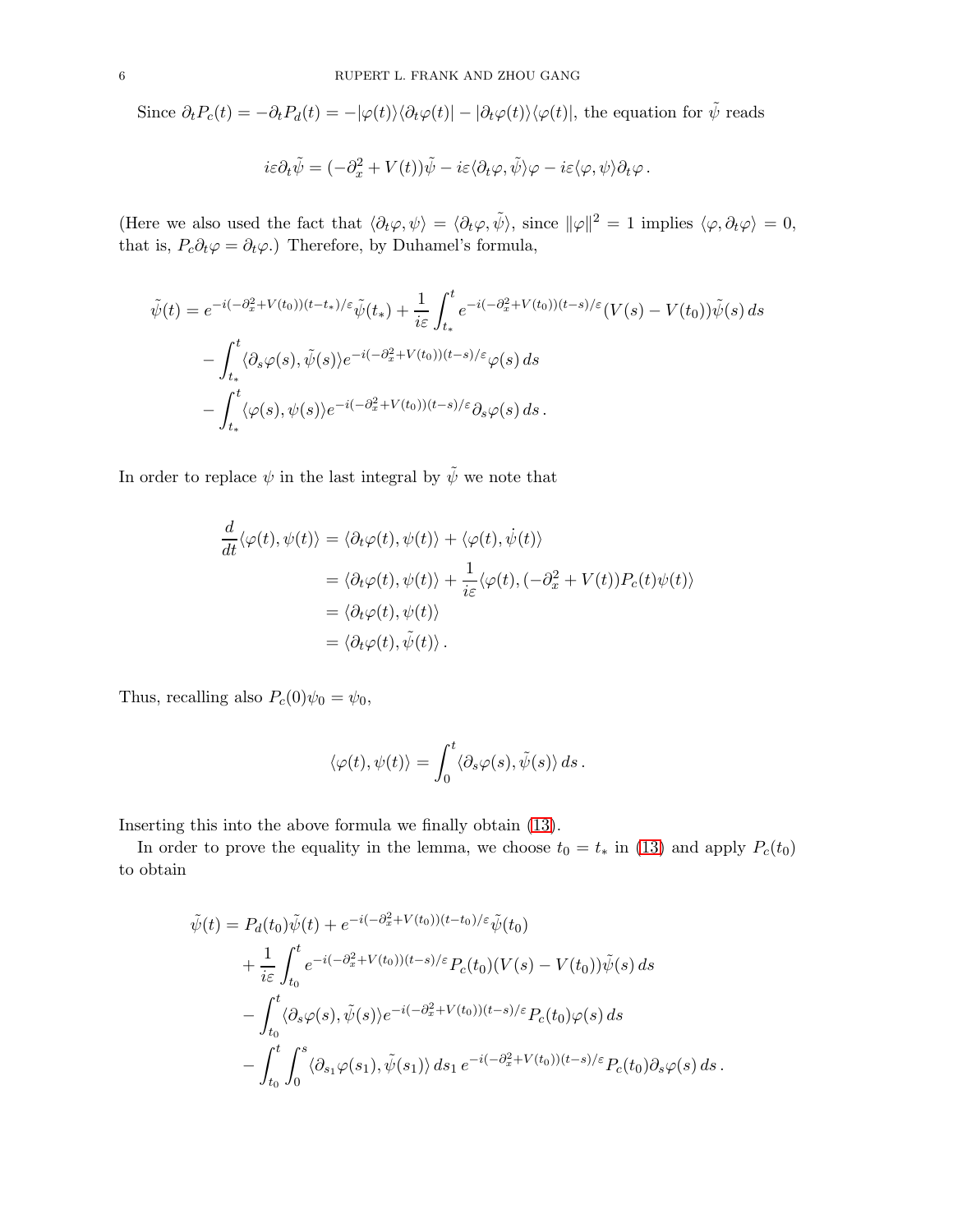Since $\partial_t P_c(t) = -\partial_t P_d(t) = -|\varphi(t)\rangle\langle\partial_t\varphi(t)| - |\partial_t\varphi(t)\rangle\langle\varphi(t)|$, the equation for $\tilde\psi$ reads

$$i\varepsilon\partial_t\tilde\psi = (-\partial_x^2 + V(t))\tilde\psi - i\varepsilon\langle\partial_t\varphi, \tilde\psi\rangle\varphi - i\varepsilon\langle\varphi,\psi\rangle\partial_t\varphi\,.$$

(Here we also used the fact that $\langle\partial_t\varphi,\psi\rangle = \langle\partial_t\varphi,\tilde\psi\rangle$, since $\|\varphi\|^2 = 1$ implies $\langle\varphi,\partial_t\varphi\rangle = 0$, that is, $P_c\partial_t\varphi = \partial_t\varphi$.) Therefore, by Duhamel's formula,

$$\begin{aligned}
\tilde\psi(t) = {} & e^{-i(-\partial_x^2+V(t_0))(t-t_*)/\varepsilon}\tilde\psi(t_*) + \frac{1}{i\varepsilon}\int_{t_*}^t e^{-i(-\partial_x^2+V(t_0))(t-s)/\varepsilon}(V(s)-V(t_0))\tilde\psi(s)\,ds \\
& - \int_{t_*}^t \langle\partial_s\varphi(s),\tilde\psi(s)\rangle e^{-i(-\partial_x^2+V(t_0))(t-s)/\varepsilon}\varphi(s)\,ds \\
& - \int_{t_*}^t \langle\varphi(s),\psi(s)\rangle e^{-i(-\partial_x^2+V(t_0))(t-s)/\varepsilon}\partial_s\varphi(s)\,ds\,.
\end{aligned}$$

In order to replace $\psi$ in the last integral by $\tilde\psi$ we note that

$$\begin{aligned}
\frac{d}{dt}\langle\varphi(t),\psi(t)\rangle &= \langle\partial_t\varphi(t),\psi(t)\rangle + \langle\varphi(t),\dot\psi(t)\rangle \\
&= \langle\partial_t\varphi(t),\psi(t)\rangle + \frac{1}{i\varepsilon}\langle\varphi(t),(-\partial_x^2+V(t))P_c(t)\psi(t)\rangle \\
&= \langle\partial_t\varphi(t),\psi(t)\rangle \\
&= \langle\partial_t\varphi(t),\tilde\psi(t)\rangle\,.
\end{aligned}$$

Thus, recalling also $P_c(0)\psi_0 = \psi_0$,

$$\langle\varphi(t),\psi(t)\rangle = \int_0^t \langle\partial_s\varphi(s),\tilde\psi(s)\rangle\,ds\,.$$

Inserting this into the above formula we finally obtain (13).

In order to prove the equality in the lemma, we choose $t_0 = t_*$ in (13) and apply $P_c(t_0)$ to obtain

$$\begin{aligned}
\tilde\psi(t) = {} & P_d(t_0)\tilde\psi(t) + e^{-i(-\partial_x^2+V(t_0))(t-t_0)/\varepsilon}\tilde\psi(t_0) \\
& + \frac{1}{i\varepsilon}\int_{t_0}^t e^{-i(-\partial_x^2+V(t_0))(t-s)/\varepsilon}P_c(t_0)(V(s)-V(t_0))\tilde\psi(s)\,ds \\
& - \int_{t_0}^t \langle\partial_s\varphi(s),\tilde\psi(s)\rangle e^{-i(-\partial_x^2+V(t_0))(t-s)/\varepsilon}P_c(t_0)\varphi(s)\,ds \\
& - \int_{t_0}^t\int_0^s \langle\partial_{s_1}\varphi(s_1),\tilde\psi(s_1)\rangle\,ds_1\, e^{-i(-\partial_x^2+V(t_0))(t-s)/\varepsilon}P_c(t_0)\partial_s\varphi(s)\,ds\,.
\end{aligned}$$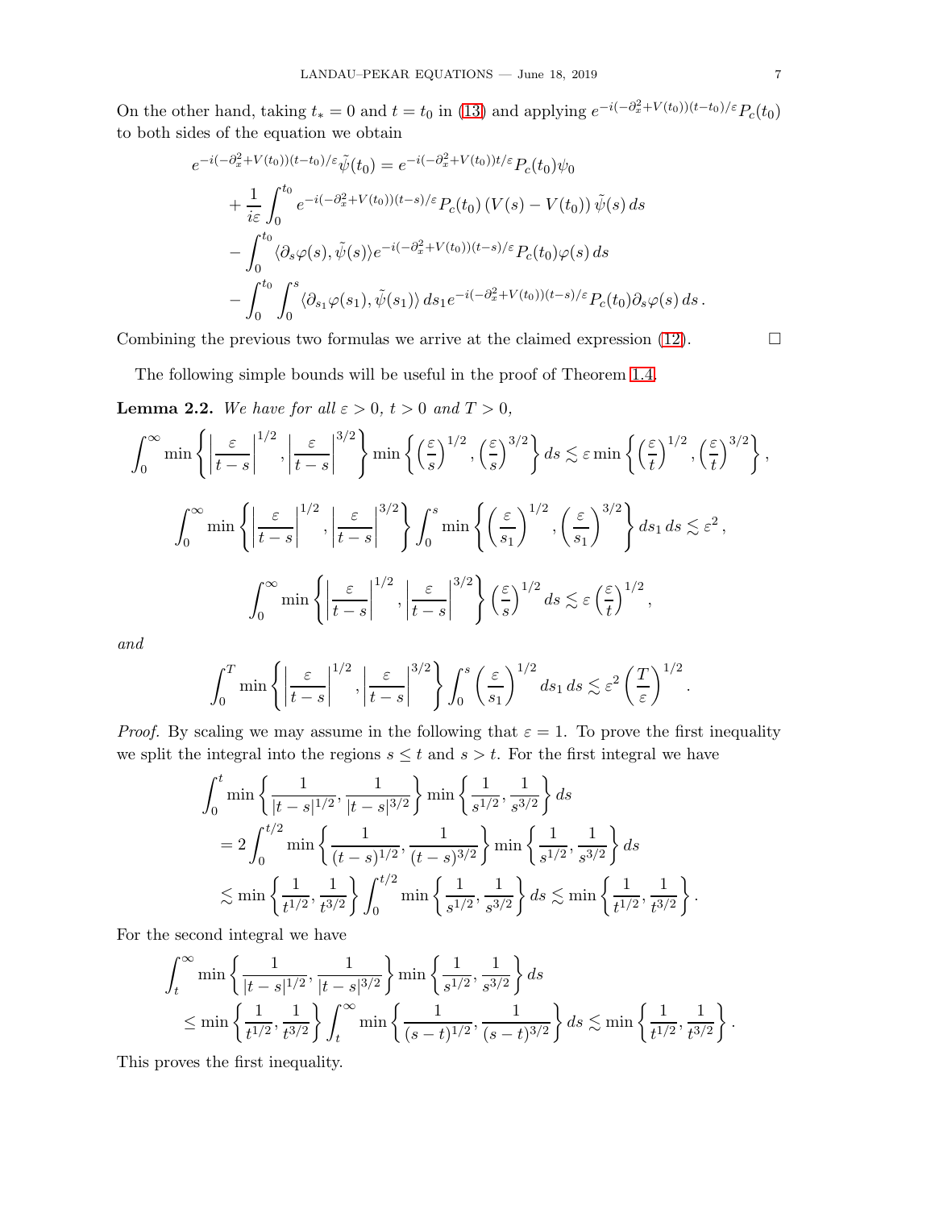On the other hand, taking $t_* = 0$ and $t = t_0$ in (13) and applying $e^{-i(-\partial_x^2+V(t_0))(t-t_0)/\varepsilon}P_c(t_0)$ to both sides of the equation we obtain

$$
\begin{aligned}
e^{-i(-\partial_x^2+V(t_0))(t-t_0)/\varepsilon}\tilde{\psi}(t_0) &= e^{-i(-\partial_x^2+V(t_0))t/\varepsilon}P_c(t_0)\psi_0 \\
&+ \frac{1}{i\varepsilon}\int_0^{t_0} e^{-i(-\partial_x^2+V(t_0))(t-s)/\varepsilon}P_c(t_0)\left(V(s)-V(t_0)\right)\tilde{\psi}(s)\,ds \\
&- \int_0^{t_0} \langle \partial_s\varphi(s), \tilde{\psi}(s)\rangle e^{-i(-\partial_x^2+V(t_0))(t-s)/\varepsilon}P_c(t_0)\varphi(s)\,ds \\
&- \int_0^{t_0}\int_0^s \langle \partial_{s_1}\varphi(s_1), \tilde{\psi}(s_1)\rangle\, ds_1 e^{-i(-\partial_x^2+V(t_0))(t-s)/\varepsilon}P_c(t_0)\partial_s\varphi(s)\,ds\,.
\end{aligned}
$$

Combining the previous two formulas we arrive at the claimed expression (12). $\square$

The following simple bounds will be useful in the proof of Theorem 1.4.

**Lemma 2.2.** *We have for all $\varepsilon > 0$, $t > 0$ and $T > 0$,*

$$
\int_0^\infty \min\left\{\left|\frac{\varepsilon}{t-s}\right|^{1/2}, \left|\frac{\varepsilon}{t-s}\right|^{3/2}\right\}\min\left\{\left(\frac{\varepsilon}{s}\right)^{1/2}, \left(\frac{\varepsilon}{s}\right)^{3/2}\right\}ds \lesssim \varepsilon\min\left\{\left(\frac{\varepsilon}{t}\right)^{1/2}, \left(\frac{\varepsilon}{t}\right)^{3/2}\right\},
$$

$$
\int_0^\infty \min\left\{\left|\frac{\varepsilon}{t-s}\right|^{1/2}, \left|\frac{\varepsilon}{t-s}\right|^{3/2}\right\}\int_0^s \min\left\{\left(\frac{\varepsilon}{s_1}\right)^{1/2}, \left(\frac{\varepsilon}{s_1}\right)^{3/2}\right\}ds_1\,ds \lesssim \varepsilon^2\,,
$$

$$
\int_0^\infty \min\left\{\left|\frac{\varepsilon}{t-s}\right|^{1/2}, \left|\frac{\varepsilon}{t-s}\right|^{3/2}\right\}\left(\frac{\varepsilon}{s}\right)^{1/2}ds \lesssim \varepsilon\left(\frac{\varepsilon}{t}\right)^{1/2},
$$

*and*

$$
\int_0^T \min\left\{\left|\frac{\varepsilon}{t-s}\right|^{1/2}, \left|\frac{\varepsilon}{t-s}\right|^{3/2}\right\}\int_0^s \left(\frac{\varepsilon}{s_1}\right)^{1/2}ds_1\,ds \lesssim \varepsilon^2\left(\frac{T}{\varepsilon}\right)^{1/2}.
$$

*Proof.* By scaling we may assume in the following that $\varepsilon = 1$. To prove the first inequality we split the integral into the regions $s \le t$ and $s > t$. For the first integral we have

$$
\begin{aligned}
&\int_0^t \min\left\{\frac{1}{|t-s|^{1/2}}, \frac{1}{|t-s|^{3/2}}\right\}\min\left\{\frac{1}{s^{1/2}}, \frac{1}{s^{3/2}}\right\}ds \\
&= 2\int_0^{t/2} \min\left\{\frac{1}{(t-s)^{1/2}}, \frac{1}{(t-s)^{3/2}}\right\}\min\left\{\frac{1}{s^{1/2}}, \frac{1}{s^{3/2}}\right\}ds \\
&\lesssim \min\left\{\frac{1}{t^{1/2}}, \frac{1}{t^{3/2}}\right\}\int_0^{t/2}\min\left\{\frac{1}{s^{1/2}}, \frac{1}{s^{3/2}}\right\}ds \lesssim \min\left\{\frac{1}{t^{1/2}}, \frac{1}{t^{3/2}}\right\}.
\end{aligned}
$$

For the second integral we have

$$
\begin{aligned}
&\int_t^\infty \min\left\{\frac{1}{|t-s|^{1/2}}, \frac{1}{|t-s|^{3/2}}\right\}\min\left\{\frac{1}{s^{1/2}}, \frac{1}{s^{3/2}}\right\}ds \\
&\le \min\left\{\frac{1}{t^{1/2}}, \frac{1}{t^{3/2}}\right\}\int_t^\infty \min\left\{\frac{1}{(s-t)^{1/2}}, \frac{1}{(s-t)^{3/2}}\right\}ds \lesssim \min\left\{\frac{1}{t^{1/2}}, \frac{1}{t^{3/2}}\right\}.
\end{aligned}
$$

This proves the first inequality.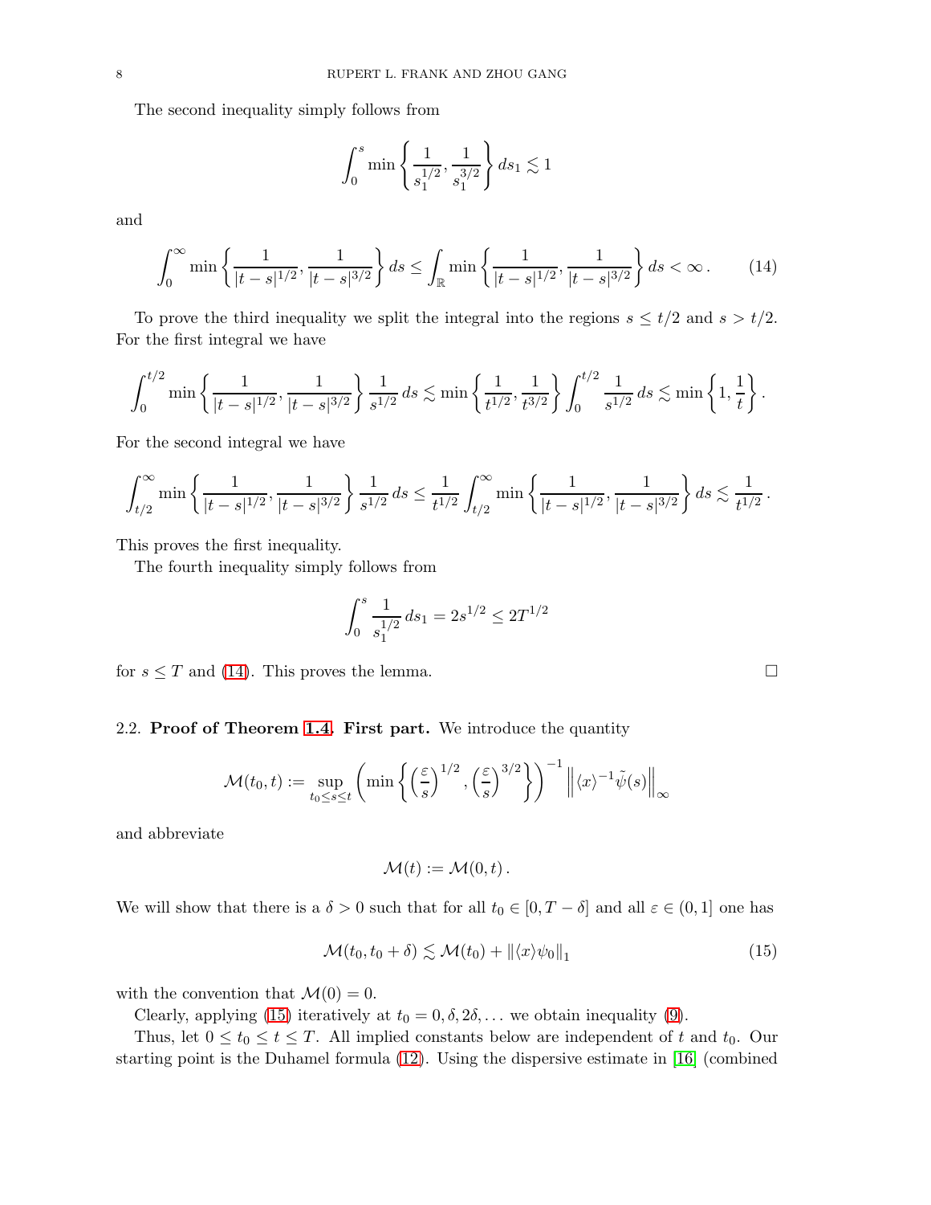The second inequality simply follows from

$$\int_0^s \min\left\{\frac{1}{s_1^{1/2}}, \frac{1}{s_1^{3/2}}\right\} ds_1 \lesssim 1$$

and

$$\int_0^\infty \min\left\{\frac{1}{|t-s|^{1/2}}, \frac{1}{|t-s|^{3/2}}\right\} ds \leq \int_{\mathbb{R}} \min\left\{\frac{1}{|t-s|^{1/2}}, \frac{1}{|t-s|^{3/2}}\right\} ds < \infty \,. \tag{14}$$

To prove the third inequality we split the integral into the regions $s \leq t/2$ and $s > t/2$. For the first integral we have

$$\int_0^{t/2} \min\left\{\frac{1}{|t-s|^{1/2}}, \frac{1}{|t-s|^{3/2}}\right\} \frac{1}{s^{1/2}}\, ds \lesssim \min\left\{\frac{1}{t^{1/2}}, \frac{1}{t^{3/2}}\right\} \int_0^{t/2} \frac{1}{s^{1/2}}\, ds \lesssim \min\left\{1, \frac{1}{t}\right\}.$$

For the second integral we have

$$\int_{t/2}^\infty \min\left\{\frac{1}{|t-s|^{1/2}}, \frac{1}{|t-s|^{3/2}}\right\} \frac{1}{s^{1/2}}\, ds \leq \frac{1}{t^{1/2}} \int_{t/2}^\infty \min\left\{\frac{1}{|t-s|^{1/2}}, \frac{1}{|t-s|^{3/2}}\right\} ds \lesssim \frac{1}{t^{1/2}}\,.$$

This proves the first inequality.

The fourth inequality simply follows from

$$\int_0^s \frac{1}{s_1^{1/2}}\, ds_1 = 2s^{1/2} \leq 2T^{1/2}$$

for $s \leq T$ and (14). This proves the lemma. $\square$

### 2.2. Proof of Theorem 1.4. First part.

We introduce the quantity

$$\mathcal{M}(t_0, t) := \sup_{t_0 \leq s \leq t} \left(\min\left\{\left(\frac{\varepsilon}{s}\right)^{1/2}, \left(\frac{\varepsilon}{s}\right)^{3/2}\right\}\right)^{-1} \left\| \langle x\rangle^{-1} \tilde{\psi}(s)\right\|_\infty$$

and abbreviate

$$\mathcal{M}(t) := \mathcal{M}(0, t)\,.$$

We will show that there is a $\delta > 0$ such that for all $t_0 \in [0, T - \delta]$ and all $\varepsilon \in (0, 1]$ one has

$$\mathcal{M}(t_0, t_0 + \delta) \lesssim \mathcal{M}(t_0) + \|\langle x\rangle \psi_0\|_1 \tag{15}$$

with the convention that $\mathcal{M}(0) = 0$.

Clearly, applying (15) iteratively at $t_0 = 0, \delta, 2\delta, \ldots$ we obtain inequality (9).

Thus, let $0 \leq t_0 \leq t \leq T$. All implied constants below are independent of $t$ and $t_0$. Our starting point is the Duhamel formula (12). Using the dispersive estimate in [16] (combined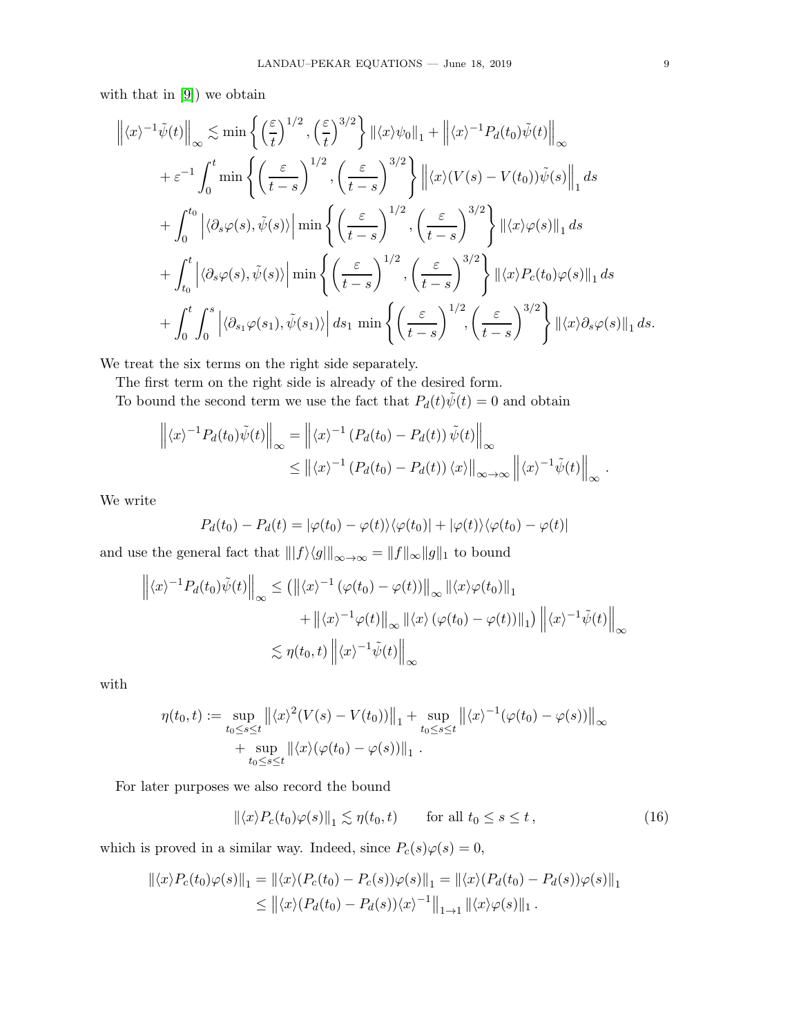with that in [9]) we obtain

$$
\begin{aligned}
\left\|\langle x\rangle^{-1}\tilde\psi(t)\right\|_\infty &\lesssim \min\left\{\left(\frac{\varepsilon}{t}\right)^{1/2},\left(\frac{\varepsilon}{t}\right)^{3/2}\right\}\|\langle x\rangle\psi_0\|_1 + \left\|\langle x\rangle^{-1}P_d(t_0)\tilde\psi(t)\right\|_\infty \\
&+ \varepsilon^{-1}\int_0^t \min\left\{\left(\frac{\varepsilon}{t-s}\right)^{1/2},\left(\frac{\varepsilon}{t-s}\right)^{3/2}\right\}\left\|\langle x\rangle(V(s)-V(t_0))\tilde\psi(s)\right\|_1 ds \\
&+ \int_0^{t_0}\left|\langle\partial_s\varphi(s),\tilde\psi(s)\rangle\right|\min\left\{\left(\frac{\varepsilon}{t-s}\right)^{1/2},\left(\frac{\varepsilon}{t-s}\right)^{3/2}\right\}\|\langle x\rangle\varphi(s)\|_1\,ds \\
&+ \int_{t_0}^{t}\left|\langle\partial_s\varphi(s),\tilde\psi(s)\rangle\right|\min\left\{\left(\frac{\varepsilon}{t-s}\right)^{1/2},\left(\frac{\varepsilon}{t-s}\right)^{3/2}\right\}\|\langle x\rangle P_c(t_0)\varphi(s)\|_1\,ds \\
&+ \int_0^t\int_0^s\left|\langle\partial_{s_1}\varphi(s_1),\tilde\psi(s_1)\rangle\right|ds_1\,\min\left\{\left(\frac{\varepsilon}{t-s}\right)^{1/2},\left(\frac{\varepsilon}{t-s}\right)^{3/2}\right\}\|\langle x\rangle\partial_s\varphi(s)\|_1\,ds.
\end{aligned}
$$

We treat the six terms on the right side separately.

The first term on the right side is already of the desired form.

To bound the second term we use the fact that $P_d(t)\tilde\psi(t)=0$ and obtain

$$
\begin{aligned}
\left\|\langle x\rangle^{-1}P_d(t_0)\tilde\psi(t)\right\|_\infty &= \left\|\langle x\rangle^{-1}\left(P_d(t_0)-P_d(t)\right)\tilde\psi(t)\right\|_\infty \\
&\le \left\|\langle x\rangle^{-1}\left(P_d(t_0)-P_d(t)\right)\langle x\rangle\right\|_{\infty\to\infty}\left\|\langle x\rangle^{-1}\tilde\psi(t)\right\|_\infty .
\end{aligned}
$$

We write

$$
P_d(t_0)-P_d(t) = |\varphi(t_0)-\varphi(t)\rangle\langle\varphi(t_0)| + |\varphi(t)\rangle\langle\varphi(t_0)-\varphi(t)|
$$

and use the general fact that $\||f\rangle\langle g|\|_{\infty\to\infty} = \|f\|_\infty\|g\|_1$ to bound

$$
\begin{aligned}
\left\|\langle x\rangle^{-1}P_d(t_0)\tilde\psi(t)\right\|_\infty &\le \big(\left\|\langle x\rangle^{-1}\left(\varphi(t_0)-\varphi(t)\right)\right\|_\infty\|\langle x\rangle\varphi(t_0)\|_1 \\
&\qquad + \left\|\langle x\rangle^{-1}\varphi(t)\right\|_\infty\|\langle x\rangle\left(\varphi(t_0)-\varphi(t)\right)\|_1\big)\left\|\langle x\rangle^{-1}\tilde\psi(t)\right\|_\infty \\
&\lesssim \eta(t_0,t)\left\|\langle x\rangle^{-1}\tilde\psi(t)\right\|_\infty
\end{aligned}
$$

with

$$
\begin{aligned}
\eta(t_0,t) := &\sup_{t_0\le s\le t}\left\|\langle x\rangle^2(V(s)-V(t_0))\right\|_1 + \sup_{t_0\le s\le t}\left\|\langle x\rangle^{-1}(\varphi(t_0)-\varphi(s))\right\|_\infty \\
&+ \sup_{t_0\le s\le t}\|\langle x\rangle(\varphi(t_0)-\varphi(s))\|_1 .
\end{aligned}
$$

For later purposes we also record the bound

$$
\|\langle x\rangle P_c(t_0)\varphi(s)\|_1 \lesssim \eta(t_0,t) \qquad \text{for all } t_0\le s\le t\,, \tag{16}
$$

which is proved in a similar way. Indeed, since $P_c(s)\varphi(s)=0$,

$$
\begin{aligned}
\|\langle x\rangle P_c(t_0)\varphi(s)\|_1 &= \|\langle x\rangle(P_c(t_0)-P_c(s))\varphi(s)\|_1 = \|\langle x\rangle(P_d(t_0)-P_d(s))\varphi(s)\|_1 \\
&\le \left\|\langle x\rangle(P_d(t_0)-P_d(s))\langle x\rangle^{-1}\right\|_{1\to1}\|\langle x\rangle\varphi(s)\|_1 .
\end{aligned}
$$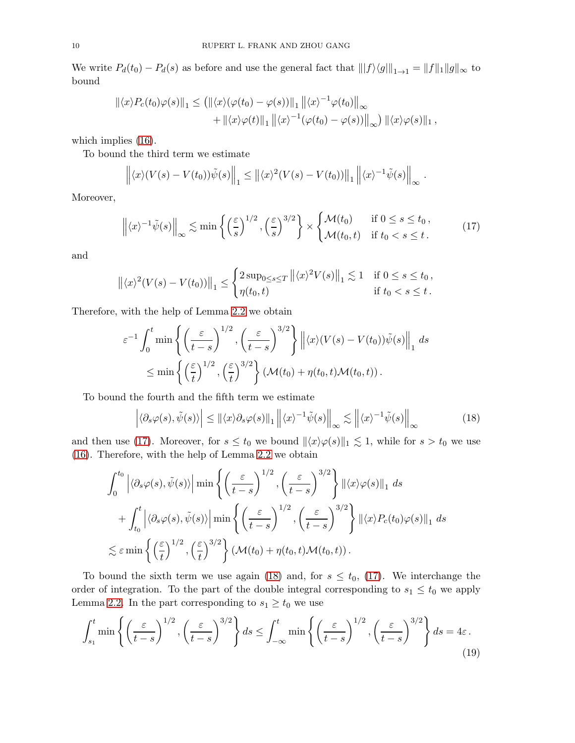We write $P_d(t_0) - P_d(s)$ as before and use the general fact that $\| |f\rangle\langle g| \|_{1\to 1} = \|f\|_1 \|g\|_\infty$ to bound

$$
\begin{aligned}
\|\langle x\rangle P_c(t_0)\varphi(s)\|_1 \leq \big( &\|\langle x\rangle(\varphi(t_0)-\varphi(s))\|_1 \left\|\langle x\rangle^{-1}\varphi(t_0)\right\|_\infty \\
&+ \|\langle x\rangle\varphi(t)\|_1 \left\|\langle x\rangle^{-1}(\varphi(t_0)-\varphi(s))\right\|_\infty \big) \|\langle x\rangle\varphi(s)\|_1 \,,
\end{aligned}
$$

which implies (16).

To bound the third term we estimate

$$
\left\|\langle x\rangle(V(s)-V(t_0))\tilde\psi(s)\right\|_1 \leq \left\|\langle x\rangle^2(V(s)-V(t_0))\right\|_1 \left\|\langle x\rangle^{-1}\tilde\psi(s)\right\|_\infty .
$$

Moreover,

$$
\left\|\langle x\rangle^{-1}\tilde\psi(s)\right\|_\infty \lesssim \min\left\{ \left(\frac{\varepsilon}{s}\right)^{1/2}, \left(\frac{\varepsilon}{s}\right)^{3/2} \right\} \times \begin{cases} \mathcal{M}(t_0) & \text{if } 0 \leq s \leq t_0 \,, \\ \mathcal{M}(t_0,t) & \text{if } t_0 < s \leq t \,. \end{cases} \tag{17}
$$

and

$$
\left\|\langle x\rangle^2(V(s)-V(t_0))\right\|_1 \leq \begin{cases} 2\sup_{0\leq s\leq T} \left\|\langle x\rangle^2 V(s)\right\|_1 \lesssim 1 & \text{if } 0 \leq s \leq t_0 \,, \\ \eta(t_0,t) & \text{if } t_0 < s \leq t \,. \end{cases}
$$

Therefore, with the help of Lemma 2.2 we obtain

$$
\begin{aligned}
&\varepsilon^{-1}\int_0^t \min\left\{ \left(\frac{\varepsilon}{t-s}\right)^{1/2}, \left(\frac{\varepsilon}{t-s}\right)^{3/2} \right\} \left\|\langle x\rangle(V(s)-V(t_0))\tilde\psi(s)\right\|_1 \, ds \\
&\qquad \leq \min\left\{ \left(\frac{\varepsilon}{t}\right)^{1/2}, \left(\frac{\varepsilon}{t}\right)^{3/2} \right\} \left(\mathcal{M}(t_0) + \eta(t_0,t)\mathcal{M}(t_0,t)\right).
\end{aligned}
$$

To bound the fourth and the fifth term we estimate

$$
\left|\langle \partial_s\varphi(s), \tilde\psi(s)\rangle\right| \leq \|\langle x\rangle\partial_s\varphi(s)\|_1 \left\|\langle x\rangle^{-1}\tilde\psi(s)\right\|_\infty \lesssim \left\|\langle x\rangle^{-1}\tilde\psi(s)\right\|_\infty \tag{18}
$$

and then use (17). Moreover, for $s \leq t_0$ we bound $\|\langle x\rangle\varphi(s)\|_1 \lesssim 1$, while for $s > t_0$ we use (16). Therefore, with the help of Lemma 2.2 we obtain

$$
\begin{aligned}
&\int_0^{t_0} \left|\langle \partial_s\varphi(s), \tilde\psi(s)\rangle\right| \min\left\{ \left(\frac{\varepsilon}{t-s}\right)^{1/2}, \left(\frac{\varepsilon}{t-s}\right)^{3/2} \right\} \|\langle x\rangle\varphi(s)\|_1 \, ds \\
&\quad + \int_{t_0}^t \left|\langle \partial_s\varphi(s), \tilde\psi(s)\rangle\right| \min\left\{ \left(\frac{\varepsilon}{t-s}\right)^{1/2}, \left(\frac{\varepsilon}{t-s}\right)^{3/2} \right\} \|\langle x\rangle P_c(t_0)\varphi(s)\|_1 \, ds \\
&\lesssim \varepsilon \min\left\{ \left(\frac{\varepsilon}{t}\right)^{1/2}, \left(\frac{\varepsilon}{t}\right)^{3/2} \right\} \left(\mathcal{M}(t_0) + \eta(t_0,t)\mathcal{M}(t_0,t)\right).
\end{aligned}
$$

To bound the sixth term we use again (18) and, for $s \leq t_0$, (17). We interchange the order of integration. To the part of the double integral corresponding to $s_1 \leq t_0$ we apply Lemma 2.2. In the part corresponding to $s_1 \geq t_0$ we use

$$
\int_{s_1}^t \min\left\{ \left(\frac{\varepsilon}{t-s}\right)^{1/2}, \left(\frac{\varepsilon}{t-s}\right)^{3/2} \right\} ds \leq \int_{-\infty}^t \min\left\{ \left(\frac{\varepsilon}{t-s}\right)^{1/2}, \left(\frac{\varepsilon}{t-s}\right)^{3/2} \right\} ds = 4\varepsilon \,. \tag{19}
$$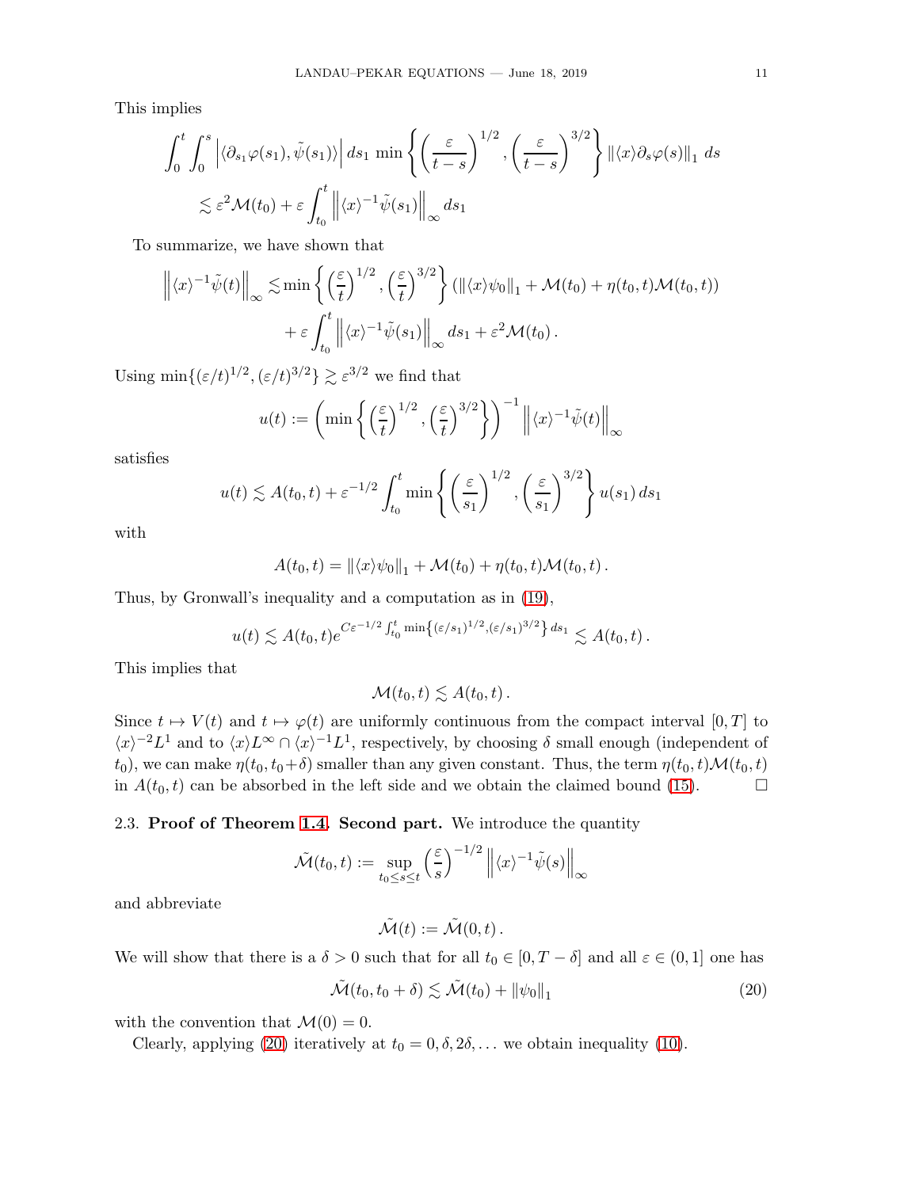This implies

$$\int_0^t \int_0^s \left| \langle \partial_{s_1} \varphi(s_1), \tilde{\psi}(s_1) \rangle \right| ds_1 \, \min \left\{ \left( \frac{\varepsilon}{t-s} \right)^{1/2}, \left( \frac{\varepsilon}{t-s} \right)^{3/2} \right\} \| \langle x \rangle \partial_s \varphi(s) \|_1 \, ds$$
$$\lesssim \varepsilon^2 \mathcal{M}(t_0) + \varepsilon \int_{t_0}^t \left\| \langle x \rangle^{-1} \tilde{\psi}(s_1) \right\|_\infty ds_1$$

To summarize, we have shown that

$$\left\| \langle x \rangle^{-1} \tilde{\psi}(t) \right\|_\infty \lesssim \min \left\{ \left( \frac{\varepsilon}{t} \right)^{1/2}, \left( \frac{\varepsilon}{t} \right)^{3/2} \right\} \left( \| \langle x \rangle \psi_0 \|_1 + \mathcal{M}(t_0) + \eta(t_0, t) \mathcal{M}(t_0, t) \right)$$
$$+ \varepsilon \int_{t_0}^t \left\| \langle x \rangle^{-1} \tilde{\psi}(s_1) \right\|_\infty ds_1 + \varepsilon^2 \mathcal{M}(t_0) .$$

Using $\min\{(\varepsilon/t)^{1/2}, (\varepsilon/t)^{3/2}\} \gtrsim \varepsilon^{3/2}$ we find that

$$u(t) := \left( \min \left\{ \left( \frac{\varepsilon}{t} \right)^{1/2}, \left( \frac{\varepsilon}{t} \right)^{3/2} \right\} \right)^{-1} \left\| \langle x \rangle^{-1} \tilde{\psi}(t) \right\|_\infty$$

satisfies

$$u(t) \lesssim A(t_0, t) + \varepsilon^{-1/2} \int_{t_0}^t \min \left\{ \left( \frac{\varepsilon}{s_1} \right)^{1/2}, \left( \frac{\varepsilon}{s_1} \right)^{3/2} \right\} u(s_1) \, ds_1$$

with

$$A(t_0, t) = \| \langle x \rangle \psi_0 \|_1 + \mathcal{M}(t_0) + \eta(t_0, t) \mathcal{M}(t_0, t) .$$

Thus, by Gronwall's inequality and a computation as in (19),

$$u(t) \lesssim A(t_0, t) e^{C \varepsilon^{-1/2} \int_{t_0}^t \min\left\{ (\varepsilon/s_1)^{1/2}, (\varepsilon/s_1)^{3/2} \right\} ds_1} \lesssim A(t_0, t) .$$

This implies that

$$\mathcal{M}(t_0, t) \lesssim A(t_0, t) .$$

Since $t \mapsto V(t)$ and $t \mapsto \varphi(t)$ are uniformly continuous from the compact interval $[0, T]$ to $\langle x \rangle^{-2} L^1$ and to $\langle x \rangle L^\infty \cap \langle x \rangle^{-1} L^1$, respectively, by choosing $\delta$ small enough (independent of $t_0$), we can make $\eta(t_0, t_0 + \delta)$ smaller than any given constant. Thus, the term $\eta(t_0, t) \mathcal{M}(t_0, t)$ in $A(t_0, t)$ can be absorbed in the left side and we obtain the claimed bound (15). □

## 2.3. Proof of Theorem 1.4. Second part.

We introduce the quantity

$$\tilde{\mathcal{M}}(t_0, t) := \sup_{t_0 \le s \le t} \left( \frac{\varepsilon}{s} \right)^{-1/2} \left\| \langle x \rangle^{-1} \tilde{\psi}(s) \right\|_\infty$$

and abbreviate

$$\tilde{\mathcal{M}}(t) := \tilde{\mathcal{M}}(0, t) .$$

We will show that there is a $\delta > 0$ such that for all $t_0 \in [0, T - \delta]$ and all $\varepsilon \in (0, 1]$ one has

$$\tilde{\mathcal{M}}(t_0, t_0 + \delta) \lesssim \tilde{\mathcal{M}}(t_0) + \| \psi_0 \|_1 \tag{20}$$

with the convention that $\mathcal{M}(0) = 0$.

Clearly, applying (20) iteratively at $t_0 = 0, \delta, 2\delta, \ldots$ we obtain inequality (10).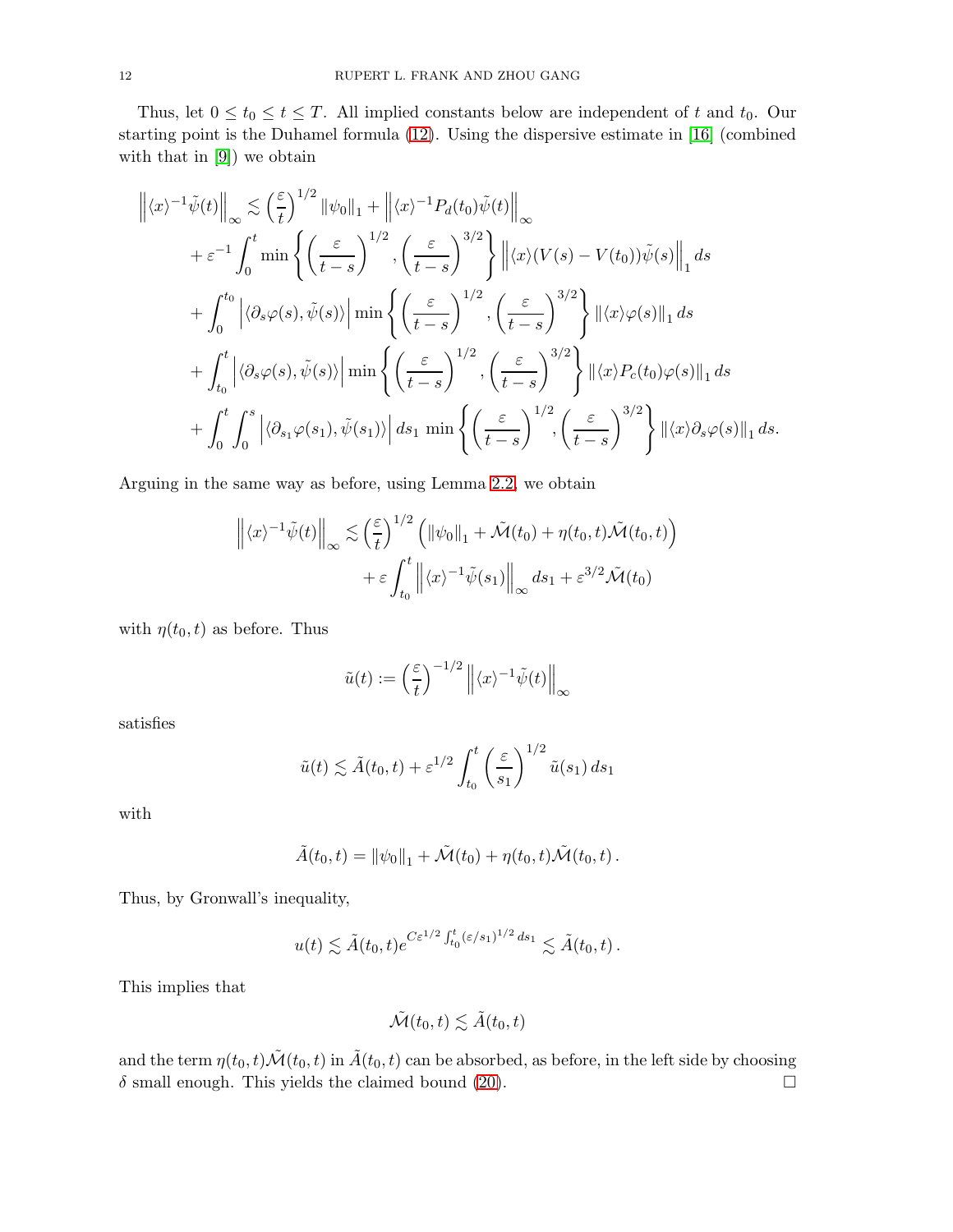Thus, let $0 \leq t_0 \leq t \leq T$. All implied constants below are independent of $t$ and $t_0$. Our starting point is the Duhamel formula (12). Using the dispersive estimate in [16] (combined with that in [9]) we obtain

$$
\begin{aligned}
\left\| \langle x \rangle^{-1} \tilde{\psi}(t) \right\|_\infty &\lesssim \left( \frac{\varepsilon}{t} \right)^{1/2} \|\psi_0\|_1 + \left\| \langle x \rangle^{-1} P_d(t_0) \tilde{\psi}(t) \right\|_\infty \\
&+ \varepsilon^{-1} \int_0^t \min \left\{ \left( \frac{\varepsilon}{t-s} \right)^{1/2}, \left( \frac{\varepsilon}{t-s} \right)^{3/2} \right\} \left\| \langle x \rangle (V(s) - V(t_0)) \tilde{\psi}(s) \right\|_1 ds \\
&+ \int_0^{t_0} \left| \langle \partial_s \varphi(s), \tilde{\psi}(s) \rangle \right| \min \left\{ \left( \frac{\varepsilon}{t-s} \right)^{1/2}, \left( \frac{\varepsilon}{t-s} \right)^{3/2} \right\} \| \langle x \rangle \varphi(s) \|_1 \, ds \\
&+ \int_{t_0}^t \left| \langle \partial_s \varphi(s), \tilde{\psi}(s) \rangle \right| \min \left\{ \left( \frac{\varepsilon}{t-s} \right)^{1/2}, \left( \frac{\varepsilon}{t-s} \right)^{3/2} \right\} \| \langle x \rangle P_c(t_0) \varphi(s) \|_1 \, ds \\
&+ \int_0^t \int_0^s \left| \langle \partial_{s_1} \varphi(s_1), \tilde{\psi}(s_1) \rangle \right| ds_1 \, \min \left\{ \left( \frac{\varepsilon}{t-s} \right)^{1/2}, \left( \frac{\varepsilon}{t-s} \right)^{3/2} \right\} \| \langle x \rangle \partial_s \varphi(s) \|_1 \, ds.
\end{aligned}
$$

Arguing in the same way as before, using Lemma 2.2, we obtain

$$
\begin{aligned}
\left\| \langle x \rangle^{-1} \tilde{\psi}(t) \right\|_\infty \lesssim & \left( \frac{\varepsilon}{t} \right)^{1/2} \left( \|\psi_0\|_1 + \tilde{\mathcal{M}}(t_0) + \eta(t_0, t) \tilde{\mathcal{M}}(t_0, t) \right) \\
&+ \varepsilon \int_{t_0}^t \left\| \langle x \rangle^{-1} \tilde{\psi}(s_1) \right\|_\infty ds_1 + \varepsilon^{3/2} \tilde{\mathcal{M}}(t_0)
\end{aligned}
$$

with $\eta(t_0, t)$ as before. Thus

$$
\tilde{u}(t) := \left( \frac{\varepsilon}{t} \right)^{-1/2} \left\| \langle x \rangle^{-1} \tilde{\psi}(t) \right\|_\infty
$$

satisfies

$$
\tilde{u}(t) \lesssim \tilde{A}(t_0, t) + \varepsilon^{1/2} \int_{t_0}^t \left( \frac{\varepsilon}{s_1} \right)^{1/2} \tilde{u}(s_1) \, ds_1
$$

with

$$
\tilde{A}(t_0, t) = \|\psi_0\|_1 + \tilde{\mathcal{M}}(t_0) + \eta(t_0, t) \tilde{\mathcal{M}}(t_0, t) \, .
$$

Thus, by Gronwall's inequality,

$$
u(t) \lesssim \tilde{A}(t_0, t) e^{C \varepsilon^{1/2} \int_{t_0}^t (\varepsilon / s_1)^{1/2} \, ds_1} \lesssim \tilde{A}(t_0, t) \, .
$$

This implies that

$$
\tilde{\mathcal{M}}(t_0, t) \lesssim \tilde{A}(t_0, t)
$$

and the term $\eta(t_0, t) \tilde{\mathcal{M}}(t_0, t)$ in $\tilde{A}(t_0, t)$ can be absorbed, as before, in the left side by choosing $\delta$ small enough. This yields the claimed bound (20). $\square$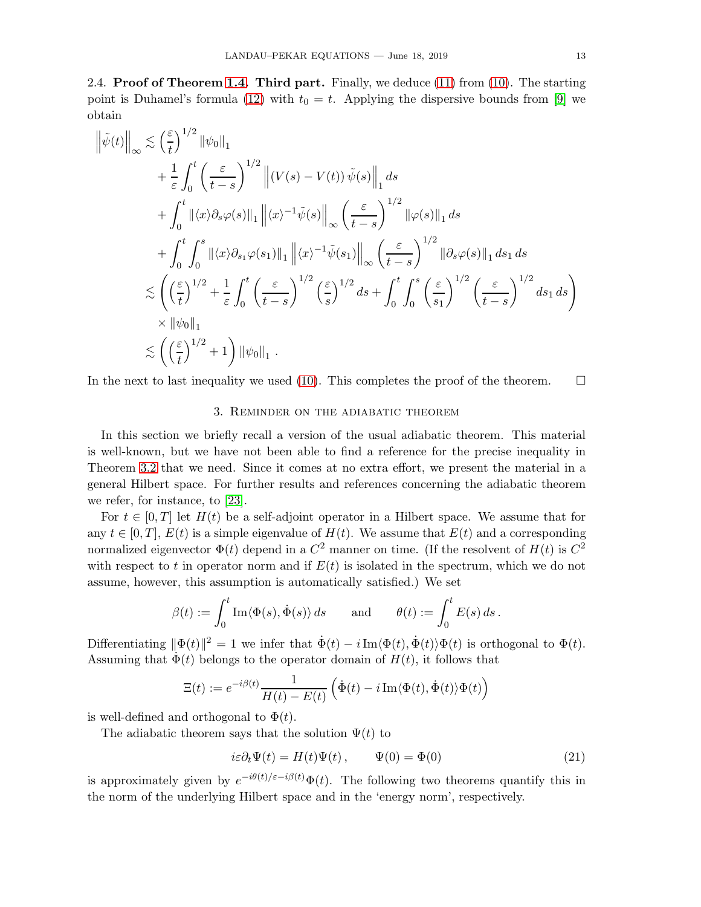2.4. **Proof of Theorem 1.4. Third part.** Finally, we deduce (11) from (10). The starting point is Duhamel's formula (12) with $t_0 = t$. Applying the dispersive bounds from [9] we obtain

$$
\begin{aligned}
\left\|\tilde{\psi}(t)\right\|_\infty \lesssim & \left(\frac{\varepsilon}{t}\right)^{1/2} \|\psi_0\|_1 \\
& + \frac{1}{\varepsilon}\int_0^t \left(\frac{\varepsilon}{t-s}\right)^{1/2} \left\|\left(V(s)-V(t)\right)\tilde{\psi}(s)\right\|_1 ds \\
& + \int_0^t \|\langle x\rangle \partial_s \varphi(s)\|_1 \left\|\langle x\rangle^{-1}\tilde{\psi}(s)\right\|_\infty \left(\frac{\varepsilon}{t-s}\right)^{1/2} \|\varphi(s)\|_1 \, ds \\
& + \int_0^t \int_0^s \|\langle x\rangle \partial_{s_1}\varphi(s_1)\|_1 \left\|\langle x\rangle^{-1}\tilde{\psi}(s_1)\right\|_\infty \left(\frac{\varepsilon}{t-s}\right)^{1/2} \|\partial_s \varphi(s)\|_1 \, ds_1\, ds \\
\lesssim & \left( \left(\frac{\varepsilon}{t}\right)^{1/2} + \frac{1}{\varepsilon}\int_0^t \left(\frac{\varepsilon}{t-s}\right)^{1/2}\left(\frac{\varepsilon}{s}\right)^{1/2} ds + \int_0^t\int_0^s \left(\frac{\varepsilon}{s_1}\right)^{1/2}\left(\frac{\varepsilon}{t-s}\right)^{1/2} ds_1\, ds \right) \\
& \times \|\psi_0\|_1 \\
\lesssim & \left( \left(\frac{\varepsilon}{t}\right)^{1/2} + 1\right)\|\psi_0\|_1 \,.
\end{aligned}
$$

In the next to last inequality we used (10). This completes the proof of the theorem. $\square$

## 3. Reminder on the adiabatic theorem

In this section we briefly recall a version of the usual adiabatic theorem. This material is well-known, but we have not been able to find a reference for the precise inequality in Theorem 3.2 that we need. Since it comes at no extra effort, we present the material in a general Hilbert space. For further results and references concerning the adiabatic theorem we refer, for instance, to [23].

For $t \in [0, T]$ let $H(t)$ be a self-adjoint operator in a Hilbert space. We assume that for any $t \in [0, T]$, $E(t)$ is a simple eigenvalue of $H(t)$. We assume that $E(t)$ and a corresponding normalized eigenvector $\Phi(t)$ depend in a $C^2$ manner on time. (If the resolvent of $H(t)$ is $C^2$ with respect to $t$ in operator norm and if $E(t)$ is isolated in the spectrum, which we do not assume, however, this assumption is automatically satisfied.) We set

$$
\beta(t) := \int_0^t \operatorname{Im}\langle \Phi(s), \dot{\Phi}(s)\rangle \, ds \qquad \text{and} \qquad \theta(t) := \int_0^t E(s)\, ds \,.
$$

Differentiating $\|\Phi(t)\|^2 = 1$ we infer that $\dot{\Phi}(t) - i \operatorname{Im}\langle \Phi(t), \dot{\Phi}(t)\rangle \Phi(t)$ is orthogonal to $\Phi(t)$. Assuming that $\dot{\Phi}(t)$ belongs to the operator domain of $H(t)$, it follows that

$$
\Xi(t) := e^{-i\beta(t)} \frac{1}{H(t)-E(t)} \left( \dot{\Phi}(t) - i \operatorname{Im}\langle \Phi(t), \dot{\Phi}(t)\rangle \Phi(t)\right)
$$

is well-defined and orthogonal to $\Phi(t)$.

The adiabatic theorem says that the solution $\Psi(t)$ to

$$
i\varepsilon \partial_t \Psi(t) = H(t)\Psi(t) \,, \qquad \Psi(0) = \Phi(0) \tag{21}
$$

is approximately given by $e^{-i\theta(t)/\varepsilon - i\beta(t)}\Phi(t)$. The following two theorems quantify this in the norm of the underlying Hilbert space and in the 'energy norm', respectively.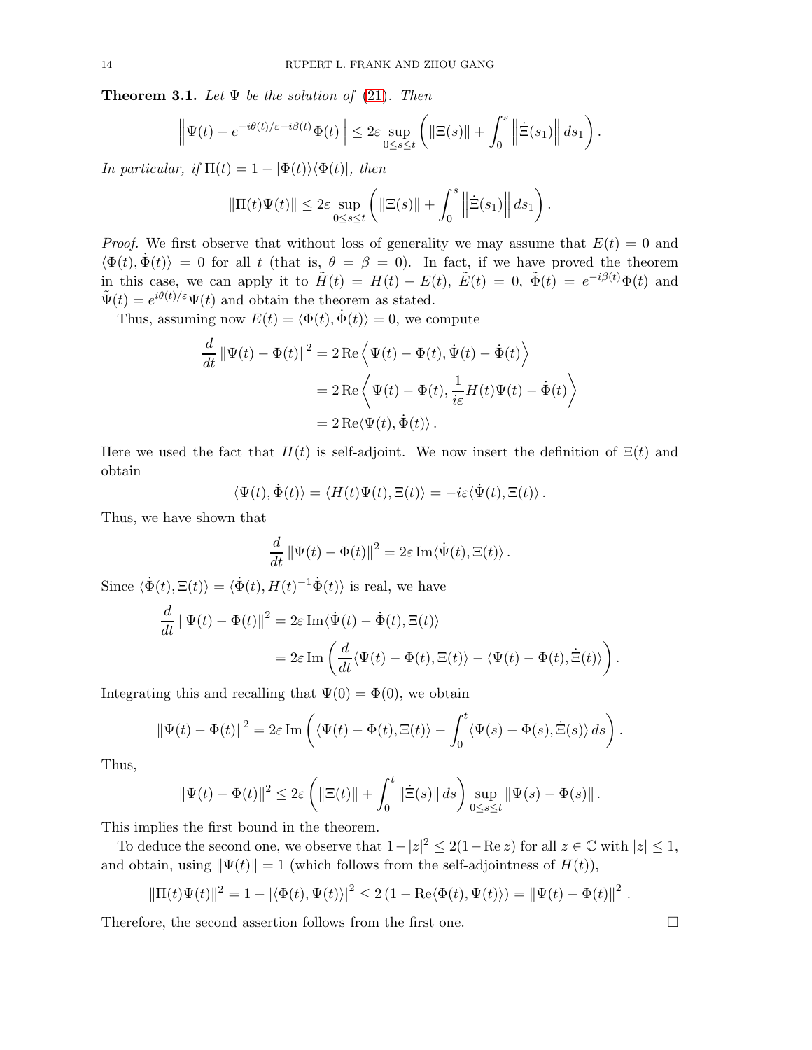**Theorem 3.1.** *Let $\Psi$ be the solution of* (21). *Then*

$$\left\| \Psi(t) - e^{-i\theta(t)/\varepsilon - i\beta(t)} \Phi(t) \right\| \leq 2\varepsilon \sup_{0\leq s\leq t} \left( \|\Xi(s)\| + \int_0^s \left\| \dot{\Xi}(s_1) \right\| ds_1 \right).$$

*In particular, if* $\Pi(t) = 1 - |\Phi(t)\rangle\langle\Phi(t)|$, *then*

$$\|\Pi(t)\Psi(t)\| \leq 2\varepsilon \sup_{0\leq s\leq t} \left( \|\Xi(s)\| + \int_0^s \left\| \dot{\Xi}(s_1) \right\| ds_1 \right).$$

*Proof.* We first observe that without loss of generality we may assume that $E(t) = 0$ and $\langle \Phi(t), \dot{\Phi}(t) \rangle = 0$ for all $t$ (that is, $\theta = \beta = 0$). In fact, if we have proved the theorem in this case, we can apply it to $\tilde{H}(t) = H(t) - E(t)$, $\tilde{E}(t) = 0$, $\tilde{\Phi}(t) = e^{-i\beta(t)}\Phi(t)$ and $\tilde{\Psi}(t) = e^{i\theta(t)/\varepsilon}\Psi(t)$ and obtain the theorem as stated.

Thus, assuming now $E(t) = \langle \Phi(t), \dot{\Phi}(t) \rangle = 0$, we compute

$$\begin{aligned}
\frac{d}{dt} \|\Psi(t) - \Phi(t)\|^2 &= 2 \operatorname{Re} \left\langle \Psi(t) - \Phi(t), \dot{\Psi}(t) - \dot{\Phi}(t) \right\rangle \\
&= 2 \operatorname{Re} \left\langle \Psi(t) - \Phi(t), \frac{1}{i\varepsilon} H(t)\Psi(t) - \dot{\Phi}(t) \right\rangle \\
&= 2 \operatorname{Re} \langle \Psi(t), \dot{\Phi}(t) \rangle .
\end{aligned}$$

Here we used the fact that $H(t)$ is self-adjoint. We now insert the definition of $\Xi(t)$ and obtain

$$\langle \Psi(t), \dot{\Phi}(t) \rangle = \langle H(t)\Psi(t), \Xi(t) \rangle = -i\varepsilon \langle \dot{\Psi}(t), \Xi(t) \rangle .$$

Thus, we have shown that

$$\frac{d}{dt} \|\Psi(t) - \Phi(t)\|^2 = 2\varepsilon \operatorname{Im} \langle \dot{\Psi}(t), \Xi(t) \rangle .$$

Since $\langle \dot{\Phi}(t), \Xi(t) \rangle = \langle \dot{\Phi}(t), H(t)^{-1} \dot{\Phi}(t) \rangle$ is real, we have

$$\begin{aligned}
\frac{d}{dt} \|\Psi(t) - \Phi(t)\|^2 &= 2\varepsilon \operatorname{Im} \langle \dot{\Psi}(t) - \dot{\Phi}(t), \Xi(t) \rangle \\
&= 2\varepsilon \operatorname{Im} \left( \frac{d}{dt} \langle \Psi(t) - \Phi(t), \Xi(t) \rangle - \langle \Psi(t) - \Phi(t), \dot{\Xi}(t) \rangle \right).
\end{aligned}$$

Integrating this and recalling that $\Psi(0) = \Phi(0)$, we obtain

$$\|\Psi(t) - \Phi(t)\|^2 = 2\varepsilon \operatorname{Im} \left( \langle \Psi(t) - \Phi(t), \Xi(t) \rangle - \int_0^t \langle \Psi(s) - \Phi(s), \dot{\Xi}(s) \rangle \, ds \right).$$

Thus,

$$\|\Psi(t) - \Phi(t)\|^2 \leq 2\varepsilon \left( \|\Xi(t)\| + \int_0^t \|\dot{\Xi}(s)\| \, ds \right) \sup_{0\leq s\leq t} \|\Psi(s) - \Phi(s)\| .$$

This implies the first bound in the theorem.

To deduce the second one, we observe that $1 - |z|^2 \leq 2(1 - \operatorname{Re} z)$ for all $z \in \mathbb{C}$ with $|z| \leq 1$, and obtain, using $\|\Psi(t)\| = 1$ (which follows from the self-adjointness of $H(t)$),

$$\|\Pi(t)\Psi(t)\|^2 = 1 - |\langle \Phi(t), \Psi(t) \rangle|^2 \leq 2 \left(1 - \operatorname{Re} \langle \Phi(t), \Psi(t) \rangle \right) = \|\Psi(t) - \Phi(t)\|^2 .$$

Therefore, the second assertion follows from the first one. $\square$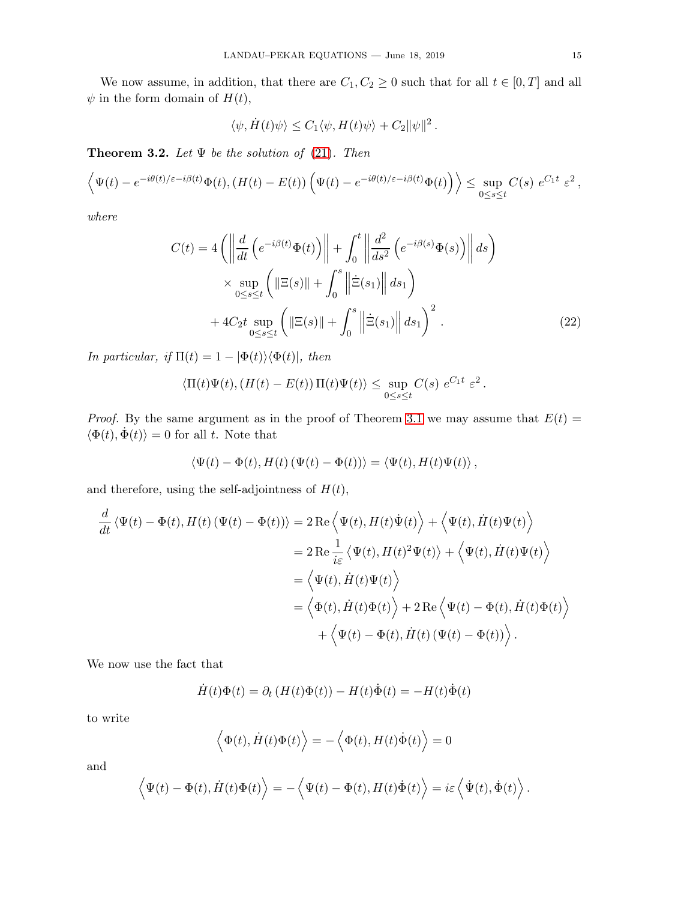We now assume, in addition, that there are $C_1, C_2 \geq 0$ such that for all $t \in [0,T]$ and all $\psi$ in the form domain of $H(t)$,

$$\langle \psi, \dot{H}(t)\psi \rangle \leq C_1 \langle \psi, H(t)\psi\rangle + C_2\|\psi\|^2 .$$

**Theorem 3.2.** *Let $\Psi$ be the solution of (21). Then*

$$\left\langle \Psi(t) - e^{-i\theta(t)/\varepsilon - i\beta(t)}\Phi(t), (H(t)-E(t))\left(\Psi(t) - e^{-i\theta(t)/\varepsilon - i\beta(t)}\Phi(t)\right)\right\rangle \leq \sup_{0\leq s\leq t} C(s)\; e^{C_1 t}\; \varepsilon^2 ,$$

*where*

$$\begin{aligned}
C(t) = {} & 4\left( \left\| \frac{d}{dt}\left(e^{-i\beta(t)}\Phi(t)\right)\right\| + \int_0^t \left\| \frac{d^2}{ds^2}\left(e^{-i\beta(s)}\Phi(s)\right)\right\| ds \right) \\
& \times \sup_{0\leq s\leq t}\left( \|\Xi(s)\| + \int_0^s \left\|\dot{\Xi}(s_1)\right\| ds_1 \right) \\
& + 4C_2 t \sup_{0\leq s\leq t}\left( \|\Xi(s)\| + \int_0^s \left\|\dot{\Xi}(s_1)\right\| ds_1 \right)^2 .
\end{aligned} \tag{22}$$

*In particular, if $\Pi(t) = 1 - |\Phi(t)\rangle\langle\Phi(t)|$, then*

$$\langle \Pi(t)\Psi(t), (H(t)-E(t))\,\Pi(t)\Psi(t)\rangle \leq \sup_{0\leq s\leq t} C(s)\; e^{C_1 t}\; \varepsilon^2 .$$

*Proof.* By the same argument as in the proof of Theorem 3.1 we may assume that $E(t) = \langle \Phi(t), \dot{\Phi}(t)\rangle = 0$ for all $t$. Note that

$$\langle \Psi(t) - \Phi(t), H(t)\left(\Psi(t)-\Phi(t)\right)\rangle = \langle \Psi(t), H(t)\Psi(t)\rangle ,$$

and therefore, using the self-adjointness of $H(t)$,

$$\begin{aligned}
\frac{d}{dt}\langle \Psi(t)-\Phi(t), H(t)\left(\Psi(t)-\Phi(t)\right)\rangle &= 2\,\mathrm{Re}\left\langle \Psi(t), H(t)\dot{\Psi}(t)\right\rangle + \left\langle \Psi(t), \dot{H}(t)\Psi(t)\right\rangle \\
&= 2\,\mathrm{Re}\,\frac{1}{i\varepsilon}\left\langle \Psi(t), H(t)^2\Psi(t)\right\rangle + \left\langle \Psi(t), \dot{H}(t)\Psi(t)\right\rangle \\
&= \left\langle \Psi(t), \dot{H}(t)\Psi(t)\right\rangle \\
&= \left\langle \Phi(t), \dot{H}(t)\Phi(t)\right\rangle + 2\,\mathrm{Re}\left\langle \Psi(t)-\Phi(t), \dot{H}(t)\Phi(t)\right\rangle \\
&\qquad + \left\langle \Psi(t)-\Phi(t), \dot{H}(t)\left(\Psi(t)-\Phi(t)\right)\right\rangle .
\end{aligned}$$

We now use the fact that

$$\dot{H}(t)\Phi(t) = \partial_t\left(H(t)\Phi(t)\right) - H(t)\dot{\Phi}(t) = -H(t)\dot{\Phi}(t)$$

to write

$$\left\langle \Phi(t), \dot{H}(t)\Phi(t)\right\rangle = -\left\langle \Phi(t), H(t)\dot{\Phi}(t)\right\rangle = 0$$

and

$$\left\langle \Psi(t)-\Phi(t), \dot{H}(t)\Phi(t)\right\rangle = -\left\langle \Psi(t)-\Phi(t), H(t)\dot{\Phi}(t)\right\rangle = i\varepsilon\left\langle \dot{\Psi}(t), \dot{\Phi}(t)\right\rangle .$$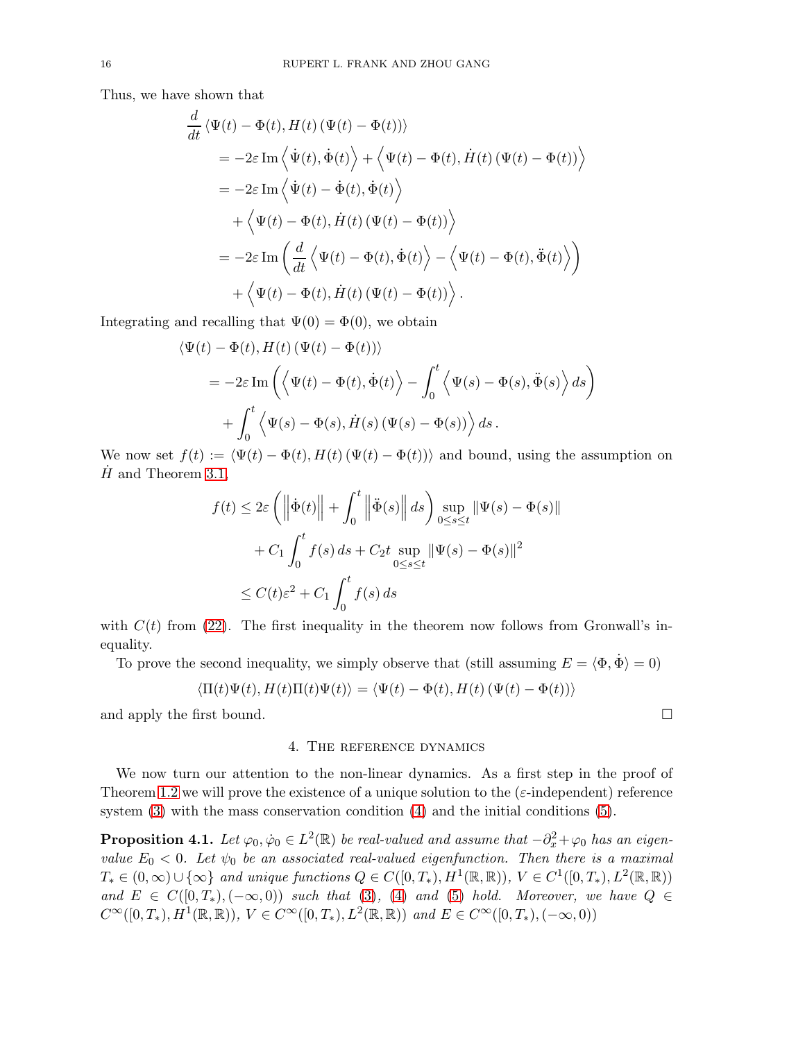Thus, we have shown that

$$
\begin{aligned}
&\frac{d}{dt} \langle \Psi(t) - \Phi(t), H(t) \left(\Psi(t) - \Phi(t)\right) \rangle \\
&\quad = -2\varepsilon \operatorname{Im} \left\langle \dot{\Psi}(t), \dot{\Phi}(t) \right\rangle + \left\langle \Psi(t) - \Phi(t), \dot{H}(t) \left(\Psi(t) - \Phi(t)\right) \right\rangle \\
&\quad = -2\varepsilon \operatorname{Im} \left\langle \dot{\Psi}(t) - \dot{\Phi}(t), \dot{\Phi}(t) \right\rangle \\
&\qquad + \left\langle \Psi(t) - \Phi(t), \dot{H}(t) \left(\Psi(t) - \Phi(t)\right) \right\rangle \\
&\quad = -2\varepsilon \operatorname{Im} \left( \frac{d}{dt} \left\langle \Psi(t) - \Phi(t), \dot{\Phi}(t) \right\rangle - \left\langle \Psi(t) - \Phi(t), \ddot{\Phi}(t) \right\rangle \right) \\
&\qquad + \left\langle \Psi(t) - \Phi(t), \dot{H}(t) \left(\Psi(t) - \Phi(t)\right) \right\rangle .
\end{aligned}
$$

Integrating and recalling that $\Psi(0) = \Phi(0)$, we obtain

$$
\begin{aligned}
&\langle \Psi(t) - \Phi(t), H(t) \left(\Psi(t) - \Phi(t)\right) \rangle \\
&\quad = -2\varepsilon \operatorname{Im} \left( \left\langle \Psi(t) - \Phi(t), \dot{\Phi}(t) \right\rangle - \int_0^t \left\langle \Psi(s) - \Phi(s), \ddot{\Phi}(s) \right\rangle ds \right) \\
&\qquad + \int_0^t \left\langle \Psi(s) - \Phi(s), \dot{H}(s) \left(\Psi(s) - \Phi(s)\right) \right\rangle ds .
\end{aligned}
$$

We now set $f(t) := \langle \Psi(t) - \Phi(t), H(t) \left(\Psi(t) - \Phi(t)\right) \rangle$ and bound, using the assumption on $\dot{H}$ and Theorem 3.1,

$$
\begin{aligned}
f(t) &\leq 2\varepsilon \left( \left\| \dot{\Phi}(t) \right\| + \int_0^t \left\| \ddot{\Phi}(s) \right\| ds \right) \sup_{0 \leq s \leq t} \| \Psi(s) - \Phi(s) \| \\
&\quad + C_1 \int_0^t f(s)\, ds + C_2 t \sup_{0 \leq s \leq t} \| \Psi(s) - \Phi(s) \|^2 \\
&\leq C(t) \varepsilon^2 + C_1 \int_0^t f(s)\, ds
\end{aligned}
$$

with $C(t)$ from (22). The first inequality in the theorem now follows from Gronwall's inequality.

To prove the second inequality, we simply observe that (still assuming $E = \langle \Phi, \dot{\Phi} \rangle = 0$)

$$
\langle \Pi(t)\Psi(t), H(t)\Pi(t)\Psi(t) \rangle = \langle \Psi(t) - \Phi(t), H(t) \left(\Psi(t) - \Phi(t)\right) \rangle
$$

and apply the first bound. $\square$

## 4. The reference dynamics

We now turn our attention to the non-linear dynamics. As a first step in the proof of Theorem 1.2 we will prove the existence of a unique solution to the ($\varepsilon$-independent) reference system (3) with the mass conservation condition (4) and the initial conditions (5).

**Proposition 4.1.** *Let $\varphi_0, \dot{\varphi}_0 \in L^2(\mathbb{R})$ be real-valued and assume that $-\partial_x^2 + \varphi_0$ has an eigenvalue $E_0 < 0$. Let $\psi_0$ be an associated real-valued eigenfunction. Then there is a maximal $T_* \in (0, \infty) \cup \{\infty\}$ and unique functions $Q \in C([0, T_*), H^1(\mathbb{R}, \mathbb{R}))$, $V \in C^1([0, T_*), L^2(\mathbb{R}, \mathbb{R}))$ and $E \in C([0, T_*), (-\infty, 0))$ such that (3), (4) and (5) hold. Moreover, we have $Q \in C^\infty([0, T_*), H^1(\mathbb{R}, \mathbb{R}))$, $V \in C^\infty([0, T_*), L^2(\mathbb{R}, \mathbb{R}))$ and $E \in C^\infty([0, T_*), (-\infty, 0))$*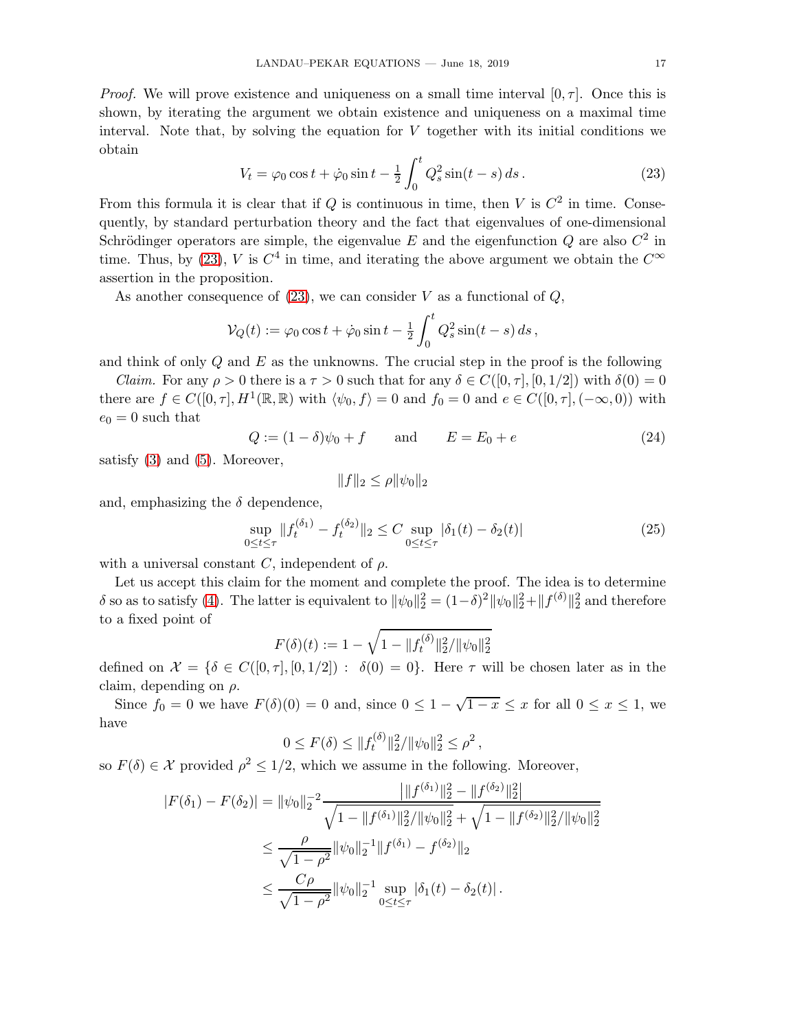*Proof.* We will prove existence and uniqueness on a small time interval $[0,\tau]$. Once this is shown, by iterating the argument we obtain existence and uniqueness on a maximal time interval. Note that, by solving the equation for $V$ together with its initial conditions we obtain

$$V_t = \varphi_0 \cos t + \dot\varphi_0 \sin t - \tfrac{1}{2}\int_0^t Q_s^2 \sin(t-s)\,ds\,. \tag{23}$$

From this formula it is clear that if $Q$ is continuous in time, then $V$ is $C^2$ in time. Consequently, by standard perturbation theory and the fact that eigenvalues of one-dimensional Schrödinger operators are simple, the eigenvalue $E$ and the eigenfunction $Q$ are also $C^2$ in time. Thus, by (23), $V$ is $C^4$ in time, and iterating the above argument we obtain the $C^\infty$ assertion in the proposition.

As another consequence of (23), we can consider $V$ as a functional of $Q$,

$$\mathcal{V}_Q(t) := \varphi_0 \cos t + \dot\varphi_0 \sin t - \tfrac{1}{2}\int_0^t Q_s^2 \sin(t-s)\,ds\,,$$

and think of only $Q$ and $E$ as the unknowns. The crucial step in the proof is the following

*Claim.* For any $\rho>0$ there is a $\tau>0$ such that for any $\delta\in C([0,\tau],[0,1/2])$ with $\delta(0)=0$ there are $f\in C([0,\tau],H^1(\mathbb{R},\mathbb{R})$ with $\langle\psi_0,f\rangle=0$ and $f_0=0$ and $e\in C([0,\tau],(-\infty,0))$ with $e_0=0$ such that

$$Q := (1-\delta)\psi_0 + f \qquad \text{and} \qquad E = E_0 + e \tag{24}$$

satisfy (3) and (5). Moreover,

$$\|f\|_2 \le \rho\|\psi_0\|_2$$

and, emphasizing the $\delta$ dependence,

$$\sup_{0\le t\le\tau}\|f_t^{(\delta_1)} - f_t^{(\delta_2)}\|_2 \le C \sup_{0\le t\le \tau}|\delta_1(t)-\delta_2(t)| \tag{25}$$

with a universal constant $C$, independent of $\rho$.

Let us accept this claim for the moment and complete the proof. The idea is to determine $\delta$ so as to satisfy (4). The latter is equivalent to $\|\psi_0\|_2^2 = (1-\delta)^2\|\psi_0\|_2^2 + \|f^{(\delta)}\|_2^2$ and therefore to a fixed point of

$$F(\delta)(t) := 1 - \sqrt{1-\|f_t^{(\delta)}\|_2^2/\|\psi_0\|_2^2}$$

defined on $\mathcal{X} = \{\delta\in C([0,\tau],[0,1/2]) :\ \delta(0)=0\}$. Here $\tau$ will be chosen later as in the claim, depending on $\rho$.

Since $f_0=0$ we have $F(\delta)(0)=0$ and, since $0\le 1-\sqrt{1-x}\le x$ for all $0\le x\le 1$, we have

$$0\le F(\delta) \le \|f_t^{(\delta)}\|_2^2/\|\psi_0\|_2^2 \le \rho^2\,,$$

so $F(\delta)\in\mathcal{X}$ provided $\rho^2\le 1/2$, which we assume in the following. Moreover,

$$\begin{aligned}
|F(\delta_1)-F(\delta_2)| &= \|\psi_0\|_2^{-2}\frac{\big|\|f^{(\delta_1)}\|_2^2 - \|f^{(\delta_2)}\|_2^2\big|}{\sqrt{1-\|f^{(\delta_1)}\|_2^2/\|\psi_0\|_2^2}+\sqrt{1-\|f^{(\delta_2)}\|_2^2/\|\psi_0\|_2^2}} \\
&\le \frac{\rho}{\sqrt{1-\rho^2}}\|\psi_0\|_2^{-1}\|f^{(\delta_1)}-f^{(\delta_2)}\|_2 \\
&\le \frac{C\rho}{\sqrt{1-\rho^2}}\|\psi_0\|_2^{-1}\sup_{0\le t\le\tau}|\delta_1(t)-\delta_2(t)|\,.
\end{aligned}$$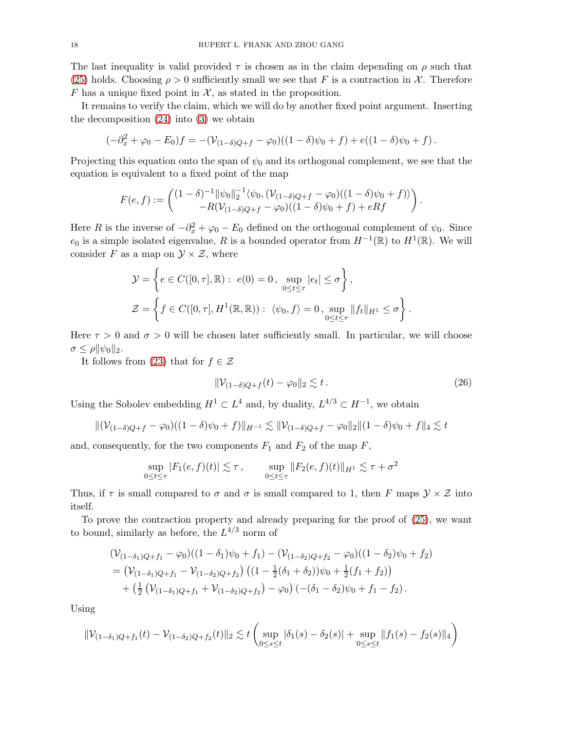The last inequality is valid provided $\tau$ is chosen as in the claim depending on $\rho$ such that (25) holds. Choosing $\rho > 0$ sufficiently small we see that $F$ is a contraction in $\mathcal{X}$. Therefore $F$ has a unique fixed point in $\mathcal{X}$, as stated in the proposition.

It remains to verify the claim, which we will do by another fixed point argument. Inserting the decomposition (24) into (3) we obtain

$$(-\partial_x^2 + \varphi_0 - E_0)f = -(\mathcal{V}_{(1-\delta)Q+f} - \varphi_0)((1-\delta)\psi_0 + f) + e((1-\delta)\psi_0 + f)\,.$$

Projecting this equation onto the span of $\psi_0$ and its orthogonal complement, we see that the equation is equivalent to a fixed point of the map

$$F(e,f) := \begin{pmatrix} (1-\delta)^{-1}\|\psi_0\|_2^{-1}\langle \psi_0, (\mathcal{V}_{(1-\delta)Q+f} - \varphi_0)((1-\delta)\psi_0 + f)\rangle \\ -R(\mathcal{V}_{(1-\delta)Q+f} - \varphi_0)((1-\delta)\psi_0 + f) + eRf \end{pmatrix}.$$

Here $R$ is the inverse of $-\partial_x^2 + \varphi_0 - E_0$ defined on the orthogonal complement of $\psi_0$. Since $e_0$ is a simple isolated eigenvalue, $R$ is a bounded operator from $H^{-1}(\mathbb{R})$ to $H^1(\mathbb{R})$. We will consider $F$ as a map on $\mathcal{Y} \times \mathcal{Z}$, where

$$\mathcal{Y} = \left\{ e \in C([0,\tau],\mathbb{R}) :\ e(0) = 0\,,\ \sup_{0\le t\le \tau} |e_t| \le \sigma \right\},$$

$$\mathcal{Z} = \left\{ f \in C([0,\tau], H^1(\mathbb{R},\mathbb{R})) :\ \langle \psi_0, f\rangle = 0\,,\ \sup_{0\le t\le\tau} \|f_t\|_{H^1} \le \sigma \right\}.$$

Here $\tau > 0$ and $\sigma > 0$ will be chosen later sufficiently small. In particular, we will choose $\sigma \le \rho\|\psi_0\|_2$.

It follows from (23) that for $f \in \mathcal{Z}$

$$\|\mathcal{V}_{(1-\delta)Q+f}(t) - \varphi_0\|_2 \lesssim t\,. \tag{26}$$

Using the Sobolev embedding $H^1 \subset L^4$ and, by duality, $L^{4/3} \subset H^{-1}$, we obtain

$$\|(\mathcal{V}_{(1-\delta)Q+f} - \varphi_0)((1-\delta)\psi_0 + f)\|_{H^{-1}} \lesssim \|\mathcal{V}_{(1-\delta)Q+f} - \varphi_0\|_2 \|(1-\delta)\psi_0 + f\|_4 \lesssim t$$

and, consequently, for the two components $F_1$ and $F_2$ of the map $F$,

$$\sup_{0\le t\le\tau} |F_1(e,f)(t)| \lesssim \tau\,, \qquad \sup_{0\le t\le\tau} \|F_2(e,f)(t)\|_{H^1} \lesssim \tau + \sigma^2$$

Thus, if $\tau$ is small compared to $\sigma$ and $\sigma$ is small compared to 1, then $F$ maps $\mathcal{Y}\times\mathcal{Z}$ into itself.

To prove the contraction property and already preparing for the proof of (25), we want to bound, similarly as before, the $L^{4/3}$ norm of

$$\begin{aligned}
&(\mathcal{V}_{(1-\delta_1)Q+f_1} - \varphi_0)((1-\delta_1)\psi_0 + f_1) - (\mathcal{V}_{(1-\delta_2)Q+f_2} - \varphi_0)((1-\delta_2)\psi_0 + f_2) \\
&= \left(\mathcal{V}_{(1-\delta_1)Q+f_1} - \mathcal{V}_{(1-\delta_2)Q+f_2}\right)\left((1 - \tfrac{1}{2}(\delta_1+\delta_2))\psi_0 + \tfrac{1}{2}(f_1+f_2)\right) \\
&\quad + \left(\tfrac{1}{2}\left(\mathcal{V}_{(1-\delta_1)Q+f_1} + \mathcal{V}_{(1-\delta_2)Q+f_2}\right) - \varphi_0\right)\left(-(\delta_1-\delta_2)\psi_0 + f_1 - f_2\right).
\end{aligned}$$

Using

$$\|\mathcal{V}_{(1-\delta_1)Q+f_1}(t) - \mathcal{V}_{(1-\delta_2)Q+f_2}(t)\|_2 \lesssim t\left(\sup_{0\le s\le t}|\delta_1(s) - \delta_2(s)| + \sup_{0\le s\le t}\|f_1(s) - f_2(s)\|_4\right)$$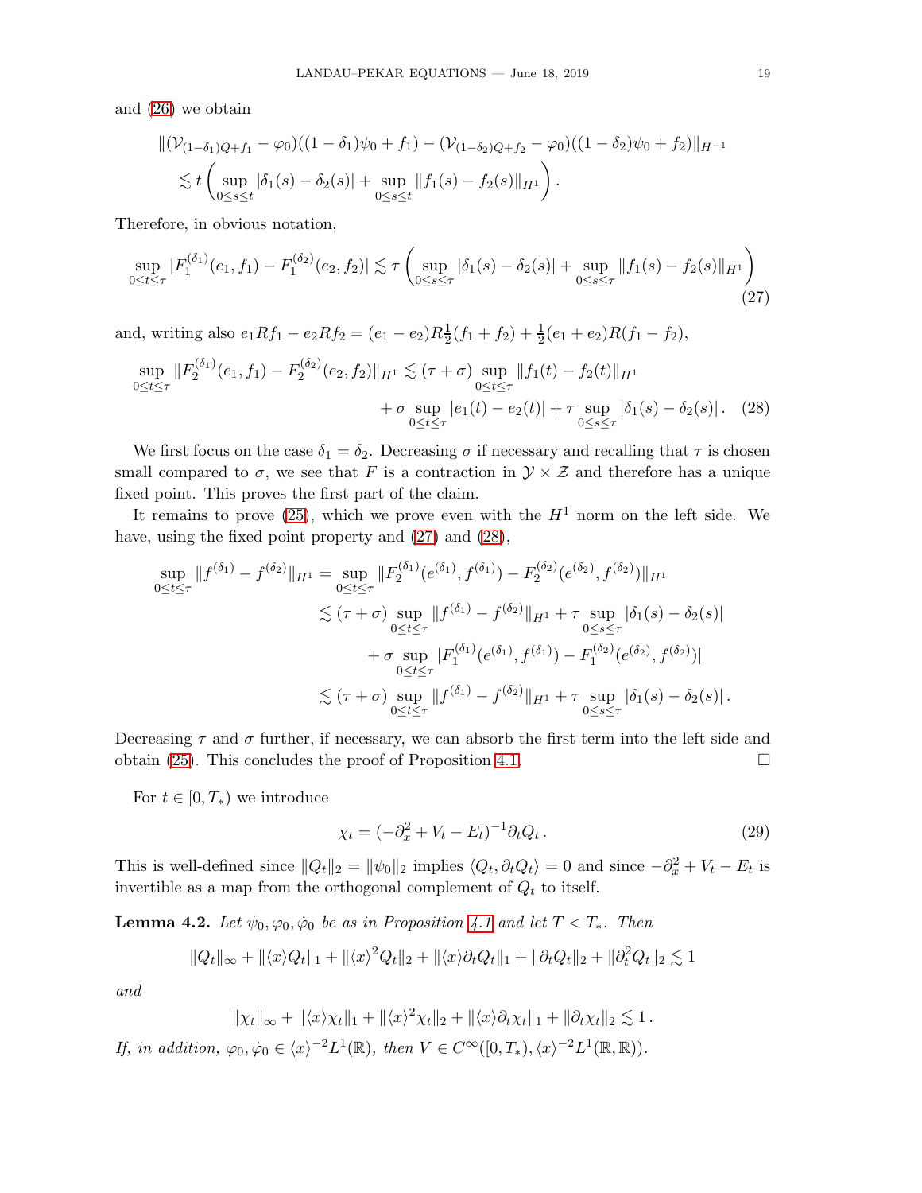and (26) we obtain

$$\|(\mathcal{V}_{(1-\delta_1)Q+f_1} - \varphi_0)((1-\delta_1)\psi_0 + f_1) - (\mathcal{V}_{(1-\delta_2)Q+f_2} - \varphi_0)((1-\delta_2)\psi_0 + f_2)\|_{H^{-1}}$$
$$\lesssim t\left(\sup_{0\le s\le t}|\delta_1(s)-\delta_2(s)| + \sup_{0\le s\le t}\|f_1(s)-f_2(s)\|_{H^1}\right).$$

Therefore, in obvious notation,

$$\sup_{0\le t\le \tau}|F_1^{(\delta_1)}(e_1,f_1) - F_1^{(\delta_2)}(e_2,f_2)| \lesssim \tau\left(\sup_{0\le s\le \tau}|\delta_1(s)-\delta_2(s)| + \sup_{0\le s\le \tau}\|f_1(s)-f_2(s)\|_{H^1}\right) \tag{27}$$

and, writing also $e_1Rf_1 - e_2Rf_2 = (e_1-e_2)R\frac{1}{2}(f_1+f_2) + \frac{1}{2}(e_1+e_2)R(f_1-f_2)$,

$$\sup_{0\le t\le \tau}\|F_2^{(\delta_1)}(e_1,f_1) - F_2^{(\delta_2)}(e_2,f_2)\|_{H^1} \lesssim (\tau+\sigma)\sup_{0\le t\le\tau}\|f_1(t)-f_2(t)\|_{H^1}$$
$$+ \sigma\sup_{0\le t\le\tau}|e_1(t)-e_2(t)| + \tau\sup_{0\le s\le\tau}|\delta_1(s)-\delta_2(s)|. \tag{28}$$

We first focus on the case $\delta_1=\delta_2$. Decreasing $\sigma$ if necessary and recalling that $\tau$ is chosen small compared to $\sigma$, we see that $F$ is a contraction in $\mathcal{Y}\times\mathcal{Z}$ and therefore has a unique fixed point. This proves the first part of the claim.

It remains to prove (25), which we prove even with the $H^1$ norm on the left side. We have, using the fixed point property and (27) and (28),

$$\begin{aligned}
\sup_{0\le t\le\tau}\|f^{(\delta_1)} - f^{(\delta_2)}\|_{H^1} &= \sup_{0\le t\le\tau}\|F_2^{(\delta_1)}(e^{(\delta_1)},f^{(\delta_1)}) - F_2^{(\delta_2)}(e^{(\delta_2)},f^{(\delta_2)})\|_{H^1} \\
&\lesssim (\tau+\sigma)\sup_{0\le t\le\tau}\|f^{(\delta_1)}-f^{(\delta_2)}\|_{H^1} + \tau\sup_{0\le s\le\tau}|\delta_1(s)-\delta_2(s)| \\
&\qquad + \sigma\sup_{0\le t\le\tau}|F_1^{(\delta_1)}(e^{(\delta_1)},f^{(\delta_1)}) - F_1^{(\delta_2)}(e^{(\delta_2)},f^{(\delta_2)})| \\
&\lesssim (\tau+\sigma)\sup_{0\le t\le\tau}\|f^{(\delta_1)}-f^{(\delta_2)}\|_{H^1} + \tau\sup_{0\le s\le\tau}|\delta_1(s)-\delta_2(s)|.
\end{aligned}$$

Decreasing $\tau$ and $\sigma$ further, if necessary, we can absorb the first term into the left side and obtain (25). This concludes the proof of Proposition 4.1. □

For $t\in[0,T_*)$ we introduce

$$\chi_t = (-\partial_x^2 + V_t - E_t)^{-1}\partial_t Q_t. \tag{29}$$

This is well-defined since $\|Q_t\|_2 = \|\psi_0\|_2$ implies $\langle Q_t, \partial_t Q_t\rangle = 0$ and since $-\partial_x^2 + V_t - E_t$ is invertible as a map from the orthogonal complement of $Q_t$ to itself.

**Lemma 4.2.** *Let $\psi_0, \varphi_0, \dot\varphi_0$ be as in Proposition 4.1 and let $T < T_*$. Then*

$$\|Q_t\|_\infty + \|\langle x\rangle Q_t\|_1 + \|\langle x\rangle^2 Q_t\|_2 + \|\langle x\rangle \partial_t Q_t\|_1 + \|\partial_t Q_t\|_2 + \|\partial_t^2 Q_t\|_2 \lesssim 1$$

*and*

$$\|\chi_t\|_\infty + \|\langle x\rangle\chi_t\|_1 + \|\langle x\rangle^2\chi_t\|_2 + \|\langle x\rangle\partial_t\chi_t\|_1 + \|\partial_t\chi_t\|_2 \lesssim 1.$$

*If, in addition, $\varphi_0, \dot\varphi_0 \in \langle x\rangle^{-2}L^1(\mathbb{R})$, then $V \in C^\infty([0,T_*), \langle x\rangle^{-2}L^1(\mathbb{R},\mathbb{R}))$.*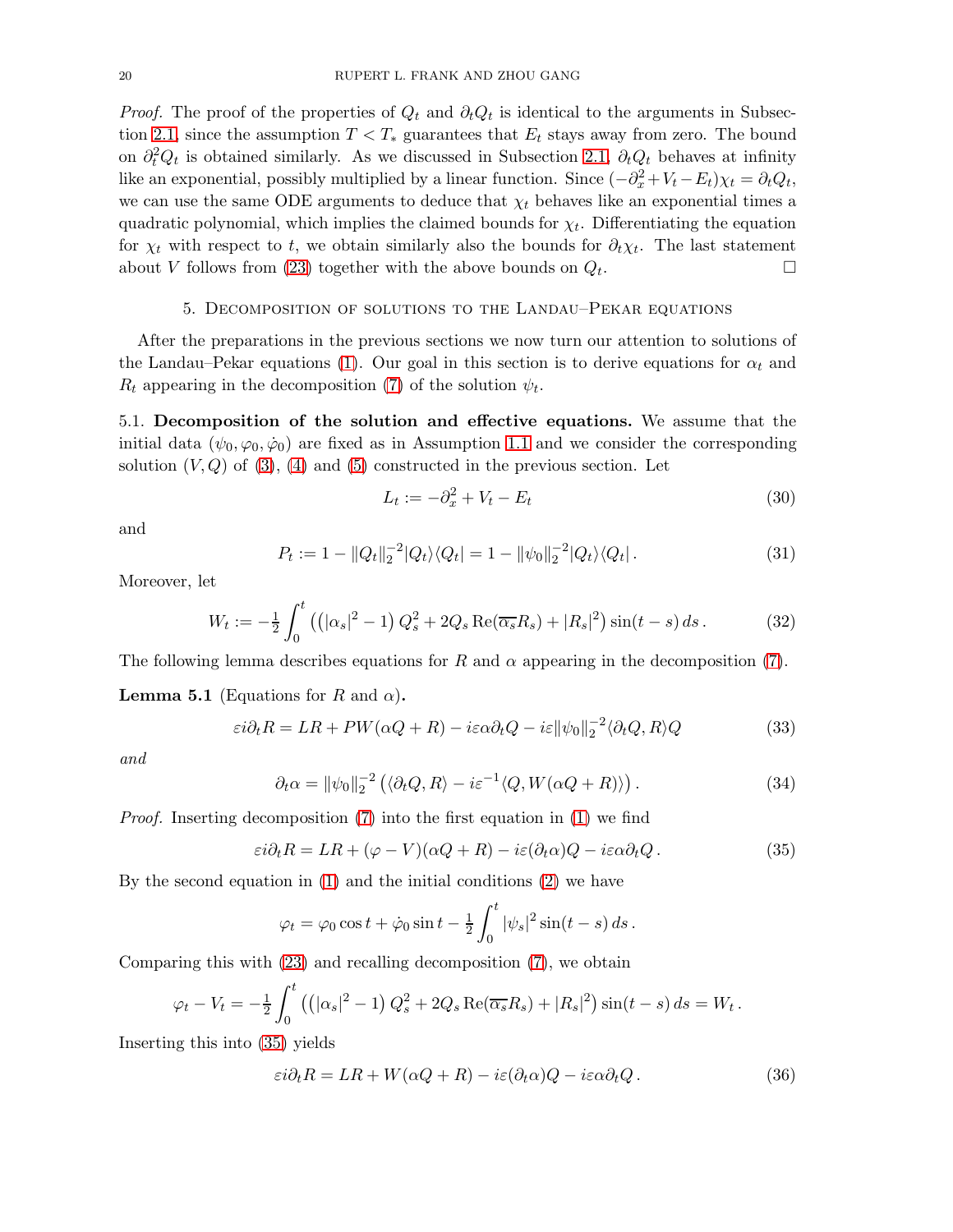*Proof.* The proof of the properties of $Q_t$ and $\partial_t Q_t$ is identical to the arguments in Subsection 2.1, since the assumption $T < T_*$ guarantees that $E_t$ stays away from zero. The bound on $\partial_t^2 Q_t$ is obtained similarly. As we discussed in Subsection 2.1, $\partial_t Q_t$ behaves at infinity like an exponential, possibly multiplied by a linear function. Since $(-\partial_x^2 + V_t - E_t)\chi_t = \partial_t Q_t$, we can use the same ODE arguments to deduce that $\chi_t$ behaves like an exponential times a quadratic polynomial, which implies the claimed bounds for $\chi_t$. Differentiating the equation for $\chi_t$ with respect to $t$, we obtain similarly also the bounds for $\partial_t \chi_t$. The last statement about $V$ follows from (23) together with the above bounds on $Q_t$. $\square$

## 5. Decomposition of solutions to the Landau–Pekar equations

After the preparations in the previous sections we now turn our attention to solutions of the Landau–Pekar equations (1). Our goal in this section is to derive equations for $\alpha_t$ and $R_t$ appearing in the decomposition (7) of the solution $\psi_t$.

### 5.1. Decomposition of the solution and effective equations.

We assume that the initial data $(\psi_0, \varphi_0, \dot\varphi_0)$ are fixed as in Assumption 1.1 and we consider the corresponding solution $(V, Q)$ of (3), (4) and (5) constructed in the previous section. Let

$$L_t := -\partial_x^2 + V_t - E_t \tag{30}$$

and

$$P_t := 1 - \|Q_t\|_2^{-2} |Q_t\rangle\langle Q_t| = 1 - \|\psi_0\|_2^{-2} |Q_t\rangle\langle Q_t| \,. \tag{31}$$

Moreover, let

$$W_t := -\tfrac{1}{2} \int_0^t \left( \left(|\alpha_s|^2 - 1\right) Q_s^2 + 2Q_s \operatorname{Re}(\overline{\alpha_s} R_s) + |R_s|^2 \right) \sin(t-s)\, ds \,. \tag{32}$$

The following lemma describes equations for $R$ and $\alpha$ appearing in the decomposition (7).

**Lemma 5.1** (Equations for $R$ and $\alpha$)**.**

$$\varepsilon i \partial_t R = LR + PW(\alpha Q + R) - i\varepsilon \alpha \partial_t Q - i\varepsilon \|\psi_0\|_2^{-2} \langle \partial_t Q, R\rangle Q \tag{33}$$

*and*

$$\partial_t \alpha = \|\psi_0\|_2^{-2} \left( \langle \partial_t Q, R \rangle - i\varepsilon^{-1} \langle Q, W(\alpha Q + R)\rangle \right). \tag{34}$$

*Proof.* Inserting decomposition (7) into the first equation in (1) we find

$$\varepsilon i \partial_t R = LR + (\varphi - V)(\alpha Q + R) - i\varepsilon(\partial_t \alpha) Q - i\varepsilon \alpha \partial_t Q \,. \tag{35}$$

By the second equation in (1) and the initial conditions (2) we have

$$\varphi_t = \varphi_0 \cos t + \dot\varphi_0 \sin t - \tfrac{1}{2} \int_0^t |\psi_s|^2 \sin(t-s)\, ds \,.$$

Comparing this with (23) and recalling decomposition (7), we obtain

$$\varphi_t - V_t = -\tfrac{1}{2} \int_0^t \left( \left(|\alpha_s|^2 - 1\right) Q_s^2 + 2Q_s \operatorname{Re}(\overline{\alpha_s} R_s) + |R_s|^2 \right) \sin(t-s)\, ds = W_t \,.$$

Inserting this into (35) yields

$$\varepsilon i \partial_t R = LR + W(\alpha Q + R) - i\varepsilon(\partial_t \alpha) Q - i\varepsilon \alpha \partial_t Q \,. \tag{36}$$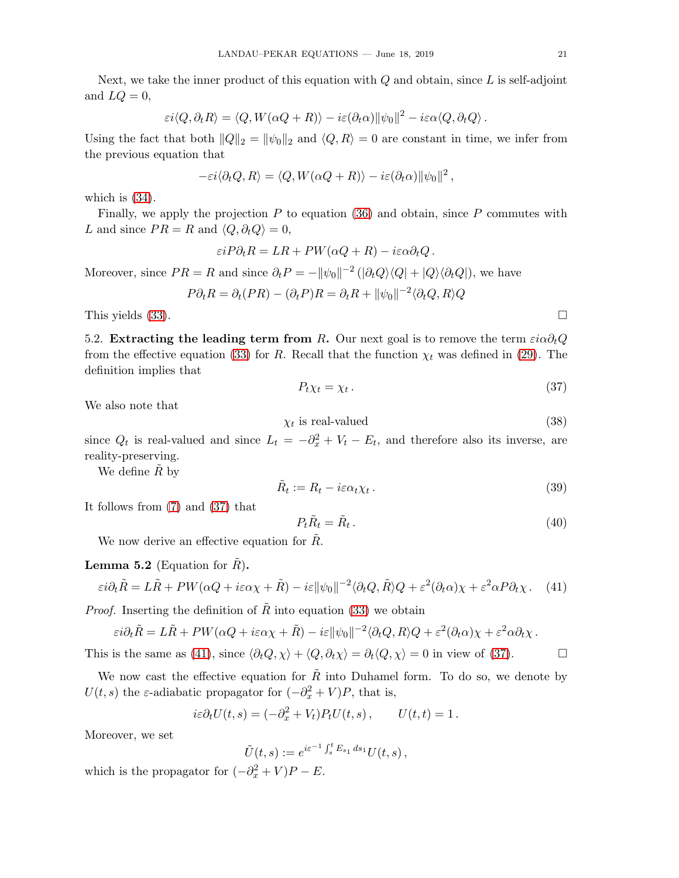Next, we take the inner product of this equation with $Q$ and obtain, since $L$ is self-adjoint and $LQ = 0$,

$$\varepsilon i\langle Q, \partial_t R\rangle = \langle Q, W(\alpha Q + R)\rangle - i\varepsilon(\partial_t \alpha)\|\psi_0\|^2 - i\varepsilon\alpha\langle Q, \partial_t Q\rangle\,.$$

Using the fact that both $\|Q\|_2 = \|\psi_0\|_2$ and $\langle Q, R\rangle = 0$ are constant in time, we infer from the previous equation that

$$-\varepsilon i\langle \partial_t Q, R\rangle = \langle Q, W(\alpha Q + R)\rangle - i\varepsilon(\partial_t\alpha)\|\psi_0\|^2\,,$$

which is (34).

Finally, we apply the projection $P$ to equation (36) and obtain, since $P$ commutes with $L$ and since $PR = R$ and $\langle Q, \partial_t Q\rangle = 0$,

$$\varepsilon i P\partial_t R = LR + PW(\alpha Q + R) - i\varepsilon\alpha\partial_t Q\,.$$

Moreover, since $PR = R$ and since $\partial_t P = -\|\psi_0\|^{-2}\left(|\partial_t Q\rangle\langle Q| + |Q\rangle\langle \partial_t Q|\right)$, we have

$$P\partial_t R = \partial_t(PR) - (\partial_t P)R = \partial_t R + \|\psi_0\|^{-2}\langle \partial_t Q, R\rangle Q$$

This yields (33). $\square$

5.2. **Extracting the leading term from $R$.** Our next goal is to remove the term $\varepsilon i\alpha\partial_t Q$ from the effective equation (33) for $R$. Recall that the function $\chi_t$ was defined in (29). The definition implies that

$$P_t\chi_t = \chi_t\,. \tag{37}$$

We also note that

$$\chi_t \text{ is real-valued} \tag{38}$$

since $Q_t$ is real-valued and since $L_t = -\partial_x^2 + V_t - E_t$, and therefore also its inverse, are reality-preserving.

We define $\tilde R$ by

$$\tilde R_t := R_t - i\varepsilon\alpha_t\chi_t\,. \tag{39}$$

It follows from (7) and (37) that

$$P_t\tilde R_t = \tilde R_t\,. \tag{40}$$

We now derive an effective equation for $\tilde R$.

**Lemma 5.2** (Equation for $\tilde R$)**.**

$$\varepsilon i\partial_t\tilde R = L\tilde R + PW(\alpha Q + i\varepsilon\alpha\chi + \tilde R) - i\varepsilon\|\psi_0\|^{-2}\langle\partial_t Q, \tilde R\rangle Q + \varepsilon^2(\partial_t\alpha)\chi + \varepsilon^2\alpha P\partial_t\chi\,. \tag{41}$$

*Proof.* Inserting the definition of $\tilde R$ into equation (33) we obtain

$$\varepsilon i\partial_t\tilde R = L\tilde R + PW(\alpha Q + i\varepsilon\alpha\chi + \tilde R) - i\varepsilon\|\psi_0\|^{-2}\langle\partial_t Q, R\rangle Q + \varepsilon^2(\partial_t\alpha)\chi + \varepsilon^2\alpha\partial_t\chi\,.$$

This is the same as (41), since $\langle\partial_t Q, \chi\rangle + \langle Q, \partial_t\chi\rangle = \partial_t\langle Q, \chi\rangle = 0$ in view of (37). $\square$

We now cast the effective equation for $\tilde R$ into Duhamel form. To do so, we denote by $U(t,s)$ the $\varepsilon$-adiabatic propagator for $(-\partial_x^2 + V)P$, that is,

$$i\varepsilon\partial_t U(t,s) = (-\partial_x^2 + V_t)P_t U(t,s)\,, \qquad U(t,t) = 1\,.$$

Moreover, we set

$$\tilde U(t,s) := e^{i\varepsilon^{-1}\int_s^t E_{s_1}\,ds_1}U(t,s)\,,$$

which is the propagator for $(-\partial_x^2 + V)P - E$.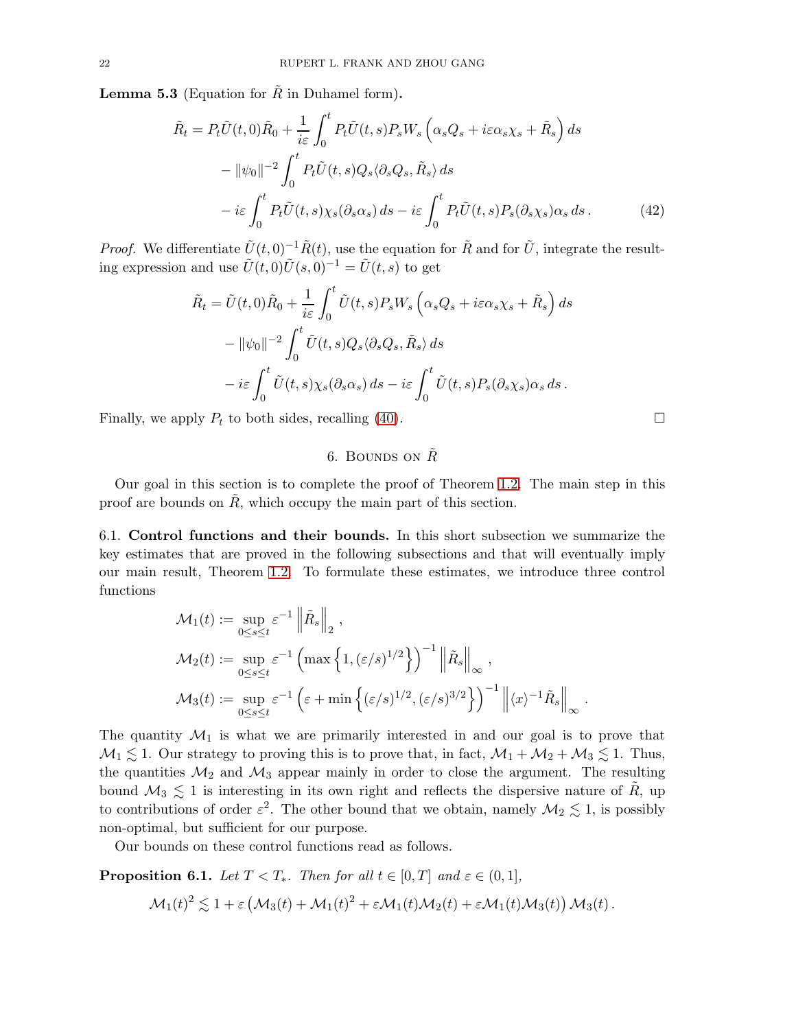**Lemma 5.3** (Equation for $\tilde{R}$ in Duhamel form)**.**

$$
\begin{aligned}
\tilde{R}_t = {} & P_t \tilde{U}(t,0)\tilde{R}_0 + \frac{1}{i\varepsilon}\int_0^t P_t \tilde{U}(t,s) P_s W_s \left(\alpha_s Q_s + i\varepsilon \alpha_s \chi_s + \tilde{R}_s\right) ds \\
& - \|\psi_0\|^{-2} \int_0^t P_t \tilde{U}(t,s) Q_s \langle \partial_s Q_s, \tilde{R}_s \rangle \, ds \\
& - i\varepsilon \int_0^t P_t \tilde{U}(t,s)\chi_s (\partial_s \alpha_s)\, ds - i\varepsilon \int_0^t P_t \tilde{U}(t,s) P_s (\partial_s \chi_s)\alpha_s \, ds \,. 
\end{aligned} \tag{42}
$$

*Proof.* We differentiate $\tilde{U}(t,0)^{-1}\tilde{R}(t)$, use the equation for $\tilde{R}$ and for $\tilde{U}$, integrate the resulting expression and use $\tilde{U}(t,0)\tilde{U}(s,0)^{-1} = \tilde{U}(t,s)$ to get

$$
\begin{aligned}
\tilde{R}_t = {} & \tilde{U}(t,0)\tilde{R}_0 + \frac{1}{i\varepsilon}\int_0^t \tilde{U}(t,s) P_s W_s \left(\alpha_s Q_s + i\varepsilon \alpha_s \chi_s + \tilde{R}_s\right) ds \\
& - \|\psi_0\|^{-2} \int_0^t \tilde{U}(t,s) Q_s \langle \partial_s Q_s, \tilde{R}_s \rangle \, ds \\
& - i\varepsilon \int_0^t \tilde{U}(t,s)\chi_s (\partial_s \alpha_s)\, ds - i\varepsilon \int_0^t \tilde{U}(t,s) P_s (\partial_s \chi_s)\alpha_s \, ds \,.
\end{aligned}
$$

Finally, we apply $P_t$ to both sides, recalling (40). $\square$

## 6. Bounds on $\tilde{R}$

Our goal in this section is to complete the proof of Theorem 1.2. The main step in this proof are bounds on $\tilde{R}$, which occupy the main part of this section.

6.1. **Control functions and their bounds.** In this short subsection we summarize the key estimates that are proved in the following subsections and that will eventually imply our main result, Theorem 1.2. To formulate these estimates, we introduce three control functions

$$
\begin{aligned}
\mathcal{M}_1(t) &:= \sup_{0\le s\le t} \varepsilon^{-1} \left\| \tilde{R}_s \right\|_2 , \\
\mathcal{M}_2(t) &:= \sup_{0\le s\le t} \varepsilon^{-1} \left( \max\left\{ 1, (\varepsilon/s)^{1/2} \right\} \right)^{-1} \left\| \tilde{R}_s \right\|_\infty , \\
\mathcal{M}_3(t) &:= \sup_{0\le s\le t} \varepsilon^{-1} \left( \varepsilon + \min\left\{ (\varepsilon/s)^{1/2}, (\varepsilon/s)^{3/2} \right\} \right)^{-1} \left\| \langle x\rangle^{-1} \tilde{R}_s \right\|_\infty .
\end{aligned}
$$

The quantity $\mathcal{M}_1$ is what we are primarily interested in and our goal is to prove that $\mathcal{M}_1 \lesssim 1$. Our strategy to proving this is to prove that, in fact, $\mathcal{M}_1 + \mathcal{M}_2 + \mathcal{M}_3 \lesssim 1$. Thus, the quantities $\mathcal{M}_2$ and $\mathcal{M}_3$ appear mainly in order to close the argument. The resulting bound $\mathcal{M}_3 \lesssim 1$ is interesting in its own right and reflects the dispersive nature of $\tilde{R}$, up to contributions of order $\varepsilon^2$. The other bound that we obtain, namely $\mathcal{M}_2 \lesssim 1$, is possibly non-optimal, but sufficient for our purpose.

Our bounds on these control functions read as follows.

**Proposition 6.1.** *Let $T < T_*$. Then for all $t \in [0,T]$ and $\varepsilon \in (0,1]$,*

$$
\mathcal{M}_1(t)^2 \lesssim 1 + \varepsilon \left( \mathcal{M}_3(t) + \mathcal{M}_1(t)^2 + \varepsilon \mathcal{M}_1(t)\mathcal{M}_2(t) + \varepsilon \mathcal{M}_1(t)\mathcal{M}_3(t) \right) \mathcal{M}_3(t) \,.
$$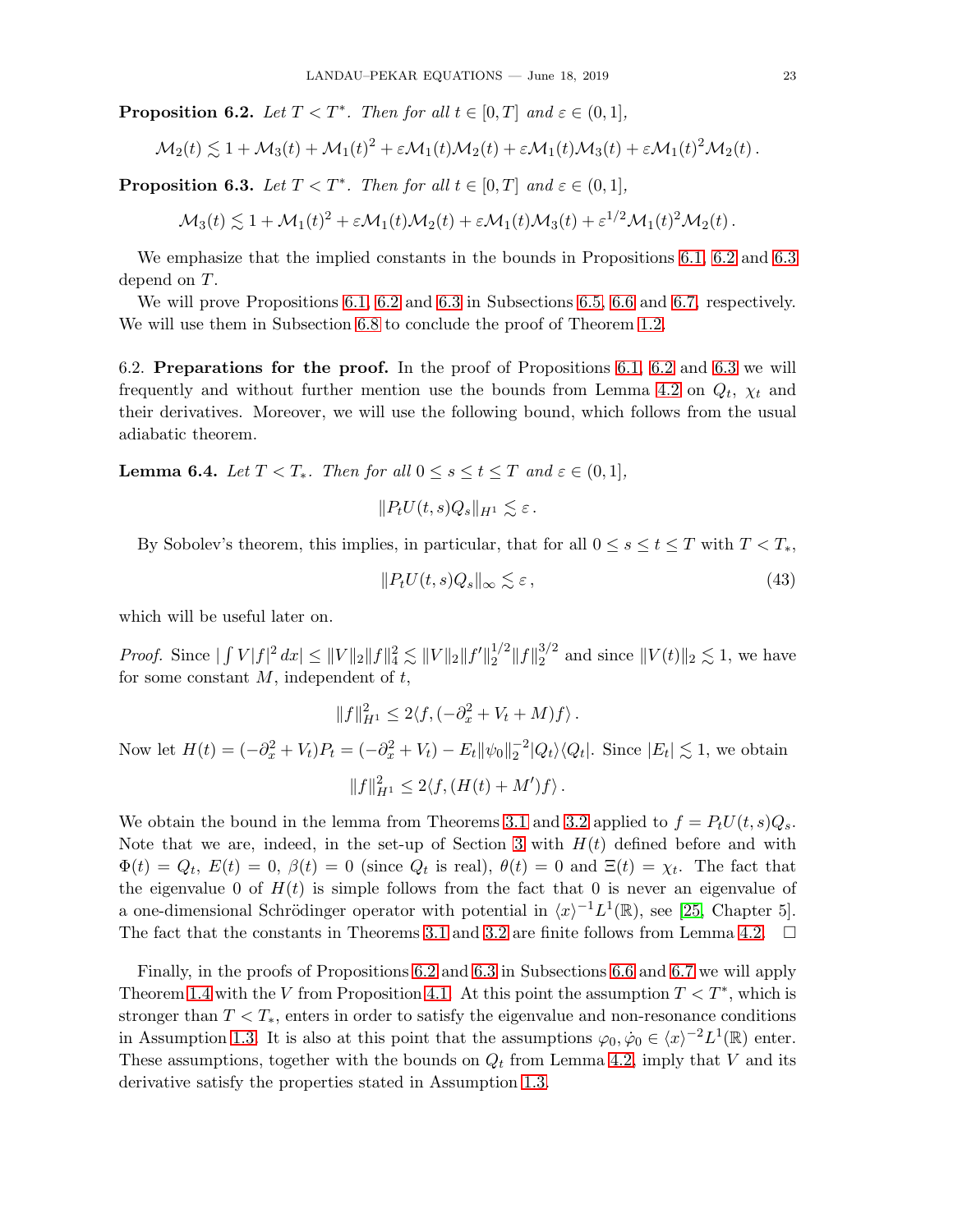**Proposition 6.2.** *Let $T < T^*$. Then for all $t \in [0, T]$ and $\varepsilon \in (0, 1]$,*

$$\mathcal{M}_2(t) \lesssim 1 + \mathcal{M}_3(t) + \mathcal{M}_1(t)^2 + \varepsilon \mathcal{M}_1(t)\mathcal{M}_2(t) + \varepsilon \mathcal{M}_1(t)\mathcal{M}_3(t) + \varepsilon \mathcal{M}_1(t)^2 \mathcal{M}_2(t) .$$

**Proposition 6.3.** *Let $T < T^*$. Then for all $t \in [0, T]$ and $\varepsilon \in (0, 1]$,*

$$\mathcal{M}_3(t) \lesssim 1 + \mathcal{M}_1(t)^2 + \varepsilon \mathcal{M}_1(t)\mathcal{M}_2(t) + \varepsilon \mathcal{M}_1(t)\mathcal{M}_3(t) + \varepsilon^{1/2} \mathcal{M}_1(t)^2 \mathcal{M}_2(t) .$$

We emphasize that the implied constants in the bounds in Propositions 6.1, 6.2 and 6.3 depend on $T$.

We will prove Propositions 6.1, 6.2 and 6.3 in Subsections 6.5, 6.6 and 6.7, respectively. We will use them in Subsection 6.8 to conclude the proof of Theorem 1.2.

6.2. **Preparations for the proof.** In the proof of Propositions 6.1, 6.2 and 6.3 we will frequently and without further mention use the bounds from Lemma 4.2 on $Q_t$, $\chi_t$ and their derivatives. Moreover, we will use the following bound, which follows from the usual adiabatic theorem.

**Lemma 6.4.** *Let $T < T_*$. Then for all $0 \le s \le t \le T$ and $\varepsilon \in (0, 1]$,*

$$\| P_t U(t, s) Q_s \|_{H^1} \lesssim \varepsilon .$$

By Sobolev's theorem, this implies, in particular, that for all $0 \le s \le t \le T$ with $T < T_*$,

$$\| P_t U(t, s) Q_s \|_\infty \lesssim \varepsilon , \tag{43}$$

which will be useful later on.

*Proof.* Since $|\int V |f|^2 \, dx| \le \|V\|_2 \|f\|_4^2 \lesssim \|V\|_2 \|f'\|_2^{1/2} \|f\|_2^{3/2}$ and since $\|V(t)\|_2 \lesssim 1$, we have for some constant $M$, independent of $t$,

$$\|f\|_{H^1}^2 \le 2 \langle f, (-\partial_x^2 + V_t + M) f \rangle .$$

Now let $H(t) = (-\partial_x^2 + V_t) P_t = (-\partial_x^2 + V_t) - E_t \|\psi_0\|_2^{-2} |Q_t\rangle\langle Q_t|$. Since $|E_t| \lesssim 1$, we obtain

$$\|f\|_{H^1}^2 \le 2 \langle f, (H(t) + M') f \rangle .$$

We obtain the bound in the lemma from Theorems 3.1 and 3.2 applied to $f = P_t U(t, s) Q_s$. Note that we are, indeed, in the set-up of Section 3 with $H(t)$ defined before and with $\Phi(t) = Q_t$, $E(t) = 0$, $\beta(t) = 0$ (since $Q_t$ is real), $\theta(t) = 0$ and $\Xi(t) = \chi_t$. The fact that the eigenvalue 0 of $H(t)$ is simple follows from the fact that 0 is never an eigenvalue of a one-dimensional Schrödinger operator with potential in $\langle x \rangle^{-1} L^1(\mathbb{R})$, see [25, Chapter 5]. The fact that the constants in Theorems 3.1 and 3.2 are finite follows from Lemma 4.2. $\square$

Finally, in the proofs of Propositions 6.2 and 6.3 in Subsections 6.6 and 6.7 we will apply Theorem 1.4 with the $V$ from Proposition 4.1. At this point the assumption $T < T^*$, which is stronger than $T < T_*$, enters in order to satisfy the eigenvalue and non-resonance conditions in Assumption 1.3. It is also at this point that the assumptions $\varphi_0, \dot\varphi_0 \in \langle x \rangle^{-2} L^1(\mathbb{R})$ enter. These assumptions, together with the bounds on $Q_t$ from Lemma 4.2, imply that $V$ and its derivative satisfy the properties stated in Assumption 1.3.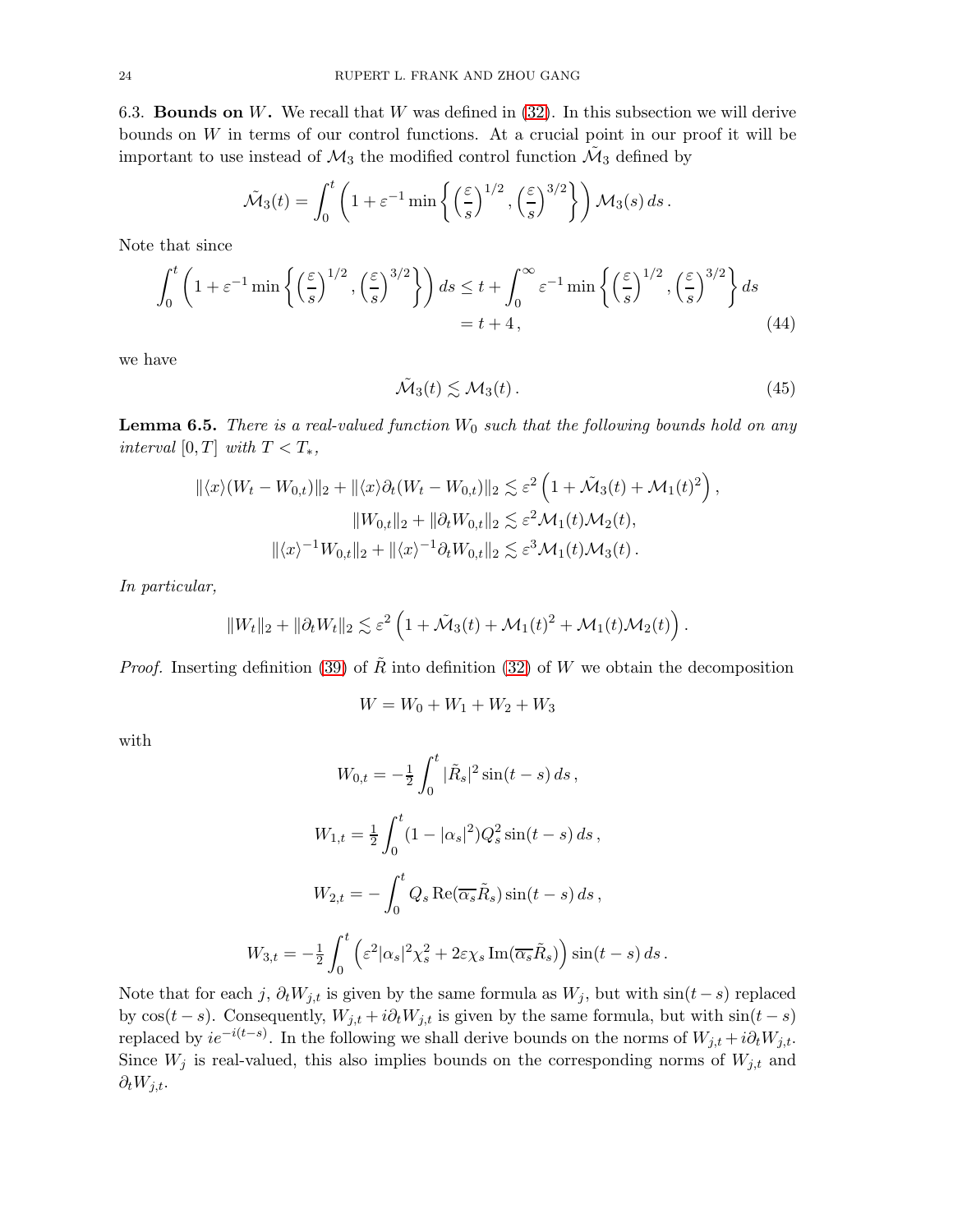6.3. **Bounds on $W$.** We recall that $W$ was defined in (32). In this subsection we will derive bounds on $W$ in terms of our control functions. At a crucial point in our proof it will be important to use instead of $\mathcal{M}_3$ the modified control function $\tilde{\mathcal{M}}_3$ defined by

$$\tilde{\mathcal{M}}_3(t) = \int_0^t \left(1 + \varepsilon^{-1} \min\left\{ \left(\frac{\varepsilon}{s}\right)^{1/2}, \left(\frac{\varepsilon}{s}\right)^{3/2} \right\}\right) \mathcal{M}_3(s)\, ds\,.$$

Note that since

$$\int_0^t \left(1 + \varepsilon^{-1} \min\left\{ \left(\frac{\varepsilon}{s}\right)^{1/2}, \left(\frac{\varepsilon}{s}\right)^{3/2} \right\}\right) ds \leq t + \int_0^\infty \varepsilon^{-1} \min\left\{ \left(\frac{\varepsilon}{s}\right)^{1/2}, \left(\frac{\varepsilon}{s}\right)^{3/2} \right\} ds = t + 4\,, \tag{44}$$

we have

$$\tilde{\mathcal{M}}_3(t) \lesssim \mathcal{M}_3(t)\,. \tag{45}$$

**Lemma 6.5.** *There is a real-valued function $W_0$ such that the following bounds hold on any interval $[0,T]$ with $T < T_*$,*

$$\|\langle x\rangle (W_t - W_{0,t})\|_2 + \|\langle x\rangle \partial_t (W_t - W_{0,t})\|_2 \lesssim \varepsilon^2 \left(1 + \tilde{\mathcal{M}}_3(t) + \mathcal{M}_1(t)^2\right),$$

$$\|W_{0,t}\|_2 + \|\partial_t W_{0,t}\|_2 \lesssim \varepsilon^2 \mathcal{M}_1(t)\mathcal{M}_2(t),$$

$$\|\langle x\rangle^{-1} W_{0,t}\|_2 + \|\langle x\rangle^{-1} \partial_t W_{0,t}\|_2 \lesssim \varepsilon^3 \mathcal{M}_1(t)\mathcal{M}_3(t)\,.$$

*In particular,*

$$\|W_t\|_2 + \|\partial_t W_t\|_2 \lesssim \varepsilon^2 \left(1 + \tilde{\mathcal{M}}_3(t) + \mathcal{M}_1(t)^2 + \mathcal{M}_1(t)\mathcal{M}_2(t)\right).$$

*Proof.* Inserting definition (39) of $\tilde{R}$ into definition (32) of $W$ we obtain the decomposition

$$W = W_0 + W_1 + W_2 + W_3$$

with

$$W_{0,t} = -\tfrac{1}{2} \int_0^t |\tilde{R}_s|^2 \sin(t-s)\, ds\,,$$

$$W_{1,t} = \tfrac{1}{2} \int_0^t (1 - |\alpha_s|^2) Q_s^2 \sin(t-s)\, ds\,,$$

$$W_{2,t} = -\int_0^t Q_s \operatorname{Re}(\overline{\alpha_s} \tilde{R}_s) \sin(t-s)\, ds\,,$$

$$W_{3,t} = -\tfrac{1}{2} \int_0^t \left(\varepsilon^2 |\alpha_s|^2 \chi_s^2 + 2\varepsilon \chi_s \operatorname{Im}(\overline{\alpha_s} \tilde{R}_s)\right) \sin(t-s)\, ds\,.$$

Note that for each $j$, $\partial_t W_{j,t}$ is given by the same formula as $W_j$, but with $\sin(t-s)$ replaced by $\cos(t-s)$. Consequently, $W_{j,t} + i\partial_t W_{j,t}$ is given by the same formula, but with $\sin(t-s)$ replaced by $ie^{-i(t-s)}$. In the following we shall derive bounds on the norms of $W_{j,t} + i\partial_t W_{j,t}$. Since $W_j$ is real-valued, this also implies bounds on the corresponding norms of $W_{j,t}$ and $\partial_t W_{j,t}$.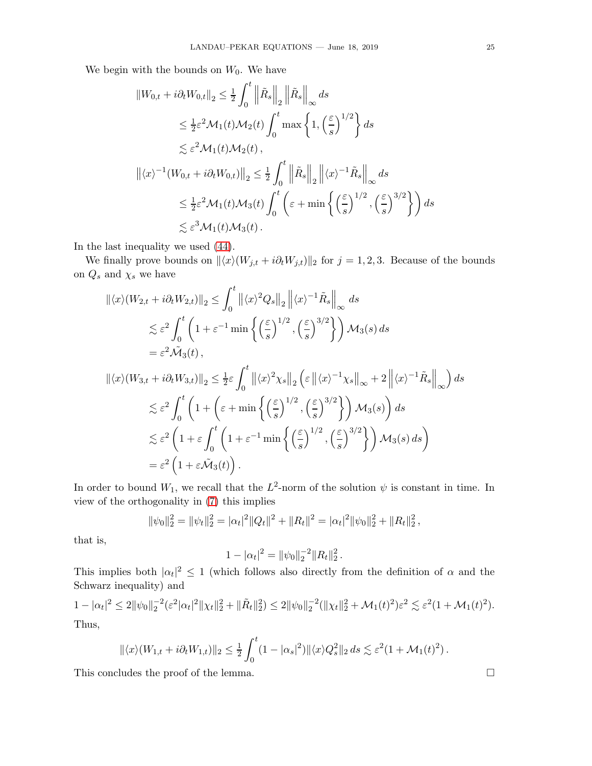We begin with the bounds on $W_0$. We have

$$
\begin{aligned}
\|W_{0,t} + i\partial_t W_{0,t}\|_2 &\leq \tfrac{1}{2}\int_0^t \left\|\tilde{R}_s\right\|_2 \left\|\tilde{R}_s\right\|_\infty ds \\
&\leq \tfrac{1}{2}\varepsilon^2 \mathcal{M}_1(t)\mathcal{M}_2(t) \int_0^t \max\left\{1, \left(\frac{\varepsilon}{s}\right)^{1/2}\right\} ds \\
&\lesssim \varepsilon^2 \mathcal{M}_1(t)\mathcal{M}_2(t)\,, \\
\left\|\langle x\rangle^{-1}(W_{0,t} + i\partial_t W_{0,t})\right\|_2 &\leq \tfrac{1}{2}\int_0^t \left\|\tilde{R}_s\right\|_2 \left\|\langle x\rangle^{-1}\tilde{R}_s\right\|_\infty ds \\
&\leq \tfrac{1}{2}\varepsilon^2 \mathcal{M}_1(t)\mathcal{M}_3(t) \int_0^t \left(\varepsilon + \min\left\{\left(\frac{\varepsilon}{s}\right)^{1/2}, \left(\frac{\varepsilon}{s}\right)^{3/2}\right\}\right) ds \\
&\lesssim \varepsilon^3 \mathcal{M}_1(t)\mathcal{M}_3(t)\,.
\end{aligned}
$$

In the last inequality we used (44).

We finally prove bounds on $\|\langle x\rangle(W_{j,t} + i\partial_t W_{j,t})\|_2$ for $j = 1,2,3$. Because of the bounds on $Q_s$ and $\chi_s$ we have

$$
\begin{aligned}
\|\langle x\rangle(W_{2,t} + i\partial_t W_{2,t})\|_2 &\leq \int_0^t \left\|\langle x\rangle^2 Q_s\right\|_2 \left\|\langle x\rangle^{-1}\tilde{R}_s\right\|_\infty ds \\
&\lesssim \varepsilon^2 \int_0^t \left(1 + \varepsilon^{-1}\min\left\{\left(\frac{\varepsilon}{s}\right)^{1/2}, \left(\frac{\varepsilon}{s}\right)^{3/2}\right\}\right)\mathcal{M}_3(s)\, ds \\
&= \varepsilon^2 \tilde{\mathcal{M}}_3(t)\,, \\
\|\langle x\rangle(W_{3,t} + i\partial_t W_{3,t})\|_2 &\leq \tfrac{1}{2}\varepsilon \int_0^t \left\|\langle x\rangle^2 \chi_s\right\|_2 \left(\varepsilon\left\|\langle x\rangle^{-1}\chi_s\right\|_\infty + 2\left\|\langle x\rangle^{-1}\tilde{R}_s\right\|_\infty\right) ds \\
&\lesssim \varepsilon^2 \int_0^t \left(1 + \left(\varepsilon + \min\left\{\left(\frac{\varepsilon}{s}\right)^{1/2}, \left(\frac{\varepsilon}{s}\right)^{3/2}\right\}\right)\mathcal{M}_3(s)\right) ds \\
&\lesssim \varepsilon^2 \left(1 + \varepsilon \int_0^t \left(1 + \varepsilon^{-1}\min\left\{\left(\frac{\varepsilon}{s}\right)^{1/2}, \left(\frac{\varepsilon}{s}\right)^{3/2}\right\}\right)\mathcal{M}_3(s)\, ds\right) \\
&= \varepsilon^2\left(1 + \varepsilon\tilde{\mathcal{M}}_3(t)\right).
\end{aligned}
$$

In order to bound $W_1$, we recall that the $L^2$-norm of the solution $\psi$ is constant in time. In view of the orthogonality in (7) this implies

$$
\|\psi_0\|_2^2 = \|\psi_t\|_2^2 = |\alpha_t|^2\|Q_t\|^2 + \|R_t\|^2 = |\alpha_t|^2\|\psi_0\|_2^2 + \|R_t\|_2^2\,,
$$

that is,

$$
1 - |\alpha_t|^2 = \|\psi_0\|_2^{-2}\|R_t\|_2^2\,.
$$

This implies both $|\alpha_t|^2 \leq 1$ (which follows also directly from the definition of $\alpha$ and the Schwarz inequality) and

$$
1 - |\alpha_t|^2 \leq 2\|\psi_0\|_2^{-2}(\varepsilon^2|\alpha_t|^2\|\chi_t\|_2^2 + \|\tilde{R}_t\|_2^2) \leq 2\|\psi_0\|_2^{-2}(\|\chi_t\|_2^2 + \mathcal{M}_1(t)^2)\varepsilon^2 \lesssim \varepsilon^2(1 + \mathcal{M}_1(t)^2).
$$

Thus,

$$
\|\langle x\rangle(W_{1,t} + i\partial_t W_{1,t})\|_2 \leq \tfrac{1}{2}\int_0^t (1 - |\alpha_s|^2)\|\langle x\rangle Q_s^2\|_2\, ds \lesssim \varepsilon^2(1 + \mathcal{M}_1(t)^2)\,.
$$

This concludes the proof of the lemma. $\square$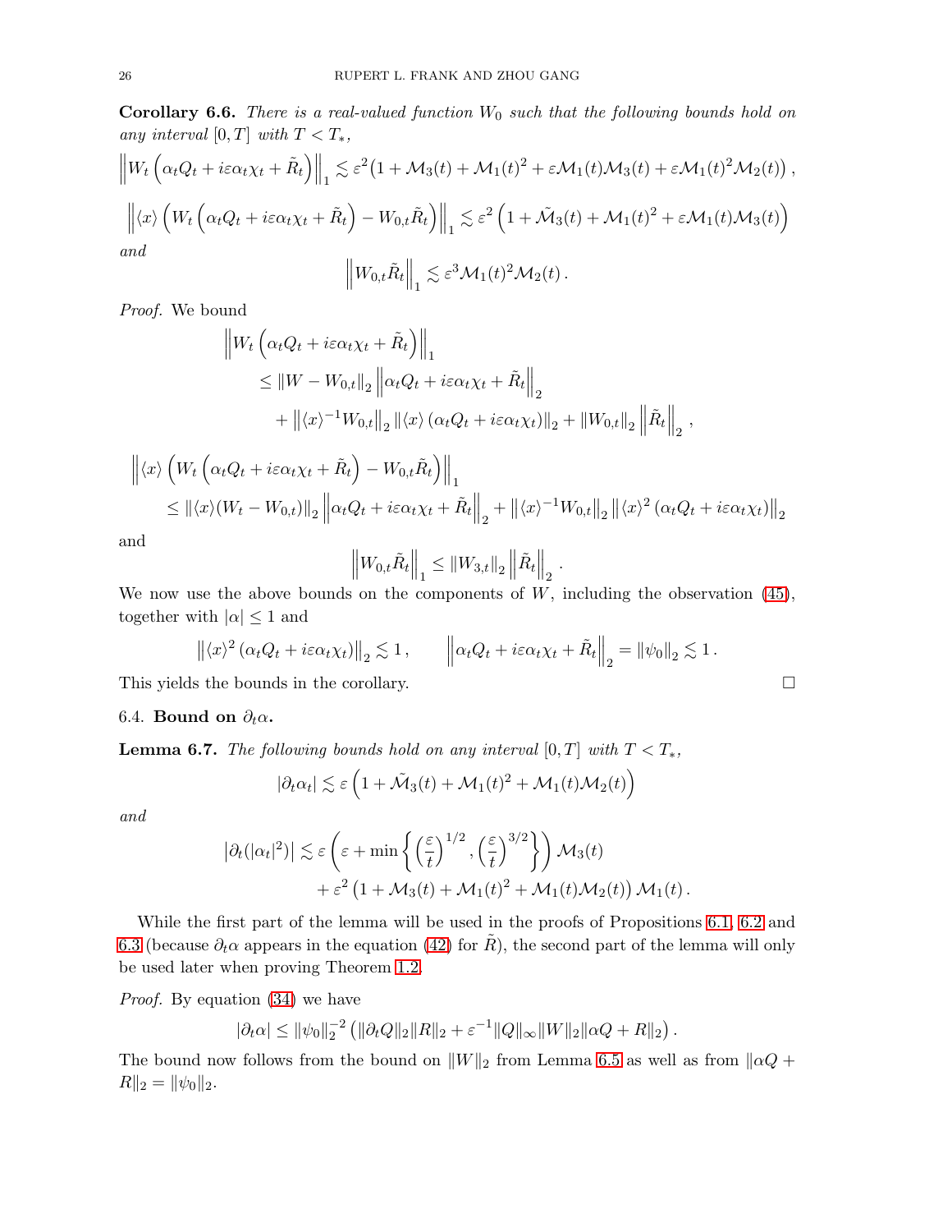**Corollary 6.6.** *There is a real-valued function $W_0$ such that the following bounds hold on any interval $[0,T]$ with $T<T_*$,*

$$\left\|W_t\left(\alpha_t Q_t + i\varepsilon\alpha_t\chi_t + \tilde{R}_t\right)\right\|_1 \lesssim \varepsilon^2\big(1+\mathcal{M}_3(t)+\mathcal{M}_1(t)^2+\varepsilon\mathcal{M}_1(t)\mathcal{M}_3(t)+\varepsilon\mathcal{M}_1(t)^2\mathcal{M}_2(t)\big)\,,$$

$$\left\|\langle x\rangle\left(W_t\left(\alpha_t Q_t + i\varepsilon\alpha_t\chi_t + \tilde{R}_t\right) - W_{0,t}\tilde{R}_t\right)\right\|_1 \lesssim \varepsilon^2\left(1+\tilde{\mathcal{M}}_3(t)+\mathcal{M}_1(t)^2+\varepsilon\mathcal{M}_1(t)\mathcal{M}_3(t)\right)$$

*and*

$$\left\|W_{0,t}\tilde{R}_t\right\|_1 \lesssim \varepsilon^3\mathcal{M}_1(t)^2\mathcal{M}_2(t)\,.$$

*Proof.* We bound

$$\begin{aligned}
&\left\|W_t\left(\alpha_t Q_t + i\varepsilon\alpha_t\chi_t + \tilde{R}_t\right)\right\|_1 \\
&\quad\le \|W-W_{0,t}\|_2\left\|\alpha_t Q_t + i\varepsilon\alpha_t\chi_t + \tilde{R}_t\right\|_2 \\
&\qquad + \left\|\langle x\rangle^{-1}W_{0,t}\right\|_2\left\|\langle x\rangle\left(\alpha_t Q_t + i\varepsilon\alpha_t\chi_t\right)\right\|_2 + \|W_{0,t}\|_2\left\|\tilde{R}_t\right\|_2\,,
\end{aligned}$$

$$\begin{aligned}
&\left\|\langle x\rangle\left(W_t\left(\alpha_t Q_t + i\varepsilon\alpha_t\chi_t + \tilde{R}_t\right) - W_{0,t}\tilde{R}_t\right)\right\|_1 \\
&\quad\le \|\langle x\rangle(W_t-W_{0,t})\|_2\left\|\alpha_t Q_t + i\varepsilon\alpha_t\chi_t + \tilde{R}_t\right\|_2 + \left\|\langle x\rangle^{-1}W_{0,t}\right\|_2\left\|\langle x\rangle^2\left(\alpha_t Q_t + i\varepsilon\alpha_t\chi_t\right)\right\|_2
\end{aligned}$$

and

$$\left\|W_{0,t}\tilde{R}_t\right\|_1 \le \|W_{3,t}\|_2\left\|\tilde{R}_t\right\|_2\,.$$

We now use the above bounds on the components of $W$, including the observation (45), together with $|\alpha|\le 1$ and

$$\left\|\langle x\rangle^2\left(\alpha_t Q_t + i\varepsilon\alpha_t\chi_t\right)\right\|_2 \lesssim 1\,,\qquad \left\|\alpha_t Q_t + i\varepsilon\alpha_t\chi_t + \tilde{R}_t\right\|_2 = \|\psi_0\|_2 \lesssim 1\,.$$

This yields the bounds in the corollary. $\square$

### 6.4. Bound on $\partial_t\alpha$.

**Lemma 6.7.** *The following bounds hold on any interval $[0,T]$ with $T<T_*$,*

$$|\partial_t\alpha_t| \lesssim \varepsilon\left(1+\tilde{\mathcal{M}}_3(t)+\mathcal{M}_1(t)^2+\mathcal{M}_1(t)\mathcal{M}_2(t)\right)$$

*and*

$$\begin{aligned}
\left|\partial_t(|\alpha_t|^2)\right| &\lesssim \varepsilon\left(\varepsilon+\min\left\{\left(\frac{\varepsilon}{t}\right)^{1/2},\left(\frac{\varepsilon}{t}\right)^{3/2}\right\}\right)\mathcal{M}_3(t) \\
&\quad + \varepsilon^2\left(1+\mathcal{M}_3(t)+\mathcal{M}_1(t)^2+\mathcal{M}_1(t)\mathcal{M}_2(t)\right)\mathcal{M}_1(t)\,.
\end{aligned}$$

While the first part of the lemma will be used in the proofs of Propositions 6.1, 6.2 and 6.3 (because $\partial_t\alpha$ appears in the equation (42) for $\tilde{R}$), the second part of the lemma will only be used later when proving Theorem 1.2.

*Proof.* By equation (34) we have

$$|\partial_t\alpha| \le \|\psi_0\|_2^{-2}\left(\|\partial_t Q\|_2\|R\|_2 + \varepsilon^{-1}\|Q\|_\infty\|W\|_2\|\alpha Q+R\|_2\right).$$

The bound now follows from the bound on $\|W\|_2$ from Lemma 6.5 as well as from $\|\alpha Q + R\|_2 = \|\psi_0\|_2$.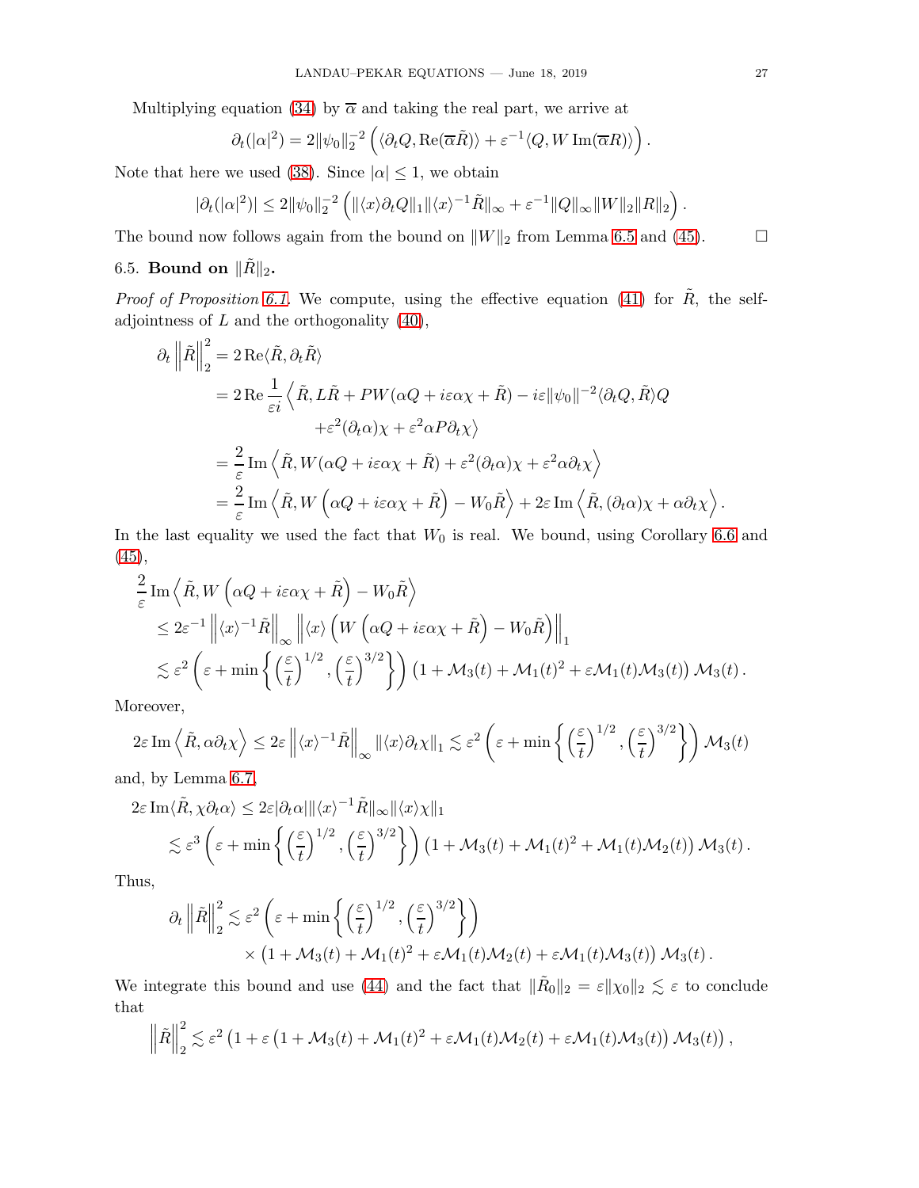Multiplying equation (34) by $\overline{\alpha}$ and taking the real part, we arrive at

$$\partial_t(|\alpha|^2) = 2\|\psi_0\|_2^{-2}\left(\langle \partial_t Q, \operatorname{Re}(\overline{\alpha}\tilde{R})\rangle + \varepsilon^{-1}\langle Q, W \operatorname{Im}(\overline{\alpha}R)\rangle\right).$$

Note that here we used (38). Since $|\alpha| \leq 1$, we obtain

$$|\partial_t(|\alpha|^2)| \leq 2\|\psi_0\|_2^{-2}\left(\|\langle x\rangle \partial_t Q\|_1 \|\langle x\rangle^{-1}\tilde{R}\|_\infty + \varepsilon^{-1}\|Q\|_\infty \|W\|_2 \|R\|_2\right).$$

The bound now follows again from the bound on $\|W\|_2$ from Lemma 6.5 and (45). $\square$

## 6.5. Bound on $\|\tilde{R}\|_2$.

*Proof of Proposition 6.1.* We compute, using the effective equation (41) for $\tilde{R}$, the self-adjointness of $L$ and the orthogonality (40),

$$\begin{aligned}
\partial_t \left\|\tilde{R}\right\|_2^2 &= 2\operatorname{Re}\langle \tilde{R}, \partial_t \tilde{R}\rangle \\
&= 2\operatorname{Re}\frac{1}{\varepsilon i}\Big\langle \tilde{R}, L\tilde{R} + PW(\alpha Q + i\varepsilon\alpha\chi + \tilde{R}) - i\varepsilon\|\psi_0\|^{-2}\langle \partial_t Q, \tilde{R}\rangle Q \\
&\qquad\qquad + \varepsilon^2(\partial_t\alpha)\chi + \varepsilon^2\alpha P\partial_t\chi\Big\rangle \\
&= \frac{2}{\varepsilon}\operatorname{Im}\left\langle \tilde{R}, W(\alpha Q + i\varepsilon\alpha\chi + \tilde{R}) + \varepsilon^2(\partial_t\alpha)\chi + \varepsilon^2\alpha\partial_t\chi\right\rangle \\
&= \frac{2}{\varepsilon}\operatorname{Im}\left\langle \tilde{R}, W\left(\alpha Q + i\varepsilon\alpha\chi + \tilde{R}\right) - W_0\tilde{R}\right\rangle + 2\varepsilon\operatorname{Im}\left\langle \tilde{R}, (\partial_t\alpha)\chi + \alpha\partial_t\chi\right\rangle.
\end{aligned}$$

In the last equality we used the fact that $W_0$ is real. We bound, using Corollary 6.6 and (45),

$$\begin{aligned}
&\frac{2}{\varepsilon}\operatorname{Im}\left\langle \tilde{R}, W\left(\alpha Q + i\varepsilon\alpha\chi + \tilde{R}\right) - W_0\tilde{R}\right\rangle \\
&\quad\leq 2\varepsilon^{-1}\left\|\langle x\rangle^{-1}\tilde{R}\right\|_\infty \left\|\langle x\rangle\left(W\left(\alpha Q + i\varepsilon\alpha\chi + \tilde{R}\right) - W_0\tilde{R}\right)\right\|_1 \\
&\quad\lesssim \varepsilon^2\left(\varepsilon + \min\left\{\left(\frac{\varepsilon}{t}\right)^{1/2}, \left(\frac{\varepsilon}{t}\right)^{3/2}\right\}\right)\left(1 + \mathcal{M}_3(t) + \mathcal{M}_1(t)^2 + \varepsilon\mathcal{M}_1(t)\mathcal{M}_3(t)\right)\mathcal{M}_3(t).
\end{aligned}$$

Moreover,

$$2\varepsilon\operatorname{Im}\left\langle \tilde{R}, \alpha\partial_t\chi\right\rangle \leq 2\varepsilon\left\|\langle x\rangle^{-1}\tilde{R}\right\|_\infty \|\langle x\rangle\partial_t\chi\|_1 \lesssim \varepsilon^2\left(\varepsilon + \min\left\{\left(\frac{\varepsilon}{t}\right)^{1/2}, \left(\frac{\varepsilon}{t}\right)^{3/2}\right\}\right)\mathcal{M}_3(t)$$

and, by Lemma 6.7,

$$\begin{aligned}
&2\varepsilon\operatorname{Im}\langle \tilde{R}, \chi\partial_t\alpha\rangle \leq 2\varepsilon|\partial_t\alpha|\|\langle x\rangle^{-1}\tilde{R}\|_\infty\|\langle x\rangle\chi\|_1 \\
&\quad\lesssim \varepsilon^3\left(\varepsilon + \min\left\{\left(\frac{\varepsilon}{t}\right)^{1/2}, \left(\frac{\varepsilon}{t}\right)^{3/2}\right\}\right)\left(1 + \mathcal{M}_3(t) + \mathcal{M}_1(t)^2 + \mathcal{M}_1(t)\mathcal{M}_2(t)\right)\mathcal{M}_3(t).
\end{aligned}$$

Thus,

$$\begin{aligned}
\partial_t\left\|\tilde{R}\right\|_2^2 &\lesssim \varepsilon^2\left(\varepsilon + \min\left\{\left(\frac{\varepsilon}{t}\right)^{1/2}, \left(\frac{\varepsilon}{t}\right)^{3/2}\right\}\right) \\
&\qquad\times\left(1 + \mathcal{M}_3(t) + \mathcal{M}_1(t)^2 + \varepsilon\mathcal{M}_1(t)\mathcal{M}_2(t) + \varepsilon\mathcal{M}_1(t)\mathcal{M}_3(t)\right)\mathcal{M}_3(t).
\end{aligned}$$

We integrate this bound and use (44) and the fact that $\|\tilde{R}_0\|_2 = \varepsilon\|\chi_0\|_2 \lesssim \varepsilon$ to conclude that

$$\left\|\tilde{R}\right\|_2^2 \lesssim \varepsilon^2\left(1 + \varepsilon\left(1 + \mathcal{M}_3(t) + \mathcal{M}_1(t)^2 + \varepsilon\mathcal{M}_1(t)\mathcal{M}_2(t) + \varepsilon\mathcal{M}_1(t)\mathcal{M}_3(t)\right)\mathcal{M}_3(t)\right),$$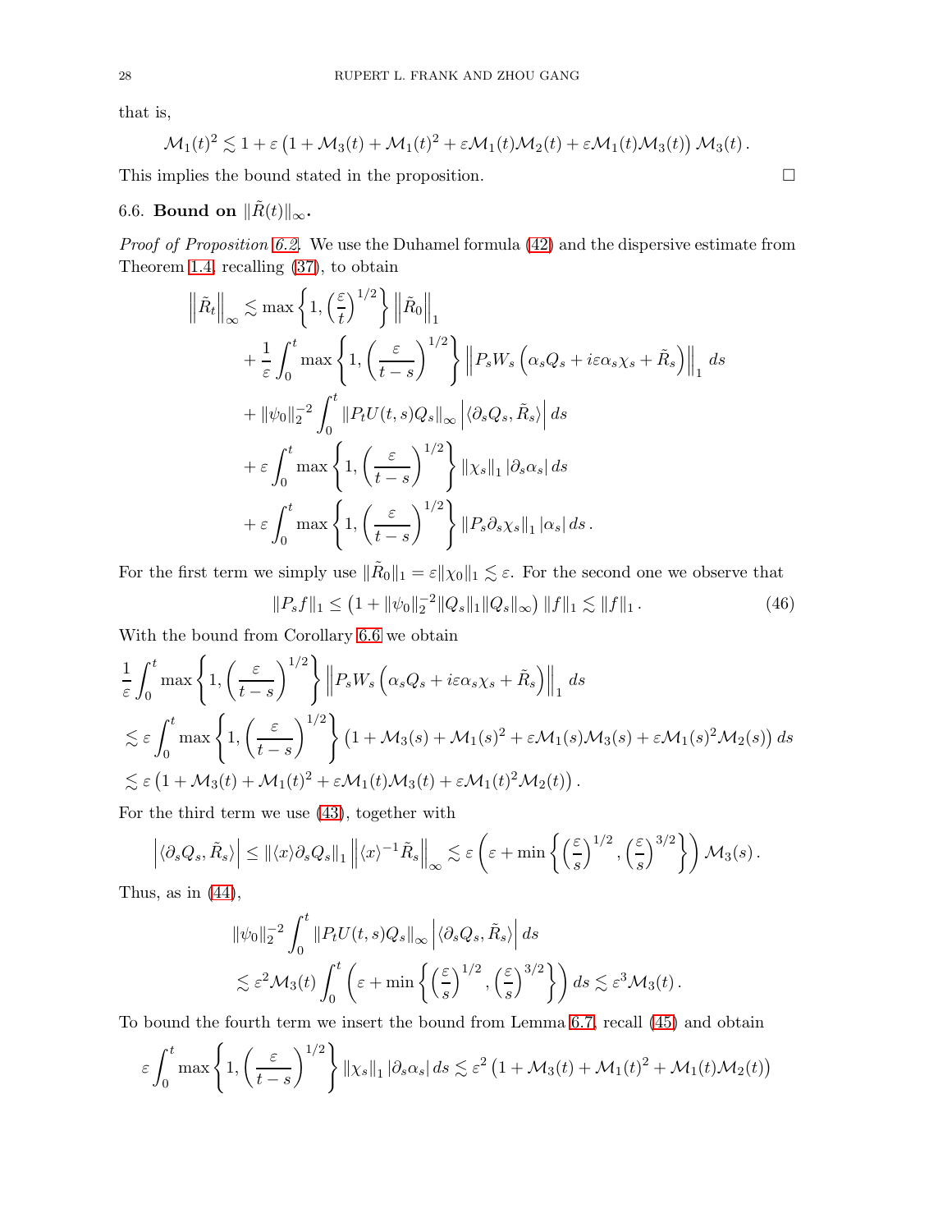that is,

$$\mathcal{M}_1(t)^2 \lesssim 1 + \varepsilon\left(1 + \mathcal{M}_3(t) + \mathcal{M}_1(t)^2 + \varepsilon\mathcal{M}_1(t)\mathcal{M}_2(t) + \varepsilon\mathcal{M}_1(t)\mathcal{M}_3(t)\right)\mathcal{M}_3(t)\,.$$

This implies the bound stated in the proposition. $\square$

### 6.6. Bound on $\|\tilde{R}(t)\|_\infty$.

*Proof of Proposition 6.2.* We use the Duhamel formula (42) and the dispersive estimate from Theorem 1.4, recalling (37), to obtain

$$\begin{aligned}
\left\|\tilde{R}_t\right\|_\infty \lesssim{}& \max\left\{1, \left(\frac{\varepsilon}{t}\right)^{1/2}\right\}\left\|\tilde{R}_0\right\|_1 \\
&+ \frac{1}{\varepsilon}\int_0^t \max\left\{1, \left(\frac{\varepsilon}{t-s}\right)^{1/2}\right\}\left\|P_s W_s\left(\alpha_s Q_s + i\varepsilon\alpha_s\chi_s + \tilde{R}_s\right)\right\|_1 ds \\
&+ \|\psi_0\|_2^{-2}\int_0^t \|P_t U(t,s)Q_s\|_\infty \left|\langle \partial_s Q_s, \tilde{R}_s\rangle\right| ds \\
&+ \varepsilon\int_0^t \max\left\{1, \left(\frac{\varepsilon}{t-s}\right)^{1/2}\right\}\|\chi_s\|_1 \left|\partial_s \alpha_s\right| ds \\
&+ \varepsilon\int_0^t \max\left\{1, \left(\frac{\varepsilon}{t-s}\right)^{1/2}\right\}\|P_s\partial_s\chi_s\|_1 \left|\alpha_s\right| ds\,.
\end{aligned}$$

For the first term we simply use $\|\tilde{R}_0\|_1 = \varepsilon\|\chi_0\|_1 \lesssim \varepsilon$. For the second one we observe that

$$\|P_s f\|_1 \leq \left(1 + \|\psi_0\|_2^{-2}\|Q_s\|_1\|Q_s\|_\infty\right)\|f\|_1 \lesssim \|f\|_1\,. \tag{46}$$

With the bound from Corollary 6.6 we obtain

$$\begin{aligned}
&\frac{1}{\varepsilon}\int_0^t \max\left\{1, \left(\frac{\varepsilon}{t-s}\right)^{1/2}\right\}\left\|P_s W_s\left(\alpha_s Q_s + i\varepsilon\alpha_s\chi_s + \tilde{R}_s\right)\right\|_1 ds \\
&\lesssim \varepsilon\int_0^t \max\left\{1, \left(\frac{\varepsilon}{t-s}\right)^{1/2}\right\}\left(1 + \mathcal{M}_3(s) + \mathcal{M}_1(s)^2 + \varepsilon\mathcal{M}_1(s)\mathcal{M}_3(s) + \varepsilon\mathcal{M}_1(s)^2\mathcal{M}_2(s)\right) ds \\
&\lesssim \varepsilon\left(1 + \mathcal{M}_3(t) + \mathcal{M}_1(t)^2 + \varepsilon\mathcal{M}_1(t)\mathcal{M}_3(t) + \varepsilon\mathcal{M}_1(t)^2\mathcal{M}_2(t)\right).
\end{aligned}$$

For the third term we use (43), together with

$$\left|\langle \partial_s Q_s, \tilde{R}_s\rangle\right| \leq \|\langle x\rangle\partial_s Q_s\|_1 \left\|\langle x\rangle^{-1}\tilde{R}_s\right\|_\infty \lesssim \varepsilon\left(\varepsilon + \min\left\{\left(\frac{\varepsilon}{s}\right)^{1/2}, \left(\frac{\varepsilon}{s}\right)^{3/2}\right\}\right)\mathcal{M}_3(s)\,.$$

Thus, as in (44),

$$\begin{aligned}
&\|\psi_0\|_2^{-2}\int_0^t \|P_t U(t,s)Q_s\|_\infty \left|\langle \partial_s Q_s, \tilde{R}_s\rangle\right| ds \\
&\lesssim \varepsilon^2\mathcal{M}_3(t)\int_0^t\left(\varepsilon + \min\left\{\left(\frac{\varepsilon}{s}\right)^{1/2}, \left(\frac{\varepsilon}{s}\right)^{3/2}\right\}\right) ds \lesssim \varepsilon^3\mathcal{M}_3(t)\,.
\end{aligned}$$

To bound the fourth term we insert the bound from Lemma 6.7, recall (45) and obtain

$$\varepsilon\int_0^t \max\left\{1, \left(\frac{\varepsilon}{t-s}\right)^{1/2}\right\}\|\chi_s\|_1\left|\partial_s\alpha_s\right| ds \lesssim \varepsilon^2\left(1 + \mathcal{M}_3(t) + \mathcal{M}_1(t)^2 + \mathcal{M}_1(t)\mathcal{M}_2(t)\right)$$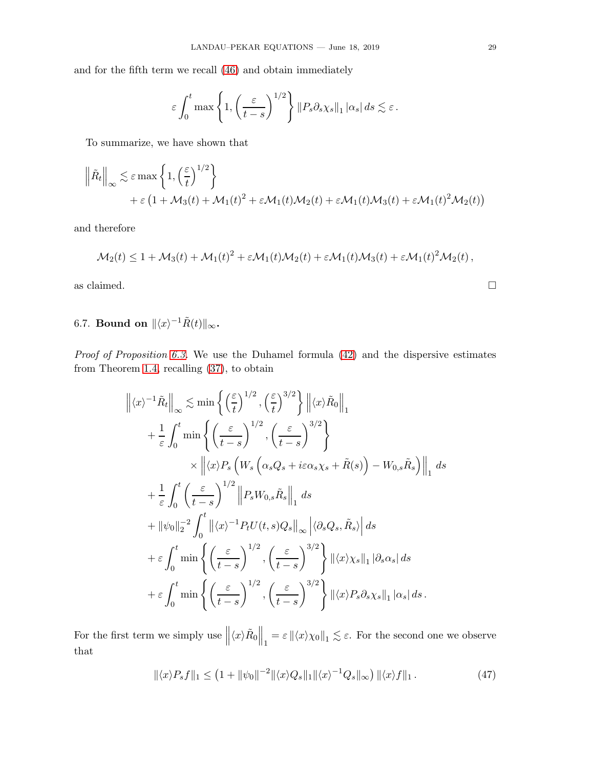and for the fifth term we recall (46) and obtain immediately

$$\varepsilon \int_0^t \max\left\{1, \left(\frac{\varepsilon}{t-s}\right)^{1/2}\right\} \|P_s \partial_s \chi_s\|_1 |\alpha_s| \, ds \lesssim \varepsilon \, .$$

To summarize, we have shown that

$$\begin{aligned}\left\|\tilde{R}_t\right\|_\infty \lesssim \varepsilon \max\left\{1, \left(\frac{\varepsilon}{t}\right)^{1/2}\right\} \\ + \varepsilon \left(1 + \mathcal{M}_3(t) + \mathcal{M}_1(t)^2 + \varepsilon \mathcal{M}_1(t)\mathcal{M}_2(t) + \varepsilon \mathcal{M}_1(t)\mathcal{M}_3(t) + \varepsilon \mathcal{M}_1(t)^2 \mathcal{M}_2(t)\right)\end{aligned}$$

and therefore

$$\mathcal{M}_2(t) \leq 1 + \mathcal{M}_3(t) + \mathcal{M}_1(t)^2 + \varepsilon \mathcal{M}_1(t)\mathcal{M}_2(t) + \varepsilon \mathcal{M}_1(t)\mathcal{M}_3(t) + \varepsilon \mathcal{M}_1(t)^2 \mathcal{M}_2(t) \, ,$$

as claimed. $\square$

## 6.7. Bound on $\|\langle x\rangle^{-1}\tilde{R}(t)\|_\infty$.

*Proof of Proposition 6.3.* We use the Duhamel formula (42) and the dispersive estimates from Theorem 1.4, recalling (37), to obtain

$$\begin{aligned}\left\|\langle x\rangle^{-1}\tilde{R}_t\right\|_\infty &\lesssim \min\left\{\left(\frac{\varepsilon}{t}\right)^{1/2}, \left(\frac{\varepsilon}{t}\right)^{3/2}\right\} \left\|\langle x\rangle \tilde{R}_0\right\|_1 \\ &+ \frac{1}{\varepsilon}\int_0^t \min\left\{\left(\frac{\varepsilon}{t-s}\right)^{1/2}, \left(\frac{\varepsilon}{t-s}\right)^{3/2}\right\} \\ &\qquad \times \left\|\langle x\rangle P_s\left(W_s\left(\alpha_s Q_s + i\varepsilon\alpha_s\chi_s + \tilde{R}(s)\right) - W_{0,s}\tilde{R}_s\right)\right\|_1 \, ds \\ &+ \frac{1}{\varepsilon}\int_0^t \left(\frac{\varepsilon}{t-s}\right)^{1/2} \left\|P_s W_{0,s}\tilde{R}_s\right\|_1 \, ds \\ &+ \|\psi_0\|_2^{-2}\int_0^t \left\|\langle x\rangle^{-1} P_t U(t,s) Q_s\right\|_\infty \left|\langle \partial_s Q_s, \tilde{R}_s\rangle\right| ds \\ &+ \varepsilon \int_0^t \min\left\{\left(\frac{\varepsilon}{t-s}\right)^{1/2}, \left(\frac{\varepsilon}{t-s}\right)^{3/2}\right\} \|\langle x\rangle \chi_s\|_1 \, |\partial_s\alpha_s| \, ds \\ &+ \varepsilon \int_0^t \min\left\{\left(\frac{\varepsilon}{t-s}\right)^{1/2}, \left(\frac{\varepsilon}{t-s}\right)^{3/2}\right\} \|\langle x\rangle P_s \partial_s\chi_s\|_1 \, |\alpha_s| \, ds \, .\end{aligned}$$

For the first term we simply use $\left\|\langle x\rangle \tilde{R}_0\right\|_1 = \varepsilon \|\langle x\rangle \chi_0\|_1 \lesssim \varepsilon$. For the second one we observe that

$$\|\langle x\rangle P_s f\|_1 \leq \left(1 + \|\psi_0\|^{-2}\|\langle x\rangle Q_s\|_1 \|\langle x\rangle^{-1} Q_s\|_\infty\right) \|\langle x\rangle f\|_1 \, . \tag{47}$$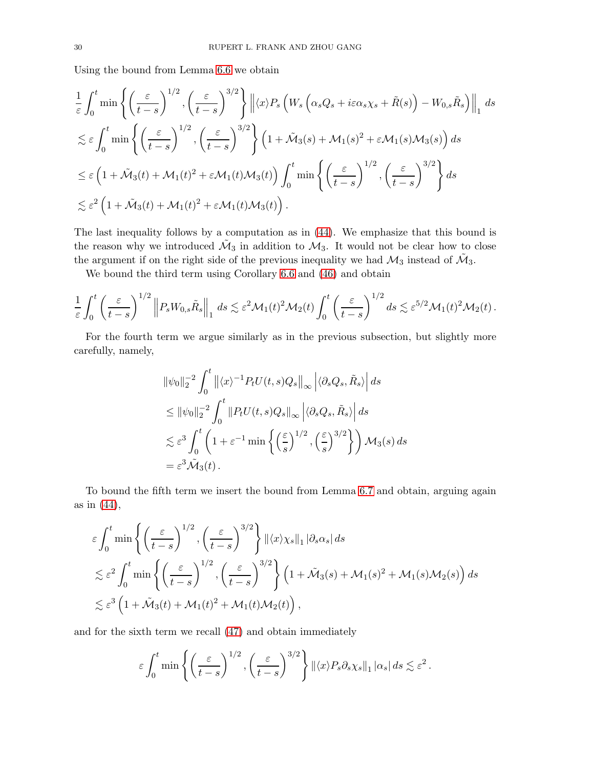Using the bound from Lemma 6.6 we obtain

$$
\begin{aligned}
&\frac{1}{\varepsilon}\int_0^t \min\left\{\left(\frac{\varepsilon}{t-s}\right)^{1/2},\left(\frac{\varepsilon}{t-s}\right)^{3/2}\right\}\left\|\langle x\rangle P_s\left(W_s\left(\alpha_s Q_s + i\varepsilon\alpha_s\chi_s+\tilde R(s)\right)-W_{0,s}\tilde R_s\right)\right\|_1 ds\\
&\lesssim \varepsilon\int_0^t \min\left\{\left(\frac{\varepsilon}{t-s}\right)^{1/2},\left(\frac{\varepsilon}{t-s}\right)^{3/2}\right\}\left(1+\tilde{\mathcal M}_3(s)+\mathcal M_1(s)^2+\varepsilon\mathcal M_1(s)\mathcal M_3(s)\right)ds\\
&\leq \varepsilon\left(1+\tilde{\mathcal M}_3(t)+\mathcal M_1(t)^2+\varepsilon\mathcal M_1(t)\mathcal M_3(t)\right)\int_0^t \min\left\{\left(\frac{\varepsilon}{t-s}\right)^{1/2},\left(\frac{\varepsilon}{t-s}\right)^{3/2}\right\}ds\\
&\lesssim \varepsilon^2\left(1+\tilde{\mathcal M}_3(t)+\mathcal M_1(t)^2+\varepsilon\mathcal M_1(t)\mathcal M_3(t)\right).
\end{aligned}
$$

The last inequality follows by a computation as in (44). We emphasize that this bound is the reason why we introduced $\tilde{\mathcal M}_3$ in addition to $\mathcal M_3$. It would not be clear how to close the argument if on the right side of the previous inequality we had $\mathcal M_3$ instead of $\tilde{\mathcal M}_3$.

We bound the third term using Corollary 6.6 and (46) and obtain

$$
\frac{1}{\varepsilon}\int_0^t \left(\frac{\varepsilon}{t-s}\right)^{1/2}\left\|P_sW_{0,s}\tilde R_s\right\|_1 ds \lesssim \varepsilon^2\mathcal M_1(t)^2\mathcal M_2(t)\int_0^t\left(\frac{\varepsilon}{t-s}\right)^{1/2}ds \lesssim \varepsilon^{5/2}\mathcal M_1(t)^2\mathcal M_2(t)\,.
$$

For the fourth term we argue similarly as in the previous subsection, but slightly more carefully, namely,

$$
\begin{aligned}
&\|\psi_0\|_2^{-2}\int_0^t\left\|\langle x\rangle^{-1}P_tU(t,s)Q_s\right\|_\infty\left|\langle\partial_sQ_s,\tilde R_s\rangle\right|ds\\
&\leq \|\psi_0\|_2^{-2}\int_0^t\left\|P_tU(t,s)Q_s\right\|_\infty\left|\langle\partial_sQ_s,\tilde R_s\rangle\right|ds\\
&\lesssim \varepsilon^3\int_0^t\left(1+\varepsilon^{-1}\min\left\{\left(\frac{\varepsilon}{s}\right)^{1/2},\left(\frac{\varepsilon}{s}\right)^{3/2}\right\}\right)\mathcal M_3(s)\,ds\\
&=\varepsilon^3\tilde{\mathcal M}_3(t)\,.
\end{aligned}
$$

To bound the fifth term we insert the bound from Lemma 6.7 and obtain, arguing again as in (44),

$$
\begin{aligned}
&\varepsilon\int_0^t \min\left\{\left(\frac{\varepsilon}{t-s}\right)^{1/2},\left(\frac{\varepsilon}{t-s}\right)^{3/2}\right\}\|\langle x\rangle\chi_s\|_1\,|\partial_s\alpha_s|\,ds\\
&\lesssim \varepsilon^2\int_0^t \min\left\{\left(\frac{\varepsilon}{t-s}\right)^{1/2},\left(\frac{\varepsilon}{t-s}\right)^{3/2}\right\}\left(1+\tilde{\mathcal M}_3(s)+\mathcal M_1(s)^2+\mathcal M_1(s)\mathcal M_2(s)\right)ds\\
&\lesssim \varepsilon^3\left(1+\tilde{\mathcal M}_3(t)+\mathcal M_1(t)^2+\mathcal M_1(t)\mathcal M_2(t)\right),
\end{aligned}
$$

and for the sixth term we recall (47) and obtain immediately

$$
\varepsilon\int_0^t \min\left\{\left(\frac{\varepsilon}{t-s}\right)^{1/2},\left(\frac{\varepsilon}{t-s}\right)^{3/2}\right\}\|\langle x\rangle P_s\partial_s\chi_s\|_1\,|\alpha_s|\,ds \lesssim \varepsilon^2\,.
$$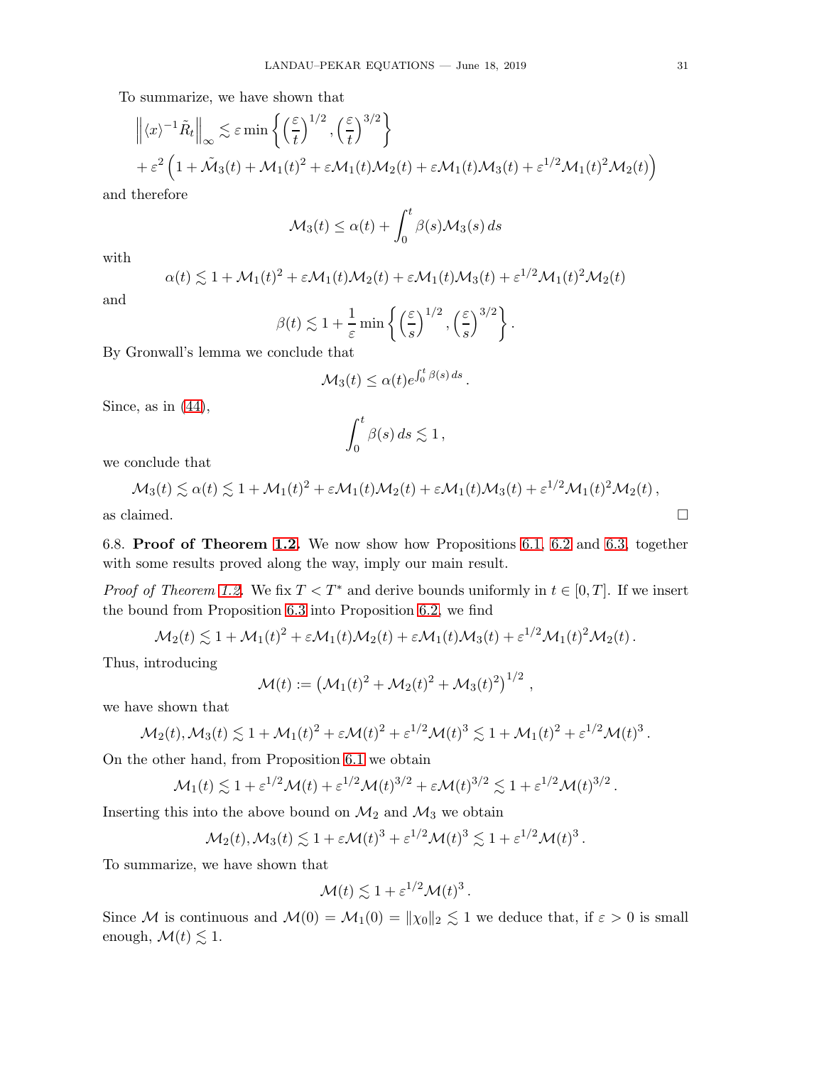To summarize, we have shown that

$$
\begin{aligned}
&\left\| \langle x\rangle^{-1} \tilde{R}_t \right\|_\infty \lesssim \varepsilon \min\left\{ \left(\frac{\varepsilon}{t}\right)^{1/2}, \left(\frac{\varepsilon}{t}\right)^{3/2} \right\} \\
&+ \varepsilon^2 \left( 1 + \tilde{\mathcal{M}}_3(t) + \mathcal{M}_1(t)^2 + \varepsilon \mathcal{M}_1(t)\mathcal{M}_2(t) + \varepsilon \mathcal{M}_1(t)\mathcal{M}_3(t) + \varepsilon^{1/2}\mathcal{M}_1(t)^2\mathcal{M}_2(t) \right)
\end{aligned}
$$

and therefore

$$
\mathcal{M}_3(t) \le \alpha(t) + \int_0^t \beta(s)\mathcal{M}_3(s)\, ds
$$

with

$$
\alpha(t) \lesssim 1 + \mathcal{M}_1(t)^2 + \varepsilon \mathcal{M}_1(t)\mathcal{M}_2(t) + \varepsilon \mathcal{M}_1(t)\mathcal{M}_3(t) + \varepsilon^{1/2}\mathcal{M}_1(t)^2\mathcal{M}_2(t)
$$

and

$$
\beta(t) \lesssim 1 + \frac{1}{\varepsilon} \min\left\{ \left(\frac{\varepsilon}{s}\right)^{1/2}, \left(\frac{\varepsilon}{s}\right)^{3/2} \right\}.
$$

By Gronwall's lemma we conclude that

$$
\mathcal{M}_3(t) \le \alpha(t) e^{\int_0^t \beta(s)\, ds}.
$$

Since, as in (44),

$$
\int_0^t \beta(s)\, ds \lesssim 1,
$$

we conclude that

$$
\mathcal{M}_3(t) \lesssim \alpha(t) \lesssim 1 + \mathcal{M}_1(t)^2 + \varepsilon \mathcal{M}_1(t)\mathcal{M}_2(t) + \varepsilon \mathcal{M}_1(t)\mathcal{M}_3(t) + \varepsilon^{1/2}\mathcal{M}_1(t)^2\mathcal{M}_2(t),
$$

as claimed. □

### 6.8. Proof of Theorem 1.2.

We now show how Propositions 6.1, 6.2 and 6.3, together with some results proved along the way, imply our main result.

*Proof of Theorem 1.2.* We fix $T < T^*$ and derive bounds uniformly in $t \in [0, T]$. If we insert the bound from Proposition 6.3 into Proposition 6.2, we find

$$
\mathcal{M}_2(t) \lesssim 1 + \mathcal{M}_1(t)^2 + \varepsilon \mathcal{M}_1(t)\mathcal{M}_2(t) + \varepsilon \mathcal{M}_1(t)\mathcal{M}_3(t) + \varepsilon^{1/2}\mathcal{M}_1(t)^2\mathcal{M}_2(t).
$$

Thus, introducing

$$
\mathcal{M}(t) := \left( \mathcal{M}_1(t)^2 + \mathcal{M}_2(t)^2 + \mathcal{M}_3(t)^2 \right)^{1/2},
$$

we have shown that

$$
\mathcal{M}_2(t), \mathcal{M}_3(t) \lesssim 1 + \mathcal{M}_1(t)^2 + \varepsilon \mathcal{M}(t)^2 + \varepsilon^{1/2}\mathcal{M}(t)^3 \lesssim 1 + \mathcal{M}_1(t)^2 + \varepsilon^{1/2}\mathcal{M}(t)^3.
$$

On the other hand, from Proposition 6.1 we obtain

$$
\mathcal{M}_1(t) \lesssim 1 + \varepsilon^{1/2}\mathcal{M}(t) + \varepsilon^{1/2}\mathcal{M}(t)^{3/2} + \varepsilon \mathcal{M}(t)^{3/2} \lesssim 1 + \varepsilon^{1/2}\mathcal{M}(t)^{3/2}.
$$

Inserting this into the above bound on $\mathcal{M}_2$ and $\mathcal{M}_3$ we obtain

$$
\mathcal{M}_2(t), \mathcal{M}_3(t) \lesssim 1 + \varepsilon \mathcal{M}(t)^3 + \varepsilon^{1/2}\mathcal{M}(t)^3 \lesssim 1 + \varepsilon^{1/2}\mathcal{M}(t)^3.
$$

To summarize, we have shown that

$$
\mathcal{M}(t) \lesssim 1 + \varepsilon^{1/2}\mathcal{M}(t)^3.
$$

Since $\mathcal{M}$ is continuous and $\mathcal{M}(0) = \mathcal{M}_1(0) = \|\chi_0\|_2 \lesssim 1$ we deduce that, if $\varepsilon > 0$ is small enough, $\mathcal{M}(t) \lesssim 1$.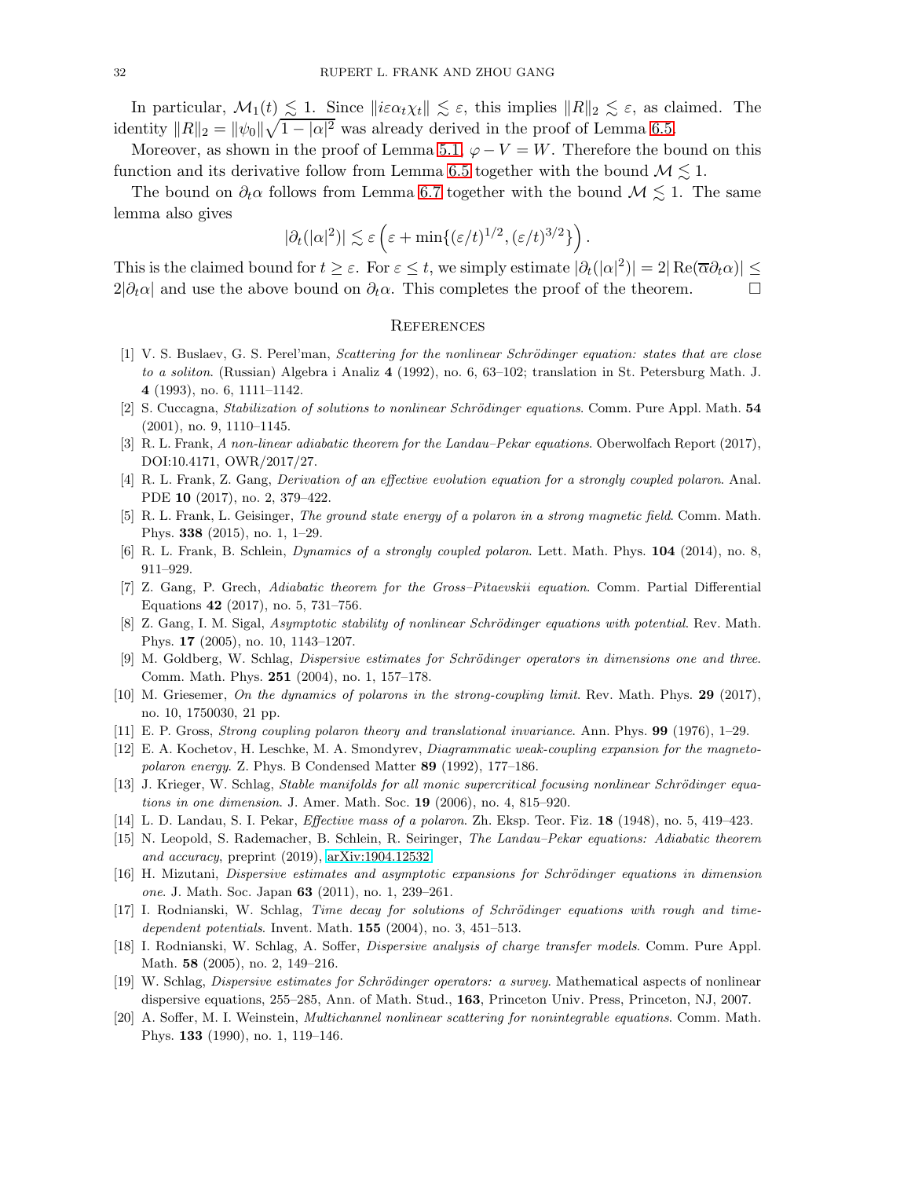In particular, $\mathcal{M}_1(t) \lesssim 1$. Since $\|i\varepsilon\alpha_t\chi_t\| \lesssim \varepsilon$, this implies $\|R\|_2 \lesssim \varepsilon$, as claimed. The identity $\|R\|_2 = \|\psi_0\|\sqrt{1-|\alpha|^2}$ was already derived in the proof of Lemma 6.5.

Moreover, as shown in the proof of Lemma 5.1, $\varphi - V = W$. Therefore the bound on this function and its derivative follow from Lemma 6.5 together with the bound $\mathcal{M} \lesssim 1$.

The bound on $\partial_t\alpha$ follows from Lemma 6.7 together with the bound $\mathcal{M} \lesssim 1$. The same lemma also gives

$$|\partial_t(|\alpha|^2)| \lesssim \varepsilon\left(\varepsilon + \min\{(\varepsilon/t)^{1/2}, (\varepsilon/t)^{3/2}\}\right).$$

This is the claimed bound for $t \geq \varepsilon$. For $\varepsilon \leq t$, we simply estimate $|\partial_t(|\alpha|^2)| = 2|\operatorname{Re}(\overline{\alpha}\partial_t\alpha)| \leq 2|\partial_t\alpha|$ and use the above bound on $\partial_t\alpha$. This completes the proof of the theorem. □

## References

[1] V. S. Buslaev, G. S. Perel'man, *Scattering for the nonlinear Schrödinger equation: states that are close to a soliton*. (Russian) Algebra i Analiz **4** (1992), no. 6, 63–102; translation in St. Petersburg Math. J. **4** (1993), no. 6, 1111–1142.

[2] S. Cuccagna, *Stabilization of solutions to nonlinear Schrödinger equations*. Comm. Pure Appl. Math. **54** (2001), no. 9, 1110–1145.

[3] R. L. Frank, *A non-linear adiabatic theorem for the Landau–Pekar equations*. Oberwolfach Report (2017), DOI:10.4171, OWR/2017/27.

[4] R. L. Frank, Z. Gang, *Derivation of an effective evolution equation for a strongly coupled polaron*. Anal. PDE **10** (2017), no. 2, 379–422.

[5] R. L. Frank, L. Geisinger, *The ground state energy of a polaron in a strong magnetic field*. Comm. Math. Phys. **338** (2015), no. 1, 1–29.

[6] R. L. Frank, B. Schlein, *Dynamics of a strongly coupled polaron*. Lett. Math. Phys. **104** (2014), no. 8, 911–929.

[7] Z. Gang, P. Grech, *Adiabatic theorem for the Gross–Pitaevskii equation*. Comm. Partial Differential Equations **42** (2017), no. 5, 731–756.

[8] Z. Gang, I. M. Sigal, *Asymptotic stability of nonlinear Schrödinger equations with potential*. Rev. Math. Phys. **17** (2005), no. 10, 1143–1207.

[9] M. Goldberg, W. Schlag, *Dispersive estimates for Schrödinger operators in dimensions one and three*. Comm. Math. Phys. **251** (2004), no. 1, 157–178.

[10] M. Griesemer, *On the dynamics of polarons in the strong-coupling limit*. Rev. Math. Phys. **29** (2017), no. 10, 1750030, 21 pp.

[11] E. P. Gross, *Strong coupling polaron theory and translational invariance*. Ann. Phys. **99** (1976), 1–29.

[12] E. A. Kochetov, H. Leschke, M. A. Smondyrev, *Diagrammatic weak-coupling expansion for the magneto-polaron energy*. Z. Phys. B Condensed Matter **89** (1992), 177–186.

[13] J. Krieger, W. Schlag, *Stable manifolds for all monic supercritical focusing nonlinear Schrödinger equations in one dimension*. J. Amer. Math. Soc. **19** (2006), no. 4, 815–920.

[14] L. D. Landau, S. I. Pekar, *Effective mass of a polaron*. Zh. Eksp. Teor. Fiz. **18** (1948), no. 5, 419–423.

[15] N. Leopold, S. Rademacher, B. Schlein, R. Seiringer, *The Landau–Pekar equations: Adiabatic theorem and accuracy*, preprint (2019), arXiv:1904.12532

[16] H. Mizutani, *Dispersive estimates and asymptotic expansions for Schrödinger equations in dimension one*. J. Math. Soc. Japan **63** (2011), no. 1, 239–261.

[17] I. Rodnianski, W. Schlag, *Time decay for solutions of Schrödinger equations with rough and time-dependent potentials*. Invent. Math. **155** (2004), no. 3, 451–513.

[18] I. Rodnianski, W. Schlag, A. Soffer, *Dispersive analysis of charge transfer models*. Comm. Pure Appl. Math. **58** (2005), no. 2, 149–216.

[19] W. Schlag, *Dispersive estimates for Schrödinger operators: a survey*. Mathematical aspects of nonlinear dispersive equations, 255–285, Ann. of Math. Stud., **163**, Princeton Univ. Press, Princeton, NJ, 2007.

[20] A. Soffer, M. I. Weinstein, *Multichannel nonlinear scattering for nonintegrable equations*. Comm. Math. Phys. **133** (1990), no. 1, 119–146.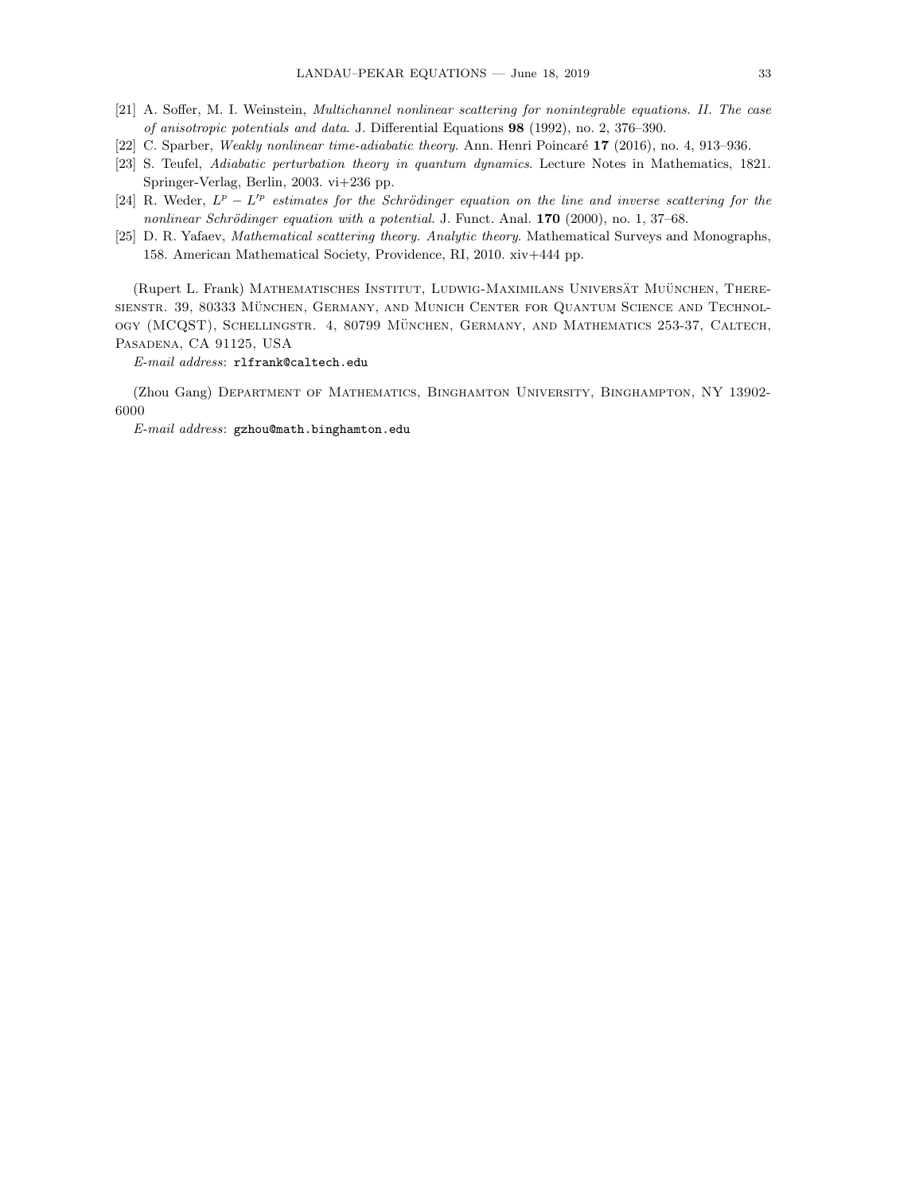[21] A. Soffer, M. I. Weinstein, *Multichannel nonlinear scattering for nonintegrable equations. II. The case of anisotropic potentials and data*. J. Differential Equations **98** (1992), no. 2, 376–390.

[22] C. Sparber, *Weakly nonlinear time-adiabatic theory*. Ann. Henri Poincaré **17** (2016), no. 4, 913–936.

[23] S. Teufel, *Adiabatic perturbation theory in quantum dynamics*. Lecture Notes in Mathematics, 1821. Springer-Verlag, Berlin, 2003. vi+236 pp.

[24] R. Weder, *$L^p - L^{\prime p}$ estimates for the Schrödinger equation on the line and inverse scattering for the nonlinear Schrödinger equation with a potential*. J. Funct. Anal. **170** (2000), no. 1, 37–68.

[25] D. R. Yafaev, *Mathematical scattering theory. Analytic theory*. Mathematical Surveys and Monographs, 158. American Mathematical Society, Providence, RI, 2010. xiv+444 pp.

(Rupert L. Frank) Mathematisches Institut, Ludwig-Maximilans Universät Muünchen, Theresienstr. 39, 80333 München, Germany, and Munich Center for Quantum Science and Technology (MCQST), Schellingstr. 4, 80799 München, Germany, and Mathematics 253-37, Caltech, Pasadena, CA 91125, USA

*E-mail address*: rlfrank@caltech.edu

(Zhou Gang) Department of Mathematics, Binghamton University, Binghampton, NY 13902-6000

*E-mail address*: gzhou@math.binghamton.edu